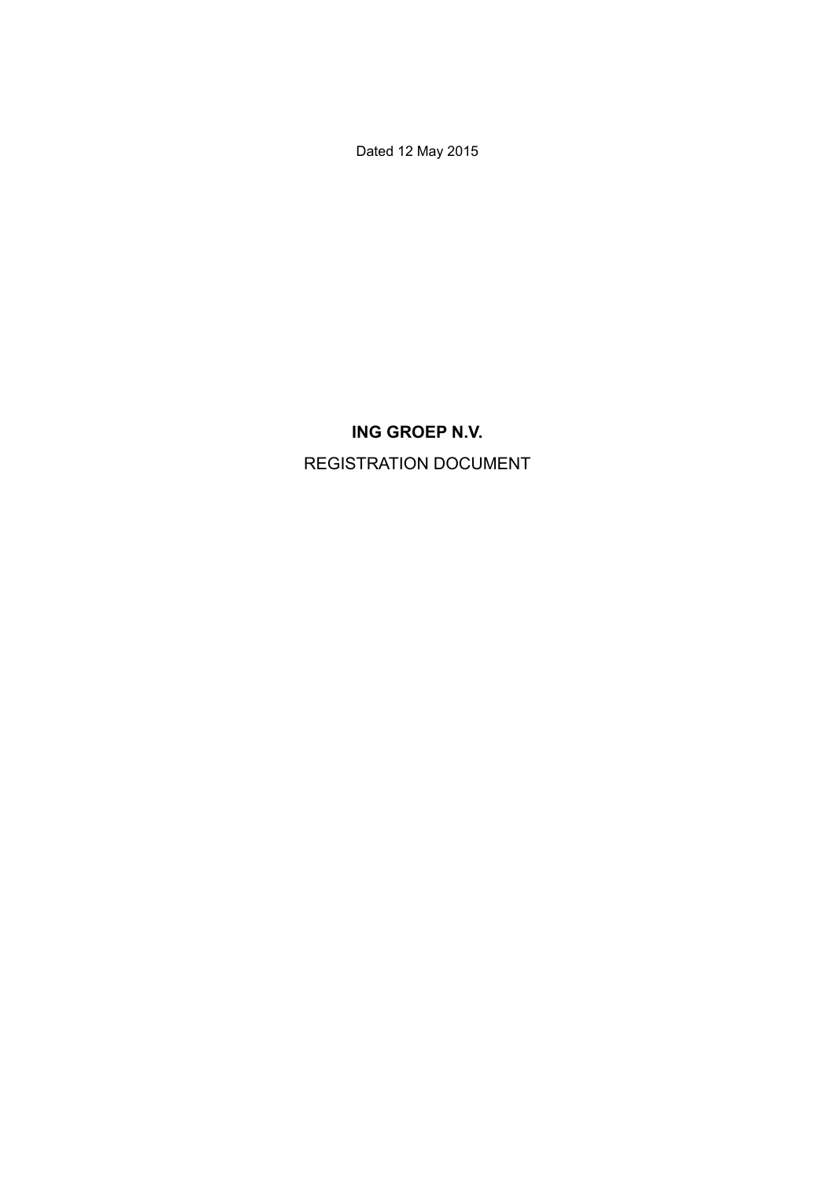Dated 12 May 2015

# ING GROEP N.V.

REGISTRATION DOCUMENT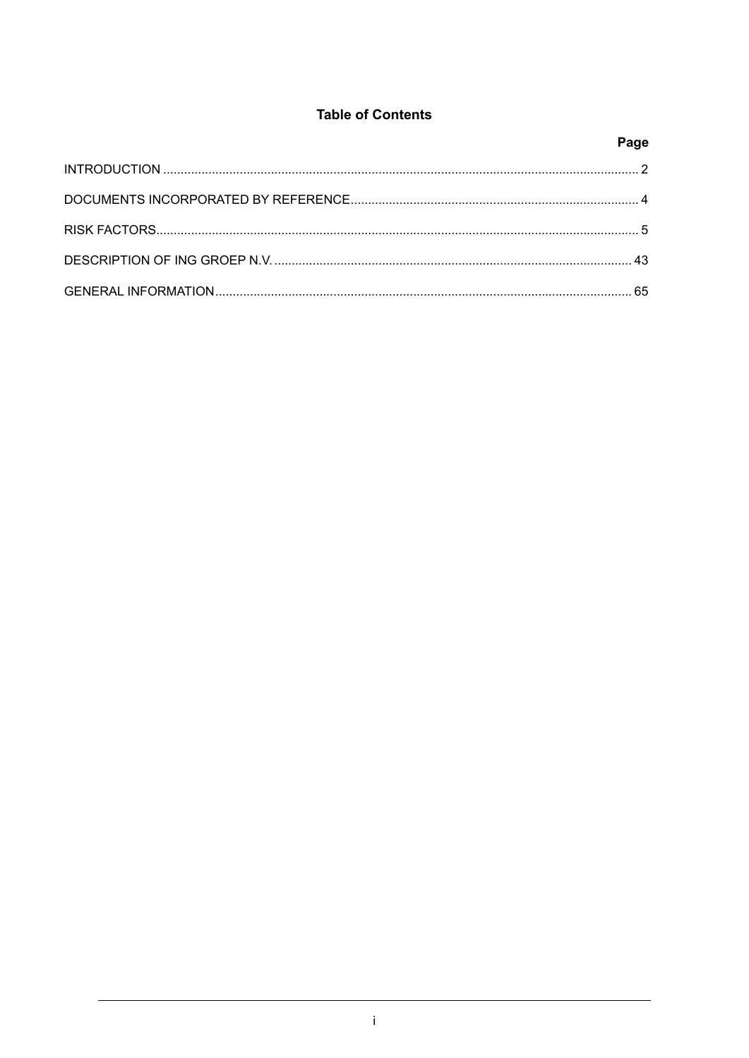# Table of Contents

| | Page |
|---|---|
| INTRODUCTION | 2 |
| DOCUMENTS INCORPORATED BY REFERENCE | 4 |
| RISK FACTORS | 5 |
| DESCRIPTION OF ING GROEP N.V. | 43 |
| GENERAL INFORMATION | 65 |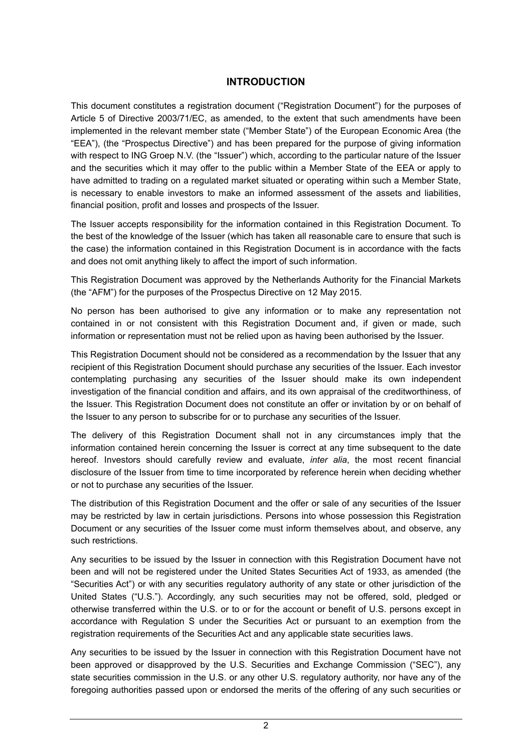# INTRODUCTION

This document constitutes a registration document ("Registration Document") for the purposes of Article 5 of Directive 2003/71/EC, as amended, to the extent that such amendments have been implemented in the relevant member state ("Member State") of the European Economic Area (the "EEA"), (the "Prospectus Directive") and has been prepared for the purpose of giving information with respect to ING Groep N.V. (the "Issuer") which, according to the particular nature of the Issuer and the securities which it may offer to the public within a Member State of the EEA or apply to have admitted to trading on a regulated market situated or operating within such a Member State, is necessary to enable investors to make an informed assessment of the assets and liabilities, financial position, profit and losses and prospects of the Issuer.

The Issuer accepts responsibility for the information contained in this Registration Document. To the best of the knowledge of the Issuer (which has taken all reasonable care to ensure that such is the case) the information contained in this Registration Document is in accordance with the facts and does not omit anything likely to affect the import of such information.

This Registration Document was approved by the Netherlands Authority for the Financial Markets (the "AFM") for the purposes of the Prospectus Directive on 12 May 2015.

No person has been authorised to give any information or to make any representation not contained in or not consistent with this Registration Document and, if given or made, such information or representation must not be relied upon as having been authorised by the Issuer.

This Registration Document should not be considered as a recommendation by the Issuer that any recipient of this Registration Document should purchase any securities of the Issuer. Each investor contemplating purchasing any securities of the Issuer should make its own independent investigation of the financial condition and affairs, and its own appraisal of the creditworthiness, of the Issuer. This Registration Document does not constitute an offer or invitation by or on behalf of the Issuer to any person to subscribe for or to purchase any securities of the Issuer.

The delivery of this Registration Document shall not in any circumstances imply that the information contained herein concerning the Issuer is correct at any time subsequent to the date hereof. Investors should carefully review and evaluate, *inter alia*, the most recent financial disclosure of the Issuer from time to time incorporated by reference herein when deciding whether or not to purchase any securities of the Issuer.

The distribution of this Registration Document and the offer or sale of any securities of the Issuer may be restricted by law in certain jurisdictions. Persons into whose possession this Registration Document or any securities of the Issuer come must inform themselves about, and observe, any such restrictions.

Any securities to be issued by the Issuer in connection with this Registration Document have not been and will not be registered under the United States Securities Act of 1933, as amended (the "Securities Act") or with any securities regulatory authority of any state or other jurisdiction of the United States ("U.S."). Accordingly, any such securities may not be offered, sold, pledged or otherwise transferred within the U.S. or to or for the account or benefit of U.S. persons except in accordance with Regulation S under the Securities Act or pursuant to an exemption from the registration requirements of the Securities Act and any applicable state securities laws.

Any securities to be issued by the Issuer in connection with this Registration Document have not been approved or disapproved by the U.S. Securities and Exchange Commission ("SEC"), any state securities commission in the U.S. or any other U.S. regulatory authority, nor have any of the foregoing authorities passed upon or endorsed the merits of the offering of any such securities or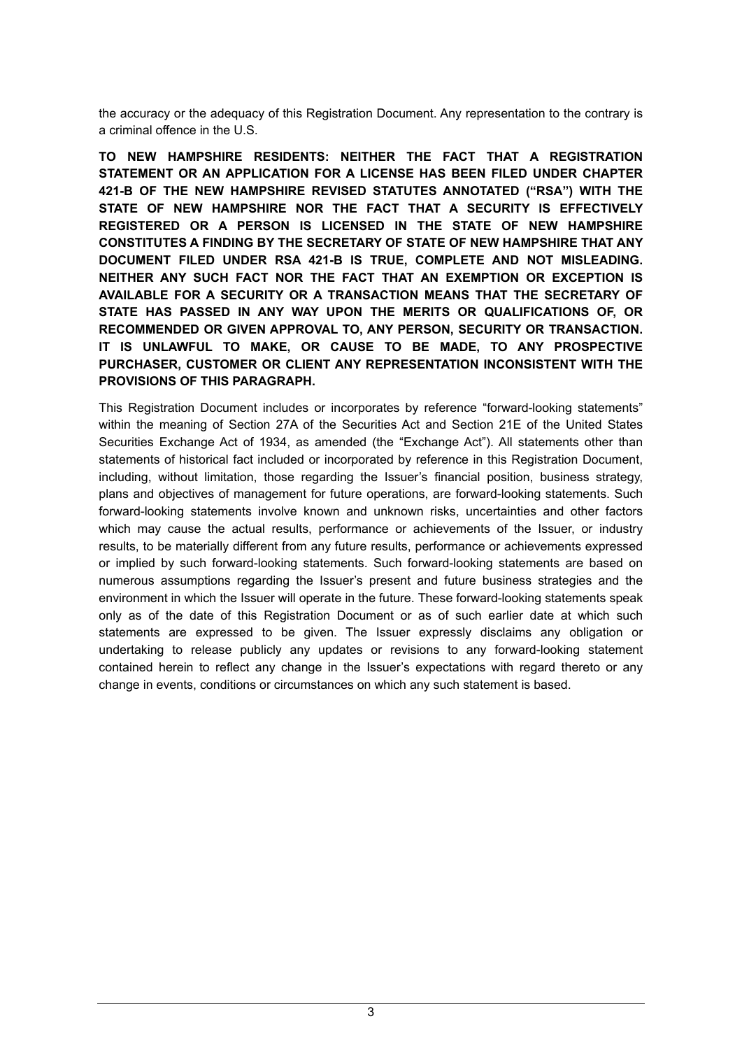the accuracy or the adequacy of this Registration Document. Any representation to the contrary is a criminal offence in the U.S.

**TO NEW HAMPSHIRE RESIDENTS: NEITHER THE FACT THAT A REGISTRATION STATEMENT OR AN APPLICATION FOR A LICENSE HAS BEEN FILED UNDER CHAPTER 421-B OF THE NEW HAMPSHIRE REVISED STATUTES ANNOTATED ("RSA") WITH THE STATE OF NEW HAMPSHIRE NOR THE FACT THAT A SECURITY IS EFFECTIVELY REGISTERED OR A PERSON IS LICENSED IN THE STATE OF NEW HAMPSHIRE CONSTITUTES A FINDING BY THE SECRETARY OF STATE OF NEW HAMPSHIRE THAT ANY DOCUMENT FILED UNDER RSA 421-B IS TRUE, COMPLETE AND NOT MISLEADING. NEITHER ANY SUCH FACT NOR THE FACT THAT AN EXEMPTION OR EXCEPTION IS AVAILABLE FOR A SECURITY OR A TRANSACTION MEANS THAT THE SECRETARY OF STATE HAS PASSED IN ANY WAY UPON THE MERITS OR QUALIFICATIONS OF, OR RECOMMENDED OR GIVEN APPROVAL TO, ANY PERSON, SECURITY OR TRANSACTION. IT IS UNLAWFUL TO MAKE, OR CAUSE TO BE MADE, TO ANY PROSPECTIVE PURCHASER, CUSTOMER OR CLIENT ANY REPRESENTATION INCONSISTENT WITH THE PROVISIONS OF THIS PARAGRAPH.**

This Registration Document includes or incorporates by reference "forward-looking statements" within the meaning of Section 27A of the Securities Act and Section 21E of the United States Securities Exchange Act of 1934, as amended (the "Exchange Act"). All statements other than statements of historical fact included or incorporated by reference in this Registration Document, including, without limitation, those regarding the Issuer's financial position, business strategy, plans and objectives of management for future operations, are forward-looking statements. Such forward-looking statements involve known and unknown risks, uncertainties and other factors which may cause the actual results, performance or achievements of the Issuer, or industry results, to be materially different from any future results, performance or achievements expressed or implied by such forward-looking statements. Such forward-looking statements are based on numerous assumptions regarding the Issuer's present and future business strategies and the environment in which the Issuer will operate in the future. These forward-looking statements speak only as of the date of this Registration Document or as of such earlier date at which such statements are expressed to be given. The Issuer expressly disclaims any obligation or undertaking to release publicly any updates or revisions to any forward-looking statement contained herein to reflect any change in the Issuer's expectations with regard thereto or any change in events, conditions or circumstances on which any such statement is based.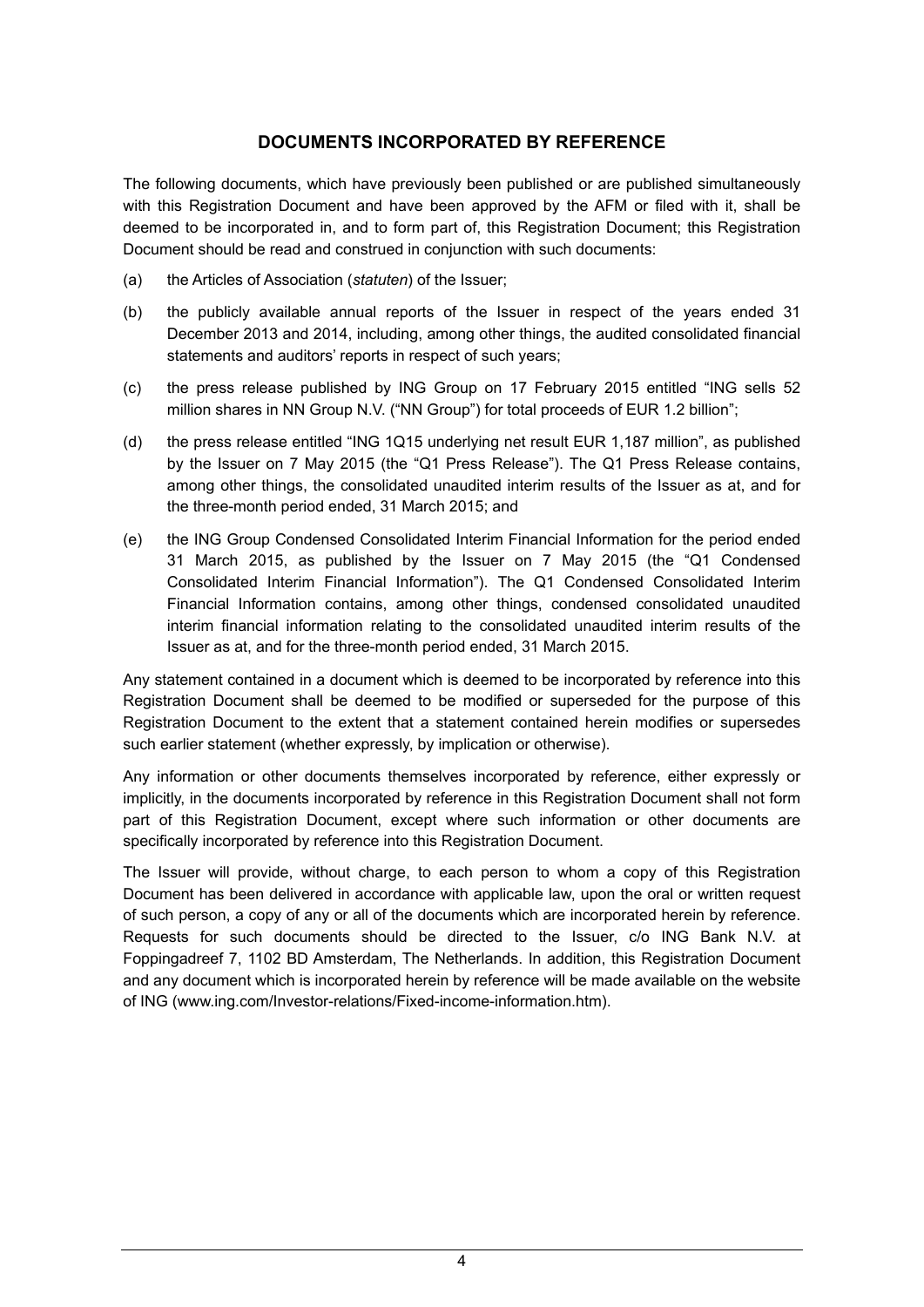## DOCUMENTS INCORPORATED BY REFERENCE

The following documents, which have previously been published or are published simultaneously with this Registration Document and have been approved by the AFM or filed with it, shall be deemed to be incorporated in, and to form part of, this Registration Document; this Registration Document should be read and construed in conjunction with such documents:

(a) the Articles of Association (*statuten*) of the Issuer;

(b) the publicly available annual reports of the Issuer in respect of the years ended 31 December 2013 and 2014, including, among other things, the audited consolidated financial statements and auditors' reports in respect of such years;

(c) the press release published by ING Group on 17 February 2015 entitled "ING sells 52 million shares in NN Group N.V. ("NN Group") for total proceeds of EUR 1.2 billion";

(d) the press release entitled "ING 1Q15 underlying net result EUR 1,187 million", as published by the Issuer on 7 May 2015 (the "Q1 Press Release"). The Q1 Press Release contains, among other things, the consolidated unaudited interim results of the Issuer as at, and for the three-month period ended, 31 March 2015; and

(e) the ING Group Condensed Consolidated Interim Financial Information for the period ended 31 March 2015, as published by the Issuer on 7 May 2015 (the "Q1 Condensed Consolidated Interim Financial Information"). The Q1 Condensed Consolidated Interim Financial Information contains, among other things, condensed consolidated unaudited interim financial information relating to the consolidated unaudited interim results of the Issuer as at, and for the three-month period ended, 31 March 2015.

Any statement contained in a document which is deemed to be incorporated by reference into this Registration Document shall be deemed to be modified or superseded for the purpose of this Registration Document to the extent that a statement contained herein modifies or supersedes such earlier statement (whether expressly, by implication or otherwise).

Any information or other documents themselves incorporated by reference, either expressly or implicitly, in the documents incorporated by reference in this Registration Document shall not form part of this Registration Document, except where such information or other documents are specifically incorporated by reference into this Registration Document.

The Issuer will provide, without charge, to each person to whom a copy of this Registration Document has been delivered in accordance with applicable law, upon the oral or written request of such person, a copy of any or all of the documents which are incorporated herein by reference. Requests for such documents should be directed to the Issuer, c/o ING Bank N.V. at Foppingadreef 7, 1102 BD Amsterdam, The Netherlands. In addition, this Registration Document and any document which is incorporated herein by reference will be made available on the website of ING (www.ing.com/Investor-relations/Fixed-income-information.htm).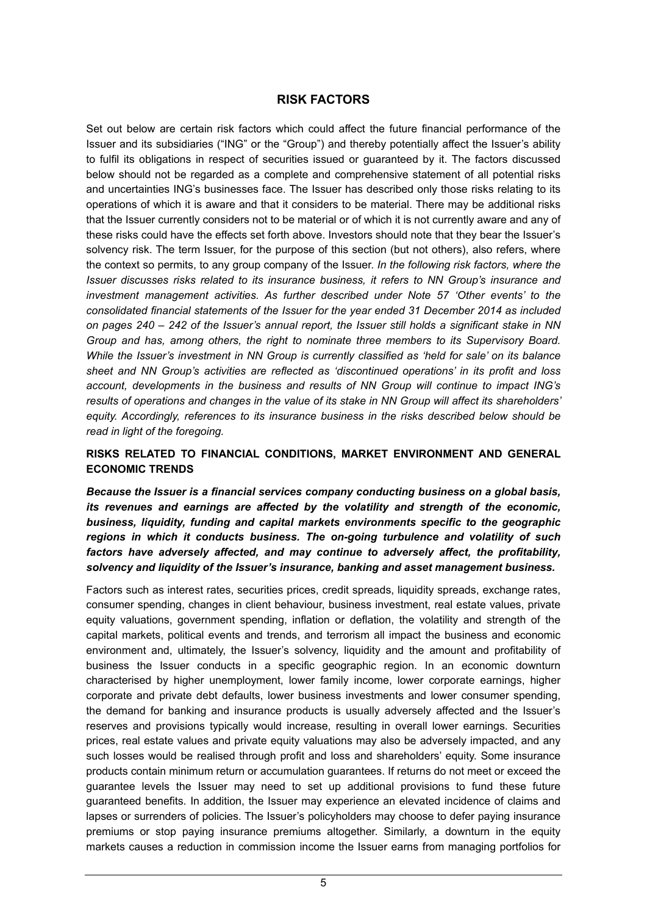## RISK FACTORS

Set out below are certain risk factors which could affect the future financial performance of the Issuer and its subsidiaries ("ING" or the "Group") and thereby potentially affect the Issuer's ability to fulfil its obligations in respect of securities issued or guaranteed by it. The factors discussed below should not be regarded as a complete and comprehensive statement of all potential risks and uncertainties ING's businesses face. The Issuer has described only those risks relating to its operations of which it is aware and that it considers to be material. There may be additional risks that the Issuer currently considers not to be material or of which it is not currently aware and any of these risks could have the effects set forth above. Investors should note that they bear the Issuer's solvency risk. The term Issuer, for the purpose of this section (but not others), also refers, where the context so permits, to any group company of the Issuer. *In the following risk factors, where the Issuer discusses risks related to its insurance business, it refers to NN Group's insurance and investment management activities. As further described under Note 57 'Other events' to the consolidated financial statements of the Issuer for the year ended 31 December 2014 as included on pages 240 – 242 of the Issuer's annual report, the Issuer still holds a significant stake in NN Group and has, among others, the right to nominate three members to its Supervisory Board. While the Issuer's investment in NN Group is currently classified as 'held for sale' on its balance sheet and NN Group's activities are reflected as 'discontinued operations' in its profit and loss account, developments in the business and results of NN Group will continue to impact ING's results of operations and changes in the value of its stake in NN Group will affect its shareholders' equity. Accordingly, references to its insurance business in the risks described below should be read in light of the foregoing.*

### RISKS RELATED TO FINANCIAL CONDITIONS, MARKET ENVIRONMENT AND GENERAL ECONOMIC TRENDS

***Because the Issuer is a financial services company conducting business on a global basis, its revenues and earnings are affected by the volatility and strength of the economic, business, liquidity, funding and capital markets environments specific to the geographic regions in which it conducts business. The on-going turbulence and volatility of such factors have adversely affected, and may continue to adversely affect, the profitability, solvency and liquidity of the Issuer's insurance, banking and asset management business.***

Factors such as interest rates, securities prices, credit spreads, liquidity spreads, exchange rates, consumer spending, changes in client behaviour, business investment, real estate values, private equity valuations, government spending, inflation or deflation, the volatility and strength of the capital markets, political events and trends, and terrorism all impact the business and economic environment and, ultimately, the Issuer's solvency, liquidity and the amount and profitability of business the Issuer conducts in a specific geographic region. In an economic downturn characterised by higher unemployment, lower family income, lower corporate earnings, higher corporate and private debt defaults, lower business investments and lower consumer spending, the demand for banking and insurance products is usually adversely affected and the Issuer's reserves and provisions typically would increase, resulting in overall lower earnings. Securities prices, real estate values and private equity valuations may also be adversely impacted, and any such losses would be realised through profit and loss and shareholders' equity. Some insurance products contain minimum return or accumulation guarantees. If returns do not meet or exceed the guarantee levels the Issuer may need to set up additional provisions to fund these future guaranteed benefits. In addition, the Issuer may experience an elevated incidence of claims and lapses or surrenders of policies. The Issuer's policyholders may choose to defer paying insurance premiums or stop paying insurance premiums altogether. Similarly, a downturn in the equity markets causes a reduction in commission income the Issuer earns from managing portfolios for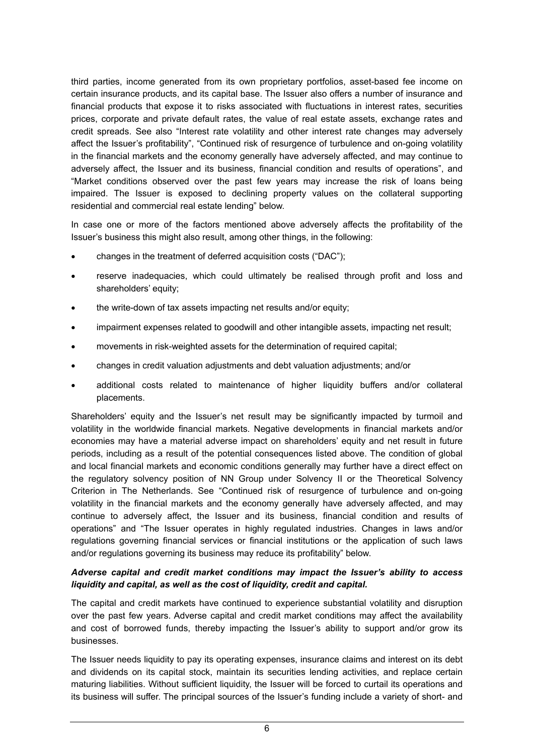third parties, income generated from its own proprietary portfolios, asset-based fee income on certain insurance products, and its capital base. The Issuer also offers a number of insurance and financial products that expose it to risks associated with fluctuations in interest rates, securities prices, corporate and private default rates, the value of real estate assets, exchange rates and credit spreads. See also "Interest rate volatility and other interest rate changes may adversely affect the Issuer's profitability", "Continued risk of resurgence of turbulence and on-going volatility in the financial markets and the economy generally have adversely affected, and may continue to adversely affect, the Issuer and its business, financial condition and results of operations", and "Market conditions observed over the past few years may increase the risk of loans being impaired. The Issuer is exposed to declining property values on the collateral supporting residential and commercial real estate lending" below.

In case one or more of the factors mentioned above adversely affects the profitability of the Issuer's business this might also result, among other things, in the following:

- changes in the treatment of deferred acquisition costs ("DAC");
- reserve inadequacies, which could ultimately be realised through profit and loss and shareholders' equity;
- the write-down of tax assets impacting net results and/or equity;
- impairment expenses related to goodwill and other intangible assets, impacting net result;
- movements in risk-weighted assets for the determination of required capital;
- changes in credit valuation adjustments and debt valuation adjustments; and/or
- additional costs related to maintenance of higher liquidity buffers and/or collateral placements.

Shareholders' equity and the Issuer's net result may be significantly impacted by turmoil and volatility in the worldwide financial markets. Negative developments in financial markets and/or economies may have a material adverse impact on shareholders' equity and net result in future periods, including as a result of the potential consequences listed above. The condition of global and local financial markets and economic conditions generally may further have a direct effect on the regulatory solvency position of NN Group under Solvency II or the Theoretical Solvency Criterion in The Netherlands. See "Continued risk of resurgence of turbulence and on-going volatility in the financial markets and the economy generally have adversely affected, and may continue to adversely affect, the Issuer and its business, financial condition and results of operations" and "The Issuer operates in highly regulated industries. Changes in laws and/or regulations governing financial services or financial institutions or the application of such laws and/or regulations governing its business may reduce its profitability" below.

***Adverse capital and credit market conditions may impact the Issuer's ability to access liquidity and capital, as well as the cost of liquidity, credit and capital.***

The capital and credit markets have continued to experience substantial volatility and disruption over the past few years. Adverse capital and credit market conditions may affect the availability and cost of borrowed funds, thereby impacting the Issuer's ability to support and/or grow its businesses.

The Issuer needs liquidity to pay its operating expenses, insurance claims and interest on its debt and dividends on its capital stock, maintain its securities lending activities, and replace certain maturing liabilities. Without sufficient liquidity, the Issuer will be forced to curtail its operations and its business will suffer. The principal sources of the Issuer's funding include a variety of short- and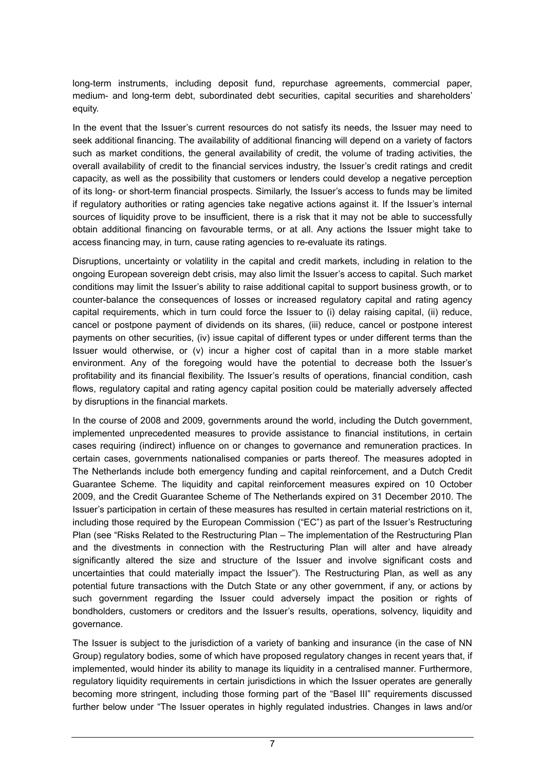long-term instruments, including deposit fund, repurchase agreements, commercial paper, medium- and long-term debt, subordinated debt securities, capital securities and shareholders' equity.

In the event that the Issuer's current resources do not satisfy its needs, the Issuer may need to seek additional financing. The availability of additional financing will depend on a variety of factors such as market conditions, the general availability of credit, the volume of trading activities, the overall availability of credit to the financial services industry, the Issuer's credit ratings and credit capacity, as well as the possibility that customers or lenders could develop a negative perception of its long- or short-term financial prospects. Similarly, the Issuer's access to funds may be limited if regulatory authorities or rating agencies take negative actions against it. If the Issuer's internal sources of liquidity prove to be insufficient, there is a risk that it may not be able to successfully obtain additional financing on favourable terms, or at all. Any actions the Issuer might take to access financing may, in turn, cause rating agencies to re-evaluate its ratings.

Disruptions, uncertainty or volatility in the capital and credit markets, including in relation to the ongoing European sovereign debt crisis, may also limit the Issuer's access to capital. Such market conditions may limit the Issuer's ability to raise additional capital to support business growth, or to counter-balance the consequences of losses or increased regulatory capital and rating agency capital requirements, which in turn could force the Issuer to (i) delay raising capital, (ii) reduce, cancel or postpone payment of dividends on its shares, (iii) reduce, cancel or postpone interest payments on other securities, (iv) issue capital of different types or under different terms than the Issuer would otherwise, or (v) incur a higher cost of capital than in a more stable market environment. Any of the foregoing would have the potential to decrease both the Issuer's profitability and its financial flexibility. The Issuer's results of operations, financial condition, cash flows, regulatory capital and rating agency capital position could be materially adversely affected by disruptions in the financial markets.

In the course of 2008 and 2009, governments around the world, including the Dutch government, implemented unprecedented measures to provide assistance to financial institutions, in certain cases requiring (indirect) influence on or changes to governance and remuneration practices. In certain cases, governments nationalised companies or parts thereof. The measures adopted in The Netherlands include both emergency funding and capital reinforcement, and a Dutch Credit Guarantee Scheme. The liquidity and capital reinforcement measures expired on 10 October 2009, and the Credit Guarantee Scheme of The Netherlands expired on 31 December 2010. The Issuer's participation in certain of these measures has resulted in certain material restrictions on it, including those required by the European Commission ("EC") as part of the Issuer's Restructuring Plan (see "Risks Related to the Restructuring Plan – The implementation of the Restructuring Plan and the divestments in connection with the Restructuring Plan will alter and have already significantly altered the size and structure of the Issuer and involve significant costs and uncertainties that could materially impact the Issuer"). The Restructuring Plan, as well as any potential future transactions with the Dutch State or any other government, if any, or actions by such government regarding the Issuer could adversely impact the position or rights of bondholders, customers or creditors and the Issuer's results, operations, solvency, liquidity and governance.

The Issuer is subject to the jurisdiction of a variety of banking and insurance (in the case of NN Group) regulatory bodies, some of which have proposed regulatory changes in recent years that, if implemented, would hinder its ability to manage its liquidity in a centralised manner. Furthermore, regulatory liquidity requirements in certain jurisdictions in which the Issuer operates are generally becoming more stringent, including those forming part of the "Basel III" requirements discussed further below under "The Issuer operates in highly regulated industries. Changes in laws and/or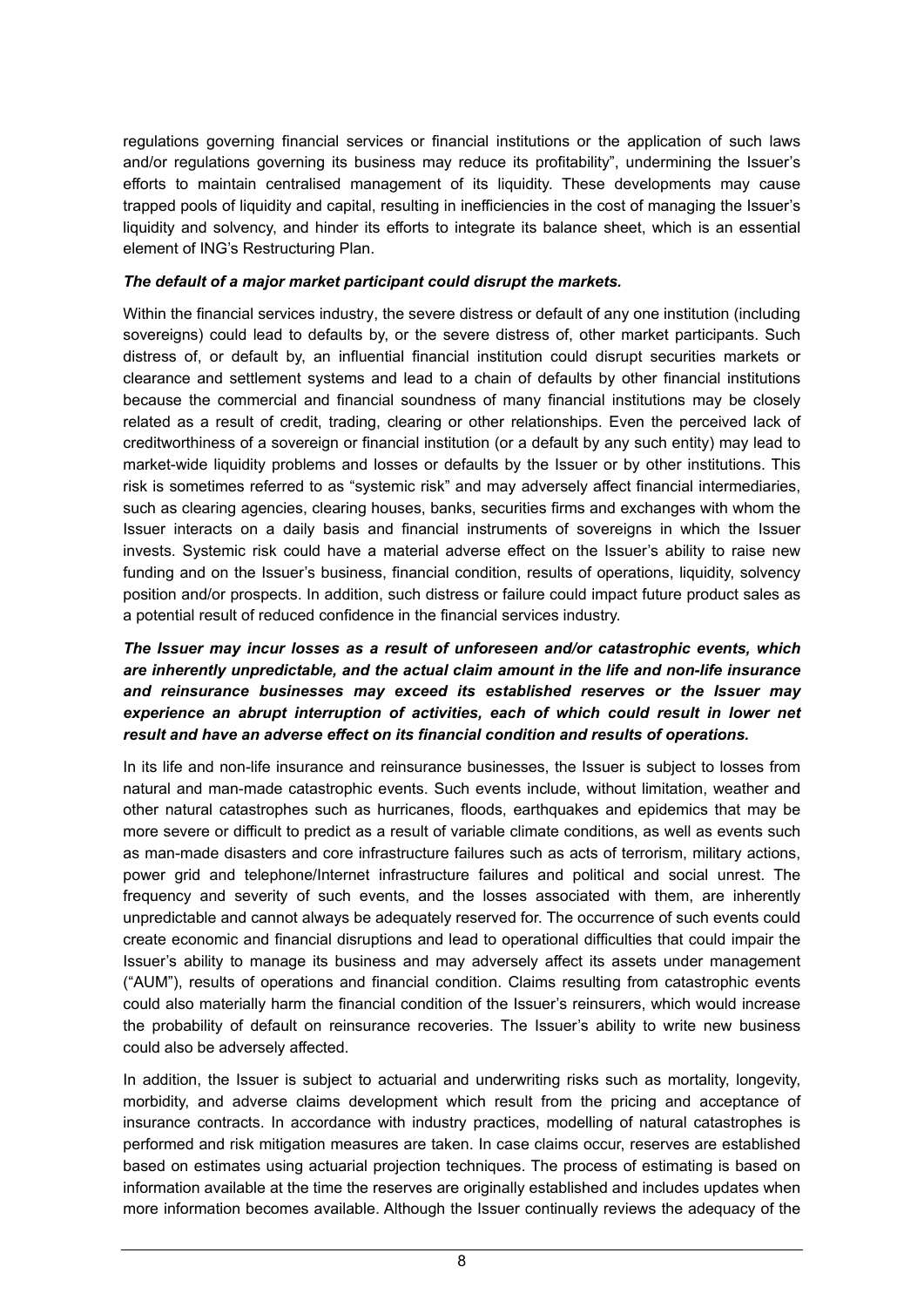regulations governing financial services or financial institutions or the application of such laws and/or regulations governing its business may reduce its profitability", undermining the Issuer's efforts to maintain centralised management of its liquidity. These developments may cause trapped pools of liquidity and capital, resulting in inefficiencies in the cost of managing the Issuer's liquidity and solvency, and hinder its efforts to integrate its balance sheet, which is an essential element of ING's Restructuring Plan.

***The default of a major market participant could disrupt the markets.***

Within the financial services industry, the severe distress or default of any one institution (including sovereigns) could lead to defaults by, or the severe distress of, other market participants. Such distress of, or default by, an influential financial institution could disrupt securities markets or clearance and settlement systems and lead to a chain of defaults by other financial institutions because the commercial and financial soundness of many financial institutions may be closely related as a result of credit, trading, clearing or other relationships. Even the perceived lack of creditworthiness of a sovereign or financial institution (or a default by any such entity) may lead to market-wide liquidity problems and losses or defaults by the Issuer or by other institutions. This risk is sometimes referred to as "systemic risk" and may adversely affect financial intermediaries, such as clearing agencies, clearing houses, banks, securities firms and exchanges with whom the Issuer interacts on a daily basis and financial instruments of sovereigns in which the Issuer invests. Systemic risk could have a material adverse effect on the Issuer's ability to raise new funding and on the Issuer's business, financial condition, results of operations, liquidity, solvency position and/or prospects. In addition, such distress or failure could impact future product sales as a potential result of reduced confidence in the financial services industry.

***The Issuer may incur losses as a result of unforeseen and/or catastrophic events, which are inherently unpredictable, and the actual claim amount in the life and non-life insurance and reinsurance businesses may exceed its established reserves or the Issuer may experience an abrupt interruption of activities, each of which could result in lower net result and have an adverse effect on its financial condition and results of operations.***

In its life and non-life insurance and reinsurance businesses, the Issuer is subject to losses from natural and man-made catastrophic events. Such events include, without limitation, weather and other natural catastrophes such as hurricanes, floods, earthquakes and epidemics that may be more severe or difficult to predict as a result of variable climate conditions, as well as events such as man-made disasters and core infrastructure failures such as acts of terrorism, military actions, power grid and telephone/Internet infrastructure failures and political and social unrest. The frequency and severity of such events, and the losses associated with them, are inherently unpredictable and cannot always be adequately reserved for. The occurrence of such events could create economic and financial disruptions and lead to operational difficulties that could impair the Issuer's ability to manage its business and may adversely affect its assets under management ("AUM"), results of operations and financial condition. Claims resulting from catastrophic events could also materially harm the financial condition of the Issuer's reinsurers, which would increase the probability of default on reinsurance recoveries. The Issuer's ability to write new business could also be adversely affected.

In addition, the Issuer is subject to actuarial and underwriting risks such as mortality, longevity, morbidity, and adverse claims development which result from the pricing and acceptance of insurance contracts. In accordance with industry practices, modelling of natural catastrophes is performed and risk mitigation measures are taken. In case claims occur, reserves are established based on estimates using actuarial projection techniques. The process of estimating is based on information available at the time the reserves are originally established and includes updates when more information becomes available. Although the Issuer continually reviews the adequacy of the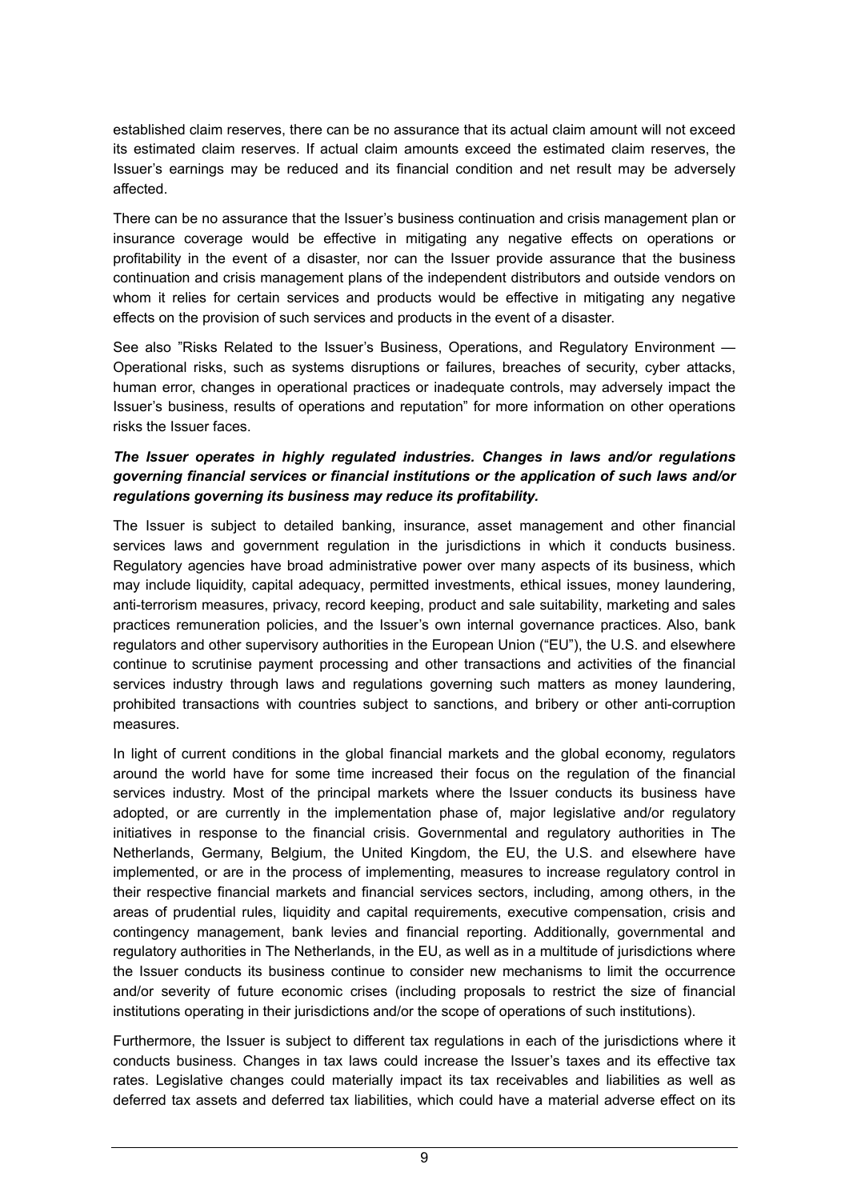established claim reserves, there can be no assurance that its actual claim amount will not exceed its estimated claim reserves. If actual claim amounts exceed the estimated claim reserves, the Issuer's earnings may be reduced and its financial condition and net result may be adversely affected.

There can be no assurance that the Issuer's business continuation and crisis management plan or insurance coverage would be effective in mitigating any negative effects on operations or profitability in the event of a disaster, nor can the Issuer provide assurance that the business continuation and crisis management plans of the independent distributors and outside vendors on whom it relies for certain services and products would be effective in mitigating any negative effects on the provision of such services and products in the event of a disaster.

See also "Risks Related to the Issuer's Business, Operations, and Regulatory Environment — Operational risks, such as systems disruptions or failures, breaches of security, cyber attacks, human error, changes in operational practices or inadequate controls, may adversely impact the Issuer's business, results of operations and reputation" for more information on other operations risks the Issuer faces.

***The Issuer operates in highly regulated industries. Changes in laws and/or regulations governing financial services or financial institutions or the application of such laws and/or regulations governing its business may reduce its profitability.***

The Issuer is subject to detailed banking, insurance, asset management and other financial services laws and government regulation in the jurisdictions in which it conducts business. Regulatory agencies have broad administrative power over many aspects of its business, which may include liquidity, capital adequacy, permitted investments, ethical issues, money laundering, anti-terrorism measures, privacy, record keeping, product and sale suitability, marketing and sales practices remuneration policies, and the Issuer's own internal governance practices. Also, bank regulators and other supervisory authorities in the European Union ("EU"), the U.S. and elsewhere continue to scrutinise payment processing and other transactions and activities of the financial services industry through laws and regulations governing such matters as money laundering, prohibited transactions with countries subject to sanctions, and bribery or other anti-corruption measures.

In light of current conditions in the global financial markets and the global economy, regulators around the world have for some time increased their focus on the regulation of the financial services industry. Most of the principal markets where the Issuer conducts its business have adopted, or are currently in the implementation phase of, major legislative and/or regulatory initiatives in response to the financial crisis. Governmental and regulatory authorities in The Netherlands, Germany, Belgium, the United Kingdom, the EU, the U.S. and elsewhere have implemented, or are in the process of implementing, measures to increase regulatory control in their respective financial markets and financial services sectors, including, among others, in the areas of prudential rules, liquidity and capital requirements, executive compensation, crisis and contingency management, bank levies and financial reporting. Additionally, governmental and regulatory authorities in The Netherlands, in the EU, as well as in a multitude of jurisdictions where the Issuer conducts its business continue to consider new mechanisms to limit the occurrence and/or severity of future economic crises (including proposals to restrict the size of financial institutions operating in their jurisdictions and/or the scope of operations of such institutions).

Furthermore, the Issuer is subject to different tax regulations in each of the jurisdictions where it conducts business. Changes in tax laws could increase the Issuer's taxes and its effective tax rates. Legislative changes could materially impact its tax receivables and liabilities as well as deferred tax assets and deferred tax liabilities, which could have a material adverse effect on its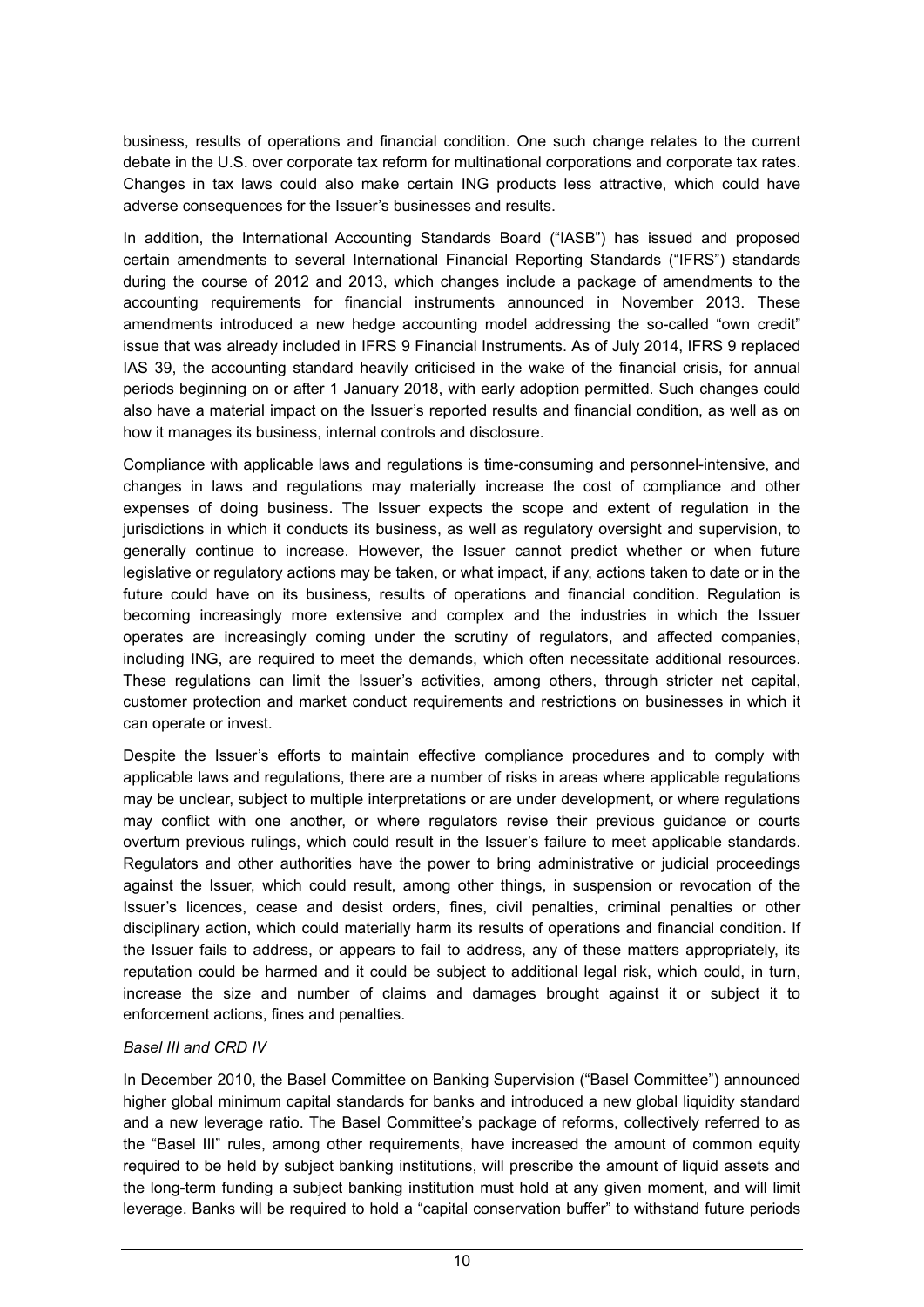business, results of operations and financial condition. One such change relates to the current debate in the U.S. over corporate tax reform for multinational corporations and corporate tax rates. Changes in tax laws could also make certain ING products less attractive, which could have adverse consequences for the Issuer's businesses and results.

In addition, the International Accounting Standards Board ("IASB") has issued and proposed certain amendments to several International Financial Reporting Standards ("IFRS") standards during the course of 2012 and 2013, which changes include a package of amendments to the accounting requirements for financial instruments announced in November 2013. These amendments introduced a new hedge accounting model addressing the so-called "own credit" issue that was already included in IFRS 9 Financial Instruments. As of July 2014, IFRS 9 replaced IAS 39, the accounting standard heavily criticised in the wake of the financial crisis, for annual periods beginning on or after 1 January 2018, with early adoption permitted. Such changes could also have a material impact on the Issuer's reported results and financial condition, as well as on how it manages its business, internal controls and disclosure.

Compliance with applicable laws and regulations is time-consuming and personnel-intensive, and changes in laws and regulations may materially increase the cost of compliance and other expenses of doing business. The Issuer expects the scope and extent of regulation in the jurisdictions in which it conducts its business, as well as regulatory oversight and supervision, to generally continue to increase. However, the Issuer cannot predict whether or when future legislative or regulatory actions may be taken, or what impact, if any, actions taken to date or in the future could have on its business, results of operations and financial condition. Regulation is becoming increasingly more extensive and complex and the industries in which the Issuer operates are increasingly coming under the scrutiny of regulators, and affected companies, including ING, are required to meet the demands, which often necessitate additional resources. These regulations can limit the Issuer's activities, among others, through stricter net capital, customer protection and market conduct requirements and restrictions on businesses in which it can operate or invest.

Despite the Issuer's efforts to maintain effective compliance procedures and to comply with applicable laws and regulations, there are a number of risks in areas where applicable regulations may be unclear, subject to multiple interpretations or are under development, or where regulations may conflict with one another, or where regulators revise their previous guidance or courts overturn previous rulings, which could result in the Issuer's failure to meet applicable standards. Regulators and other authorities have the power to bring administrative or judicial proceedings against the Issuer, which could result, among other things, in suspension or revocation of the Issuer's licences, cease and desist orders, fines, civil penalties, criminal penalties or other disciplinary action, which could materially harm its results of operations and financial condition. If the Issuer fails to address, or appears to fail to address, any of these matters appropriately, its reputation could be harmed and it could be subject to additional legal risk, which could, in turn, increase the size and number of claims and damages brought against it or subject it to enforcement actions, fines and penalties.

*Basel III and CRD IV*

In December 2010, the Basel Committee on Banking Supervision ("Basel Committee") announced higher global minimum capital standards for banks and introduced a new global liquidity standard and a new leverage ratio. The Basel Committee's package of reforms, collectively referred to as the "Basel III" rules, among other requirements, have increased the amount of common equity required to be held by subject banking institutions, will prescribe the amount of liquid assets and the long-term funding a subject banking institution must hold at any given moment, and will limit leverage. Banks will be required to hold a "capital conservation buffer" to withstand future periods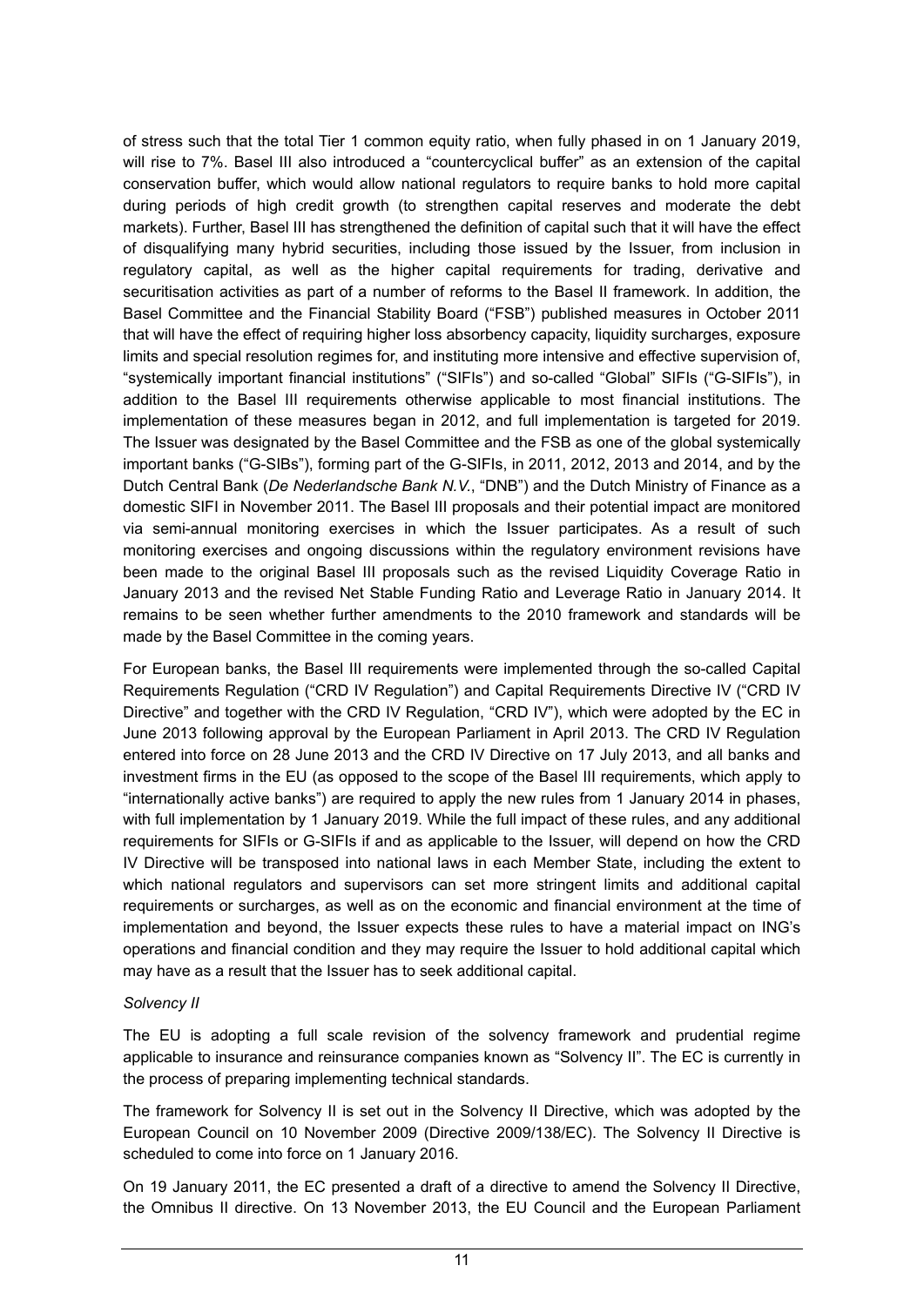of stress such that the total Tier 1 common equity ratio, when fully phased in on 1 January 2019, will rise to 7%. Basel III also introduced a "countercyclical buffer" as an extension of the capital conservation buffer, which would allow national regulators to require banks to hold more capital during periods of high credit growth (to strengthen capital reserves and moderate the debt markets). Further, Basel III has strengthened the definition of capital such that it will have the effect of disqualifying many hybrid securities, including those issued by the Issuer, from inclusion in regulatory capital, as well as the higher capital requirements for trading, derivative and securitisation activities as part of a number of reforms to the Basel II framework. In addition, the Basel Committee and the Financial Stability Board ("FSB") published measures in October 2011 that will have the effect of requiring higher loss absorbency capacity, liquidity surcharges, exposure limits and special resolution regimes for, and instituting more intensive and effective supervision of, "systemically important financial institutions" ("SIFIs") and so-called "Global" SIFIs ("G-SIFIs"), in addition to the Basel III requirements otherwise applicable to most financial institutions. The implementation of these measures began in 2012, and full implementation is targeted for 2019. The Issuer was designated by the Basel Committee and the FSB as one of the global systemically important banks ("G-SIBs"), forming part of the G-SIFIs, in 2011, 2012, 2013 and 2014, and by the Dutch Central Bank (*De Nederlandsche Bank N.V.*, "DNB") and the Dutch Ministry of Finance as a domestic SIFI in November 2011. The Basel III proposals and their potential impact are monitored via semi-annual monitoring exercises in which the Issuer participates. As a result of such monitoring exercises and ongoing discussions within the regulatory environment revisions have been made to the original Basel III proposals such as the revised Liquidity Coverage Ratio in January 2013 and the revised Net Stable Funding Ratio and Leverage Ratio in January 2014. It remains to be seen whether further amendments to the 2010 framework and standards will be made by the Basel Committee in the coming years.

For European banks, the Basel III requirements were implemented through the so-called Capital Requirements Regulation ("CRD IV Regulation") and Capital Requirements Directive IV ("CRD IV Directive" and together with the CRD IV Regulation, "CRD IV"), which were adopted by the EC in June 2013 following approval by the European Parliament in April 2013. The CRD IV Regulation entered into force on 28 June 2013 and the CRD IV Directive on 17 July 2013, and all banks and investment firms in the EU (as opposed to the scope of the Basel III requirements, which apply to "internationally active banks") are required to apply the new rules from 1 January 2014 in phases, with full implementation by 1 January 2019. While the full impact of these rules, and any additional requirements for SIFIs or G-SIFIs if and as applicable to the Issuer, will depend on how the CRD IV Directive will be transposed into national laws in each Member State, including the extent to which national regulators and supervisors can set more stringent limits and additional capital requirements or surcharges, as well as on the economic and financial environment at the time of implementation and beyond, the Issuer expects these rules to have a material impact on ING's operations and financial condition and they may require the Issuer to hold additional capital which may have as a result that the Issuer has to seek additional capital.

*Solvency II*

The EU is adopting a full scale revision of the solvency framework and prudential regime applicable to insurance and reinsurance companies known as "Solvency II". The EC is currently in the process of preparing implementing technical standards.

The framework for Solvency II is set out in the Solvency II Directive, which was adopted by the European Council on 10 November 2009 (Directive 2009/138/EC). The Solvency II Directive is scheduled to come into force on 1 January 2016.

On 19 January 2011, the EC presented a draft of a directive to amend the Solvency II Directive, the Omnibus II directive. On 13 November 2013, the EU Council and the European Parliament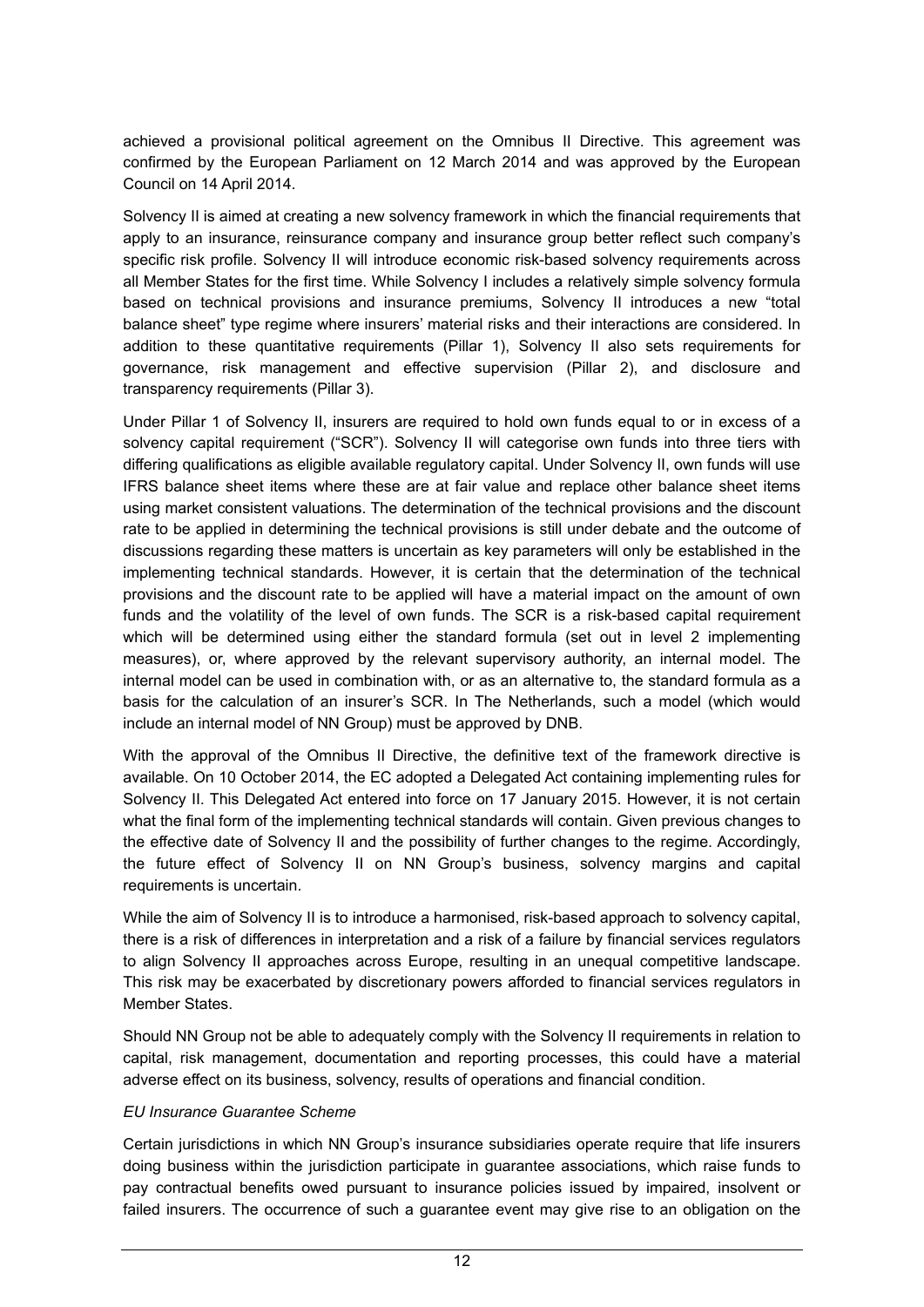achieved a provisional political agreement on the Omnibus II Directive. This agreement was confirmed by the European Parliament on 12 March 2014 and was approved by the European Council on 14 April 2014.

Solvency II is aimed at creating a new solvency framework in which the financial requirements that apply to an insurance, reinsurance company and insurance group better reflect such company's specific risk profile. Solvency II will introduce economic risk-based solvency requirements across all Member States for the first time. While Solvency I includes a relatively simple solvency formula based on technical provisions and insurance premiums, Solvency II introduces a new "total balance sheet" type regime where insurers' material risks and their interactions are considered. In addition to these quantitative requirements (Pillar 1), Solvency II also sets requirements for governance, risk management and effective supervision (Pillar 2), and disclosure and transparency requirements (Pillar 3).

Under Pillar 1 of Solvency II, insurers are required to hold own funds equal to or in excess of a solvency capital requirement ("SCR"). Solvency II will categorise own funds into three tiers with differing qualifications as eligible available regulatory capital. Under Solvency II, own funds will use IFRS balance sheet items where these are at fair value and replace other balance sheet items using market consistent valuations. The determination of the technical provisions and the discount rate to be applied in determining the technical provisions is still under debate and the outcome of discussions regarding these matters is uncertain as key parameters will only be established in the implementing technical standards. However, it is certain that the determination of the technical provisions and the discount rate to be applied will have a material impact on the amount of own funds and the volatility of the level of own funds. The SCR is a risk-based capital requirement which will be determined using either the standard formula (set out in level 2 implementing measures), or, where approved by the relevant supervisory authority, an internal model. The internal model can be used in combination with, or as an alternative to, the standard formula as a basis for the calculation of an insurer's SCR. In The Netherlands, such a model (which would include an internal model of NN Group) must be approved by DNB.

With the approval of the Omnibus II Directive, the definitive text of the framework directive is available. On 10 October 2014, the EC adopted a Delegated Act containing implementing rules for Solvency II. This Delegated Act entered into force on 17 January 2015. However, it is not certain what the final form of the implementing technical standards will contain. Given previous changes to the effective date of Solvency II and the possibility of further changes to the regime. Accordingly, the future effect of Solvency II on NN Group's business, solvency margins and capital requirements is uncertain.

While the aim of Solvency II is to introduce a harmonised, risk-based approach to solvency capital, there is a risk of differences in interpretation and a risk of a failure by financial services regulators to align Solvency II approaches across Europe, resulting in an unequal competitive landscape. This risk may be exacerbated by discretionary powers afforded to financial services regulators in Member States.

Should NN Group not be able to adequately comply with the Solvency II requirements in relation to capital, risk management, documentation and reporting processes, this could have a material adverse effect on its business, solvency, results of operations and financial condition.

*EU Insurance Guarantee Scheme*

Certain jurisdictions in which NN Group's insurance subsidiaries operate require that life insurers doing business within the jurisdiction participate in guarantee associations, which raise funds to pay contractual benefits owed pursuant to insurance policies issued by impaired, insolvent or failed insurers. The occurrence of such a guarantee event may give rise to an obligation on the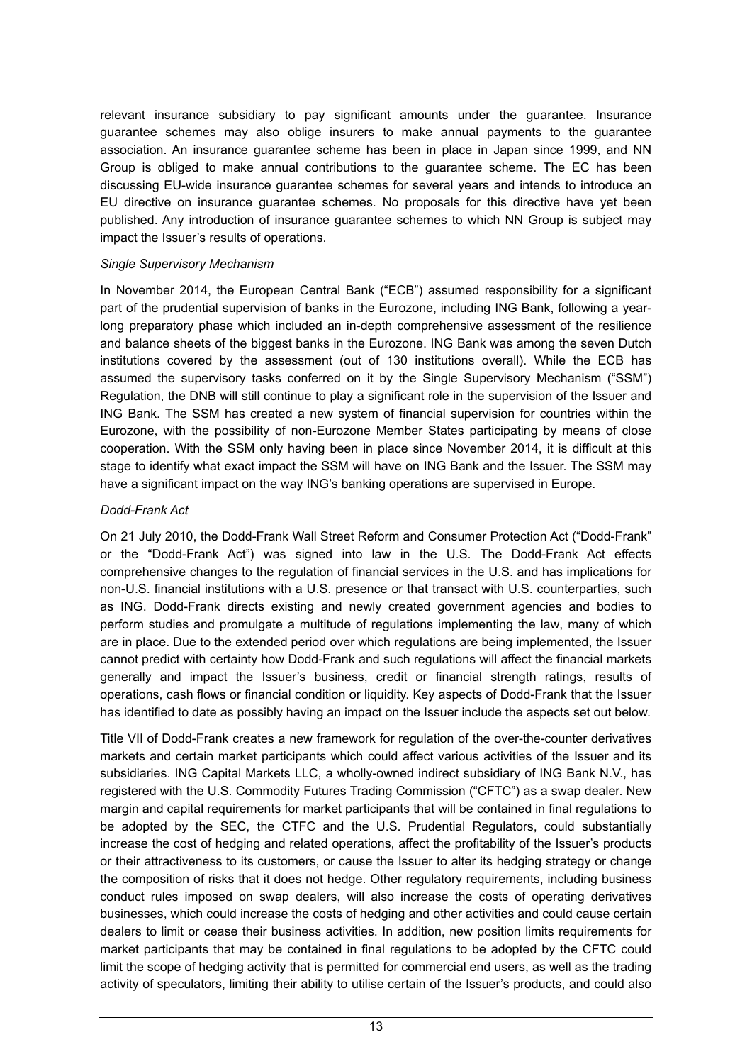relevant insurance subsidiary to pay significant amounts under the guarantee. Insurance guarantee schemes may also oblige insurers to make annual payments to the guarantee association. An insurance guarantee scheme has been in place in Japan since 1999, and NN Group is obliged to make annual contributions to the guarantee scheme. The EC has been discussing EU-wide insurance guarantee schemes for several years and intends to introduce an EU directive on insurance guarantee schemes. No proposals for this directive have yet been published. Any introduction of insurance guarantee schemes to which NN Group is subject may impact the Issuer's results of operations.

*Single Supervisory Mechanism*

In November 2014, the European Central Bank ("ECB") assumed responsibility for a significant part of the prudential supervision of banks in the Eurozone, including ING Bank, following a year-long preparatory phase which included an in-depth comprehensive assessment of the resilience and balance sheets of the biggest banks in the Eurozone. ING Bank was among the seven Dutch institutions covered by the assessment (out of 130 institutions overall). While the ECB has assumed the supervisory tasks conferred on it by the Single Supervisory Mechanism ("SSM") Regulation, the DNB will still continue to play a significant role in the supervision of the Issuer and ING Bank. The SSM has created a new system of financial supervision for countries within the Eurozone, with the possibility of non-Eurozone Member States participating by means of close cooperation. With the SSM only having been in place since November 2014, it is difficult at this stage to identify what exact impact the SSM will have on ING Bank and the Issuer. The SSM may have a significant impact on the way ING's banking operations are supervised in Europe.

*Dodd-Frank Act*

On 21 July 2010, the Dodd-Frank Wall Street Reform and Consumer Protection Act ("Dodd-Frank" or the "Dodd-Frank Act") was signed into law in the U.S. The Dodd-Frank Act effects comprehensive changes to the regulation of financial services in the U.S. and has implications for non-U.S. financial institutions with a U.S. presence or that transact with U.S. counterparties, such as ING. Dodd-Frank directs existing and newly created government agencies and bodies to perform studies and promulgate a multitude of regulations implementing the law, many of which are in place. Due to the extended period over which regulations are being implemented, the Issuer cannot predict with certainty how Dodd-Frank and such regulations will affect the financial markets generally and impact the Issuer's business, credit or financial strength ratings, results of operations, cash flows or financial condition or liquidity. Key aspects of Dodd-Frank that the Issuer has identified to date as possibly having an impact on the Issuer include the aspects set out below.

Title VII of Dodd-Frank creates a new framework for regulation of the over-the-counter derivatives markets and certain market participants which could affect various activities of the Issuer and its subsidiaries. ING Capital Markets LLC, a wholly-owned indirect subsidiary of ING Bank N.V., has registered with the U.S. Commodity Futures Trading Commission ("CFTC") as a swap dealer. New margin and capital requirements for market participants that will be contained in final regulations to be adopted by the SEC, the CTFC and the U.S. Prudential Regulators, could substantially increase the cost of hedging and related operations, affect the profitability of the Issuer's products or their attractiveness to its customers, or cause the Issuer to alter its hedging strategy or change the composition of risks that it does not hedge. Other regulatory requirements, including business conduct rules imposed on swap dealers, will also increase the costs of operating derivatives businesses, which could increase the costs of hedging and other activities and could cause certain dealers to limit or cease their business activities. In addition, new position limits requirements for market participants that may be contained in final regulations to be adopted by the CFTC could limit the scope of hedging activity that is permitted for commercial end users, as well as the trading activity of speculators, limiting their ability to utilise certain of the Issuer's products, and could also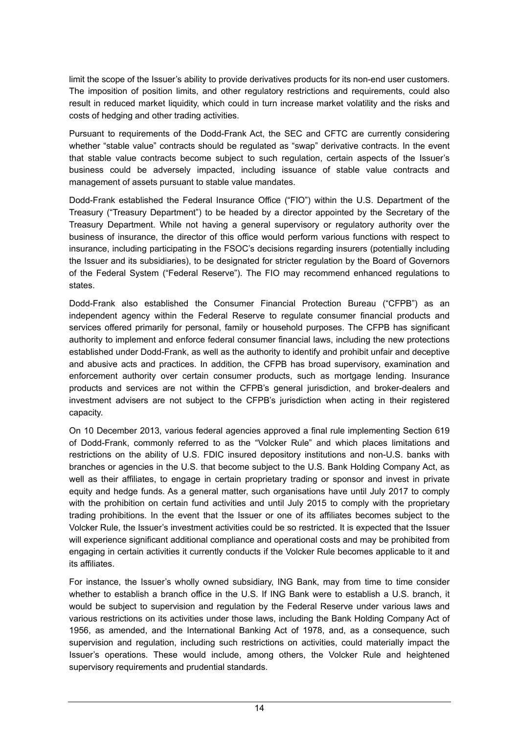limit the scope of the Issuer's ability to provide derivatives products for its non-end user customers. The imposition of position limits, and other regulatory restrictions and requirements, could also result in reduced market liquidity, which could in turn increase market volatility and the risks and costs of hedging and other trading activities.

Pursuant to requirements of the Dodd-Frank Act, the SEC and CFTC are currently considering whether "stable value" contracts should be regulated as "swap" derivative contracts. In the event that stable value contracts become subject to such regulation, certain aspects of the Issuer's business could be adversely impacted, including issuance of stable value contracts and management of assets pursuant to stable value mandates.

Dodd-Frank established the Federal Insurance Office ("FIO") within the U.S. Department of the Treasury ("Treasury Department") to be headed by a director appointed by the Secretary of the Treasury Department. While not having a general supervisory or regulatory authority over the business of insurance, the director of this office would perform various functions with respect to insurance, including participating in the FSOC's decisions regarding insurers (potentially including the Issuer and its subsidiaries), to be designated for stricter regulation by the Board of Governors of the Federal System ("Federal Reserve"). The FIO may recommend enhanced regulations to states.

Dodd-Frank also established the Consumer Financial Protection Bureau ("CFPB") as an independent agency within the Federal Reserve to regulate consumer financial products and services offered primarily for personal, family or household purposes. The CFPB has significant authority to implement and enforce federal consumer financial laws, including the new protections established under Dodd-Frank, as well as the authority to identify and prohibit unfair and deceptive and abusive acts and practices. In addition, the CFPB has broad supervisory, examination and enforcement authority over certain consumer products, such as mortgage lending. Insurance products and services are not within the CFPB's general jurisdiction, and broker-dealers and investment advisers are not subject to the CFPB's jurisdiction when acting in their registered capacity.

On 10 December 2013, various federal agencies approved a final rule implementing Section 619 of Dodd-Frank, commonly referred to as the "Volcker Rule" and which places limitations and restrictions on the ability of U.S. FDIC insured depository institutions and non-U.S. banks with branches or agencies in the U.S. that become subject to the U.S. Bank Holding Company Act, as well as their affiliates, to engage in certain proprietary trading or sponsor and invest in private equity and hedge funds. As a general matter, such organisations have until July 2017 to comply with the prohibition on certain fund activities and until July 2015 to comply with the proprietary trading prohibitions. In the event that the Issuer or one of its affiliates becomes subject to the Volcker Rule, the Issuer's investment activities could be so restricted. It is expected that the Issuer will experience significant additional compliance and operational costs and may be prohibited from engaging in certain activities it currently conducts if the Volcker Rule becomes applicable to it and its affiliates.

For instance, the Issuer's wholly owned subsidiary, ING Bank, may from time to time consider whether to establish a branch office in the U.S. If ING Bank were to establish a U.S. branch, it would be subject to supervision and regulation by the Federal Reserve under various laws and various restrictions on its activities under those laws, including the Bank Holding Company Act of 1956, as amended, and the International Banking Act of 1978, and, as a consequence, such supervision and regulation, including such restrictions on activities, could materially impact the Issuer's operations. These would include, among others, the Volcker Rule and heightened supervisory requirements and prudential standards.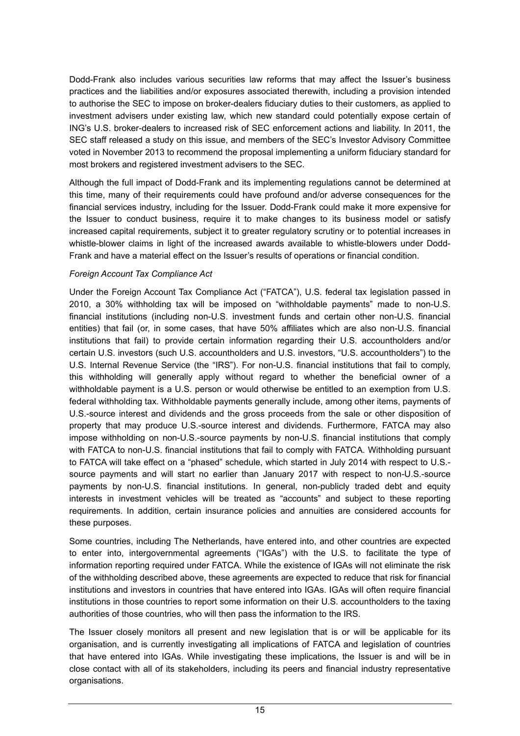Dodd-Frank also includes various securities law reforms that may affect the Issuer's business practices and the liabilities and/or exposures associated therewith, including a provision intended to authorise the SEC to impose on broker-dealers fiduciary duties to their customers, as applied to investment advisers under existing law, which new standard could potentially expose certain of ING's U.S. broker-dealers to increased risk of SEC enforcement actions and liability. In 2011, the SEC staff released a study on this issue, and members of the SEC's Investor Advisory Committee voted in November 2013 to recommend the proposal implementing a uniform fiduciary standard for most brokers and registered investment advisers to the SEC.

Although the full impact of Dodd-Frank and its implementing regulations cannot be determined at this time, many of their requirements could have profound and/or adverse consequences for the financial services industry, including for the Issuer. Dodd-Frank could make it more expensive for the Issuer to conduct business, require it to make changes to its business model or satisfy increased capital requirements, subject it to greater regulatory scrutiny or to potential increases in whistle-blower claims in light of the increased awards available to whistle-blowers under Dodd-Frank and have a material effect on the Issuer's results of operations or financial condition.

*Foreign Account Tax Compliance Act*

Under the Foreign Account Tax Compliance Act ("FATCA"), U.S. federal tax legislation passed in 2010, a 30% withholding tax will be imposed on "withholdable payments" made to non-U.S. financial institutions (including non-U.S. investment funds and certain other non-U.S. financial entities) that fail (or, in some cases, that have 50% affiliates which are also non-U.S. financial institutions that fail) to provide certain information regarding their U.S. accountholders and/or certain U.S. investors (such U.S. accountholders and U.S. investors, "U.S. accountholders") to the U.S. Internal Revenue Service (the "IRS"). For non-U.S. financial institutions that fail to comply, this withholding will generally apply without regard to whether the beneficial owner of a withholdable payment is a U.S. person or would otherwise be entitled to an exemption from U.S. federal withholding tax. Withholdable payments generally include, among other items, payments of U.S.-source interest and dividends and the gross proceeds from the sale or other disposition of property that may produce U.S.-source interest and dividends. Furthermore, FATCA may also impose withholding on non-U.S.-source payments by non-U.S. financial institutions that comply with FATCA to non-U.S. financial institutions that fail to comply with FATCA. Withholding pursuant to FATCA will take effect on a "phased" schedule, which started in July 2014 with respect to U.S.-source payments and will start no earlier than January 2017 with respect to non-U.S.-source payments by non-U.S. financial institutions. In general, non-publicly traded debt and equity interests in investment vehicles will be treated as "accounts" and subject to these reporting requirements. In addition, certain insurance policies and annuities are considered accounts for these purposes.

Some countries, including The Netherlands, have entered into, and other countries are expected to enter into, intergovernmental agreements ("IGAs") with the U.S. to facilitate the type of information reporting required under FATCA. While the existence of IGAs will not eliminate the risk of the withholding described above, these agreements are expected to reduce that risk for financial institutions and investors in countries that have entered into IGAs. IGAs will often require financial institutions in those countries to report some information on their U.S. accountholders to the taxing authorities of those countries, who will then pass the information to the IRS.

The Issuer closely monitors all present and new legislation that is or will be applicable for its organisation, and is currently investigating all implications of FATCA and legislation of countries that have entered into IGAs. While investigating these implications, the Issuer is and will be in close contact with all of its stakeholders, including its peers and financial industry representative organisations.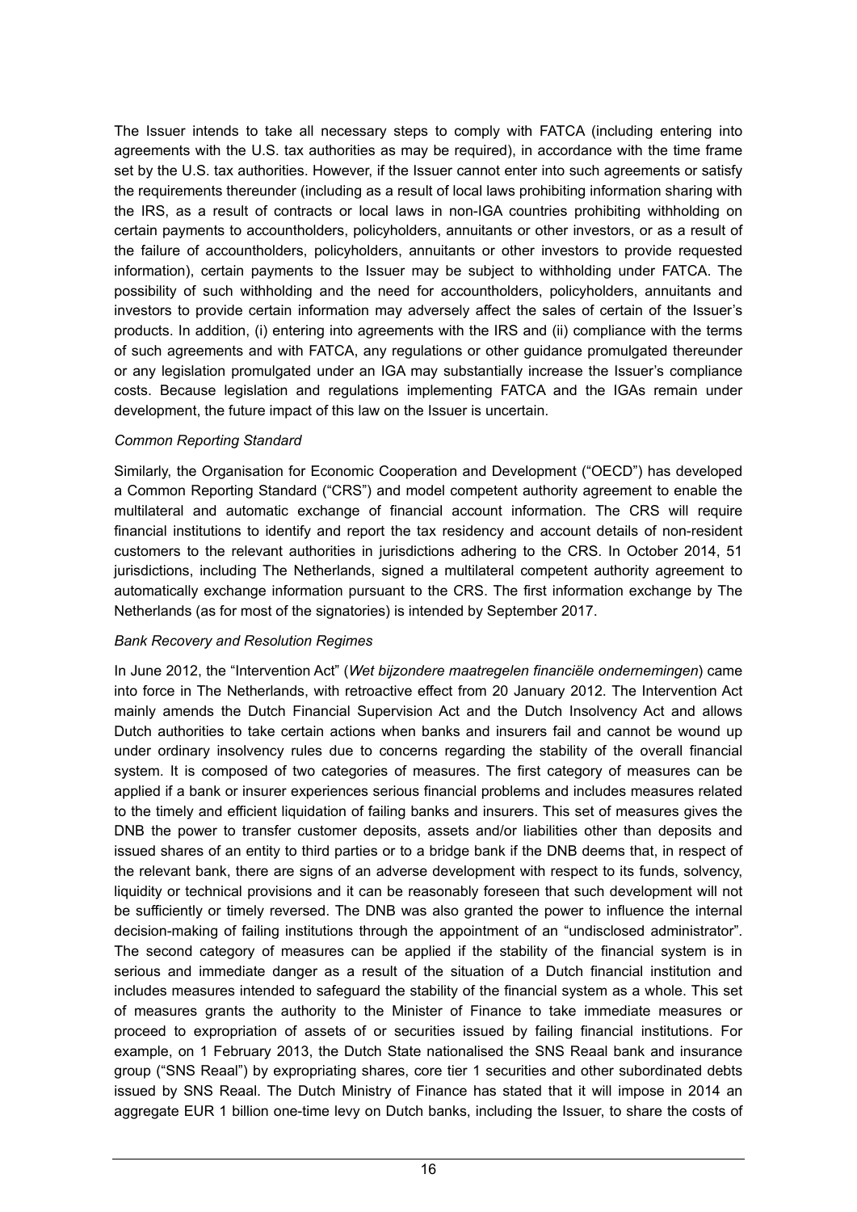The Issuer intends to take all necessary steps to comply with FATCA (including entering into agreements with the U.S. tax authorities as may be required), in accordance with the time frame set by the U.S. tax authorities. However, if the Issuer cannot enter into such agreements or satisfy the requirements thereunder (including as a result of local laws prohibiting information sharing with the IRS, as a result of contracts or local laws in non-IGA countries prohibiting withholding on certain payments to accountholders, policyholders, annuitants or other investors, or as a result of the failure of accountholders, policyholders, annuitants or other investors to provide requested information), certain payments to the Issuer may be subject to withholding under FATCA. The possibility of such withholding and the need for accountholders, policyholders, annuitants and investors to provide certain information may adversely affect the sales of certain of the Issuer's products. In addition, (i) entering into agreements with the IRS and (ii) compliance with the terms of such agreements and with FATCA, any regulations or other guidance promulgated thereunder or any legislation promulgated under an IGA may substantially increase the Issuer's compliance costs. Because legislation and regulations implementing FATCA and the IGAs remain under development, the future impact of this law on the Issuer is uncertain.

*Common Reporting Standard*

Similarly, the Organisation for Economic Cooperation and Development ("OECD") has developed a Common Reporting Standard ("CRS") and model competent authority agreement to enable the multilateral and automatic exchange of financial account information. The CRS will require financial institutions to identify and report the tax residency and account details of non-resident customers to the relevant authorities in jurisdictions adhering to the CRS. In October 2014, 51 jurisdictions, including The Netherlands, signed a multilateral competent authority agreement to automatically exchange information pursuant to the CRS. The first information exchange by The Netherlands (as for most of the signatories) is intended by September 2017.

*Bank Recovery and Resolution Regimes*

In June 2012, the "Intervention Act" (*Wet bijzondere maatregelen financiële ondernemingen*) came into force in The Netherlands, with retroactive effect from 20 January 2012. The Intervention Act mainly amends the Dutch Financial Supervision Act and the Dutch Insolvency Act and allows Dutch authorities to take certain actions when banks and insurers fail and cannot be wound up under ordinary insolvency rules due to concerns regarding the stability of the overall financial system. It is composed of two categories of measures. The first category of measures can be applied if a bank or insurer experiences serious financial problems and includes measures related to the timely and efficient liquidation of failing banks and insurers. This set of measures gives the DNB the power to transfer customer deposits, assets and/or liabilities other than deposits and issued shares of an entity to third parties or to a bridge bank if the DNB deems that, in respect of the relevant bank, there are signs of an adverse development with respect to its funds, solvency, liquidity or technical provisions and it can be reasonably foreseen that such development will not be sufficiently or timely reversed. The DNB was also granted the power to influence the internal decision-making of failing institutions through the appointment of an "undisclosed administrator". The second category of measures can be applied if the stability of the financial system is in serious and immediate danger as a result of the situation of a Dutch financial institution and includes measures intended to safeguard the stability of the financial system as a whole. This set of measures grants the authority to the Minister of Finance to take immediate measures or proceed to expropriation of assets of or securities issued by failing financial institutions. For example, on 1 February 2013, the Dutch State nationalised the SNS Reaal bank and insurance group ("SNS Reaal") by expropriating shares, core tier 1 securities and other subordinated debts issued by SNS Reaal. The Dutch Ministry of Finance has stated that it will impose in 2014 an aggregate EUR 1 billion one-time levy on Dutch banks, including the Issuer, to share the costs of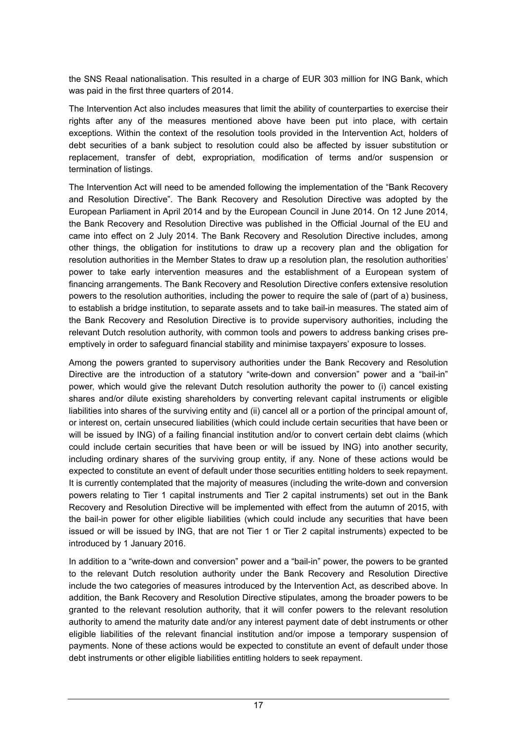the SNS Reaal nationalisation. This resulted in a charge of EUR 303 million for ING Bank, which was paid in the first three quarters of 2014.

The Intervention Act also includes measures that limit the ability of counterparties to exercise their rights after any of the measures mentioned above have been put into place, with certain exceptions. Within the context of the resolution tools provided in the Intervention Act, holders of debt securities of a bank subject to resolution could also be affected by issuer substitution or replacement, transfer of debt, expropriation, modification of terms and/or suspension or termination of listings.

The Intervention Act will need to be amended following the implementation of the "Bank Recovery and Resolution Directive". The Bank Recovery and Resolution Directive was adopted by the European Parliament in April 2014 and by the European Council in June 2014. On 12 June 2014, the Bank Recovery and Resolution Directive was published in the Official Journal of the EU and came into effect on 2 July 2014. The Bank Recovery and Resolution Directive includes, among other things, the obligation for institutions to draw up a recovery plan and the obligation for resolution authorities in the Member States to draw up a resolution plan, the resolution authorities' power to take early intervention measures and the establishment of a European system of financing arrangements. The Bank Recovery and Resolution Directive confers extensive resolution powers to the resolution authorities, including the power to require the sale of (part of a) business, to establish a bridge institution, to separate assets and to take bail-in measures. The stated aim of the Bank Recovery and Resolution Directive is to provide supervisory authorities, including the relevant Dutch resolution authority, with common tools and powers to address banking crises pre-emptively in order to safeguard financial stability and minimise taxpayers' exposure to losses.

Among the powers granted to supervisory authorities under the Bank Recovery and Resolution Directive are the introduction of a statutory "write-down and conversion" power and a "bail-in" power, which would give the relevant Dutch resolution authority the power to (i) cancel existing shares and/or dilute existing shareholders by converting relevant capital instruments or eligible liabilities into shares of the surviving entity and (ii) cancel all or a portion of the principal amount of, or interest on, certain unsecured liabilities (which could include certain securities that have been or will be issued by ING) of a failing financial institution and/or to convert certain debt claims (which could include certain securities that have been or will be issued by ING) into another security, including ordinary shares of the surviving group entity, if any. None of these actions would be expected to constitute an event of default under those securities entitling holders to seek repayment. It is currently contemplated that the majority of measures (including the write-down and conversion powers relating to Tier 1 capital instruments and Tier 2 capital instruments) set out in the Bank Recovery and Resolution Directive will be implemented with effect from the autumn of 2015, with the bail-in power for other eligible liabilities (which could include any securities that have been issued or will be issued by ING, that are not Tier 1 or Tier 2 capital instruments) expected to be introduced by 1 January 2016.

In addition to a "write-down and conversion" power and a "bail-in" power, the powers to be granted to the relevant Dutch resolution authority under the Bank Recovery and Resolution Directive include the two categories of measures introduced by the Intervention Act, as described above. In addition, the Bank Recovery and Resolution Directive stipulates, among the broader powers to be granted to the relevant resolution authority, that it will confer powers to the relevant resolution authority to amend the maturity date and/or any interest payment date of debt instruments or other eligible liabilities of the relevant financial institution and/or impose a temporary suspension of payments. None of these actions would be expected to constitute an event of default under those debt instruments or other eligible liabilities entitling holders to seek repayment.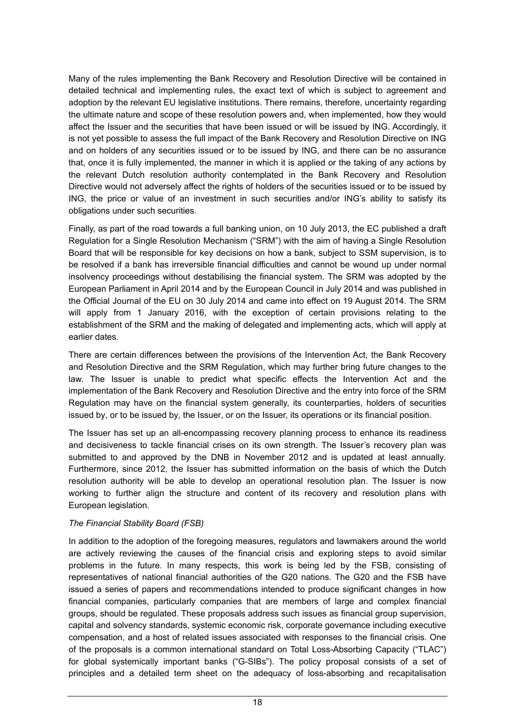Many of the rules implementing the Bank Recovery and Resolution Directive will be contained in detailed technical and implementing rules, the exact text of which is subject to agreement and adoption by the relevant EU legislative institutions. There remains, therefore, uncertainty regarding the ultimate nature and scope of these resolution powers and, when implemented, how they would affect the Issuer and the securities that have been issued or will be issued by ING. Accordingly, it is not yet possible to assess the full impact of the Bank Recovery and Resolution Directive on ING and on holders of any securities issued or to be issued by ING, and there can be no assurance that, once it is fully implemented, the manner in which it is applied or the taking of any actions by the relevant Dutch resolution authority contemplated in the Bank Recovery and Resolution Directive would not adversely affect the rights of holders of the securities issued or to be issued by ING, the price or value of an investment in such securities and/or ING's ability to satisfy its obligations under such securities.

Finally, as part of the road towards a full banking union, on 10 July 2013, the EC published a draft Regulation for a Single Resolution Mechanism ("SRM") with the aim of having a Single Resolution Board that will be responsible for key decisions on how a bank, subject to SSM supervision, is to be resolved if a bank has irreversible financial difficulties and cannot be wound up under normal insolvency proceedings without destabilising the financial system. The SRM was adopted by the European Parliament in April 2014 and by the European Council in July 2014 and was published in the Official Journal of the EU on 30 July 2014 and came into effect on 19 August 2014. The SRM will apply from 1 January 2016, with the exception of certain provisions relating to the establishment of the SRM and the making of delegated and implementing acts, which will apply at earlier dates.

There are certain differences between the provisions of the Intervention Act, the Bank Recovery and Resolution Directive and the SRM Regulation, which may further bring future changes to the law. The Issuer is unable to predict what specific effects the Intervention Act and the implementation of the Bank Recovery and Resolution Directive and the entry into force of the SRM Regulation may have on the financial system generally, its counterparties, holders of securities issued by, or to be issued by, the Issuer, or on the Issuer, its operations or its financial position.

The Issuer has set up an all-encompassing recovery planning process to enhance its readiness and decisiveness to tackle financial crises on its own strength. The Issuer's recovery plan was submitted to and approved by the DNB in November 2012 and is updated at least annually. Furthermore, since 2012, the Issuer has submitted information on the basis of which the Dutch resolution authority will be able to develop an operational resolution plan. The Issuer is now working to further align the structure and content of its recovery and resolution plans with European legislation.

*The Financial Stability Board (FSB)*

In addition to the adoption of the foregoing measures, regulators and lawmakers around the world are actively reviewing the causes of the financial crisis and exploring steps to avoid similar problems in the future. In many respects, this work is being led by the FSB, consisting of representatives of national financial authorities of the G20 nations. The G20 and the FSB have issued a series of papers and recommendations intended to produce significant changes in how financial companies, particularly companies that are members of large and complex financial groups, should be regulated. These proposals address such issues as financial group supervision, capital and solvency standards, systemic economic risk, corporate governance including executive compensation, and a host of related issues associated with responses to the financial crisis. One of the proposals is a common international standard on Total Loss-Absorbing Capacity ("TLAC") for global systemically important banks ("G-SIBs"). The policy proposal consists of a set of principles and a detailed term sheet on the adequacy of loss-absorbing and recapitalisation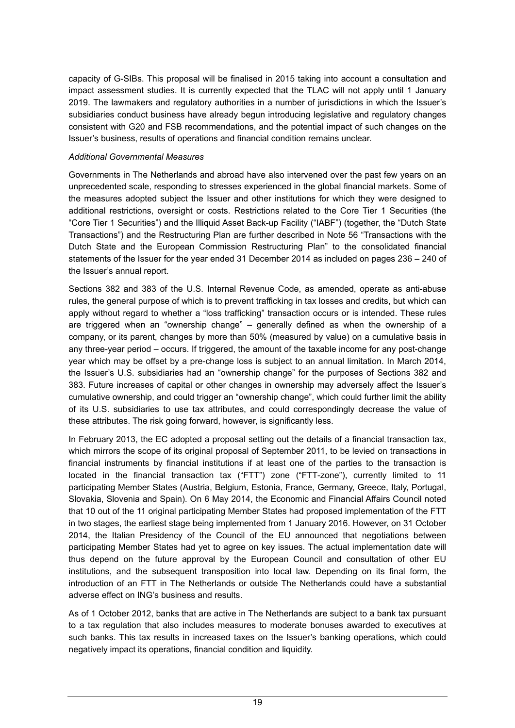capacity of G-SIBs. This proposal will be finalised in 2015 taking into account a consultation and impact assessment studies. It is currently expected that the TLAC will not apply until 1 January 2019. The lawmakers and regulatory authorities in a number of jurisdictions in which the Issuer's subsidiaries conduct business have already begun introducing legislative and regulatory changes consistent with G20 and FSB recommendations, and the potential impact of such changes on the Issuer's business, results of operations and financial condition remains unclear.

*Additional Governmental Measures*

Governments in The Netherlands and abroad have also intervened over the past few years on an unprecedented scale, responding to stresses experienced in the global financial markets. Some of the measures adopted subject the Issuer and other institutions for which they were designed to additional restrictions, oversight or costs. Restrictions related to the Core Tier 1 Securities (the "Core Tier 1 Securities") and the Illiquid Asset Back-up Facility ("IABF") (together, the "Dutch State Transactions") and the Restructuring Plan are further described in Note 56 "Transactions with the Dutch State and the European Commission Restructuring Plan" to the consolidated financial statements of the Issuer for the year ended 31 December 2014 as included on pages 236 – 240 of the Issuer's annual report.

Sections 382 and 383 of the U.S. Internal Revenue Code, as amended, operate as anti-abuse rules, the general purpose of which is to prevent trafficking in tax losses and credits, but which can apply without regard to whether a "loss trafficking" transaction occurs or is intended. These rules are triggered when an "ownership change" – generally defined as when the ownership of a company, or its parent, changes by more than 50% (measured by value) on a cumulative basis in any three-year period – occurs. If triggered, the amount of the taxable income for any post-change year which may be offset by a pre-change loss is subject to an annual limitation. In March 2014, the Issuer's U.S. subsidiaries had an "ownership change" for the purposes of Sections 382 and 383. Future increases of capital or other changes in ownership may adversely affect the Issuer's cumulative ownership, and could trigger an "ownership change", which could further limit the ability of its U.S. subsidiaries to use tax attributes, and could correspondingly decrease the value of these attributes. The risk going forward, however, is significantly less.

In February 2013, the EC adopted a proposal setting out the details of a financial transaction tax, which mirrors the scope of its original proposal of September 2011, to be levied on transactions in financial instruments by financial institutions if at least one of the parties to the transaction is located in the financial transaction tax ("FTT") zone ("FTT-zone"), currently limited to 11 participating Member States (Austria, Belgium, Estonia, France, Germany, Greece, Italy, Portugal, Slovakia, Slovenia and Spain). On 6 May 2014, the Economic and Financial Affairs Council noted that 10 out of the 11 original participating Member States had proposed implementation of the FTT in two stages, the earliest stage being implemented from 1 January 2016. However, on 31 October 2014, the Italian Presidency of the Council of the EU announced that negotiations between participating Member States had yet to agree on key issues. The actual implementation date will thus depend on the future approval by the European Council and consultation of other EU institutions, and the subsequent transposition into local law. Depending on its final form, the introduction of an FTT in The Netherlands or outside The Netherlands could have a substantial adverse effect on ING's business and results.

As of 1 October 2012, banks that are active in The Netherlands are subject to a bank tax pursuant to a tax regulation that also includes measures to moderate bonuses awarded to executives at such banks. This tax results in increased taxes on the Issuer's banking operations, which could negatively impact its operations, financial condition and liquidity.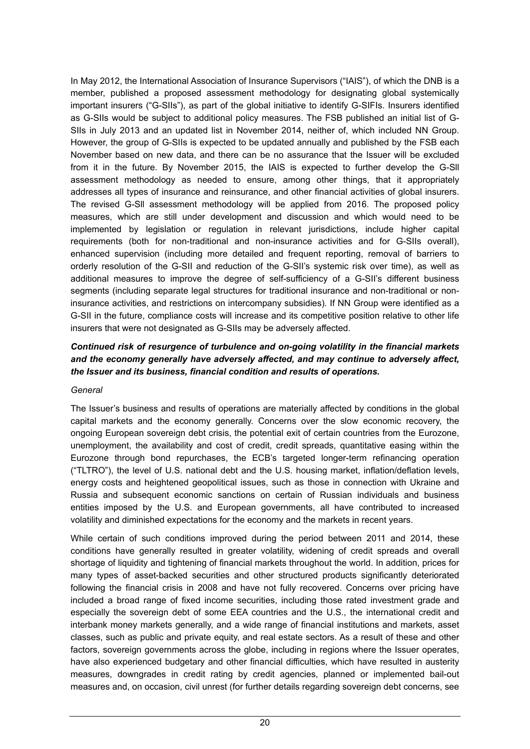In May 2012, the International Association of Insurance Supervisors ("IAIS"), of which the DNB is a member, published a proposed assessment methodology for designating global systemically important insurers ("G-SIIs"), as part of the global initiative to identify G-SIFIs. Insurers identified as G-SIIs would be subject to additional policy measures. The FSB published an initial list of G-SIIs in July 2013 and an updated list in November 2014, neither of, which included NN Group. However, the group of G-SIIs is expected to be updated annually and published by the FSB each November based on new data, and there can be no assurance that the Issuer will be excluded from it in the future. By November 2015, the IAIS is expected to further develop the G-SII assessment methodology as needed to ensure, among other things, that it appropriately addresses all types of insurance and reinsurance, and other financial activities of global insurers. The revised G-SII assessment methodology will be applied from 2016. The proposed policy measures, which are still under development and discussion and which would need to be implemented by legislation or regulation in relevant jurisdictions, include higher capital requirements (both for non-traditional and non-insurance activities and for G-SIIs overall), enhanced supervision (including more detailed and frequent reporting, removal of barriers to orderly resolution of the G-SII and reduction of the G-SII's systemic risk over time), as well as additional measures to improve the degree of self-sufficiency of a G-SII's different business segments (including separate legal structures for traditional insurance and non-traditional or non-insurance activities, and restrictions on intercompany subsidies). If NN Group were identified as a G-SII in the future, compliance costs will increase and its competitive position relative to other life insurers that were not designated as G-SIIs may be adversely affected.

***Continued risk of resurgence of turbulence and on-going volatility in the financial markets and the economy generally have adversely affected, and may continue to adversely affect, the Issuer and its business, financial condition and results of operations.***

*General*

The Issuer's business and results of operations are materially affected by conditions in the global capital markets and the economy generally. Concerns over the slow economic recovery, the ongoing European sovereign debt crisis, the potential exit of certain countries from the Eurozone, unemployment, the availability and cost of credit, credit spreads, quantitative easing within the Eurozone through bond repurchases, the ECB's targeted longer-term refinancing operation ("TLTRO"), the level of U.S. national debt and the U.S. housing market, inflation/deflation levels, energy costs and heightened geopolitical issues, such as those in connection with Ukraine and Russia and subsequent economic sanctions on certain of Russian individuals and business entities imposed by the U.S. and European governments, all have contributed to increased volatility and diminished expectations for the economy and the markets in recent years.

While certain of such conditions improved during the period between 2011 and 2014, these conditions have generally resulted in greater volatility, widening of credit spreads and overall shortage of liquidity and tightening of financial markets throughout the world. In addition, prices for many types of asset-backed securities and other structured products significantly deteriorated following the financial crisis in 2008 and have not fully recovered. Concerns over pricing have included a broad range of fixed income securities, including those rated investment grade and especially the sovereign debt of some EEA countries and the U.S., the international credit and interbank money markets generally, and a wide range of financial institutions and markets, asset classes, such as public and private equity, and real estate sectors. As a result of these and other factors, sovereign governments across the globe, including in regions where the Issuer operates, have also experienced budgetary and other financial difficulties, which have resulted in austerity measures, downgrades in credit rating by credit agencies, planned or implemented bail-out measures and, on occasion, civil unrest (for further details regarding sovereign debt concerns, see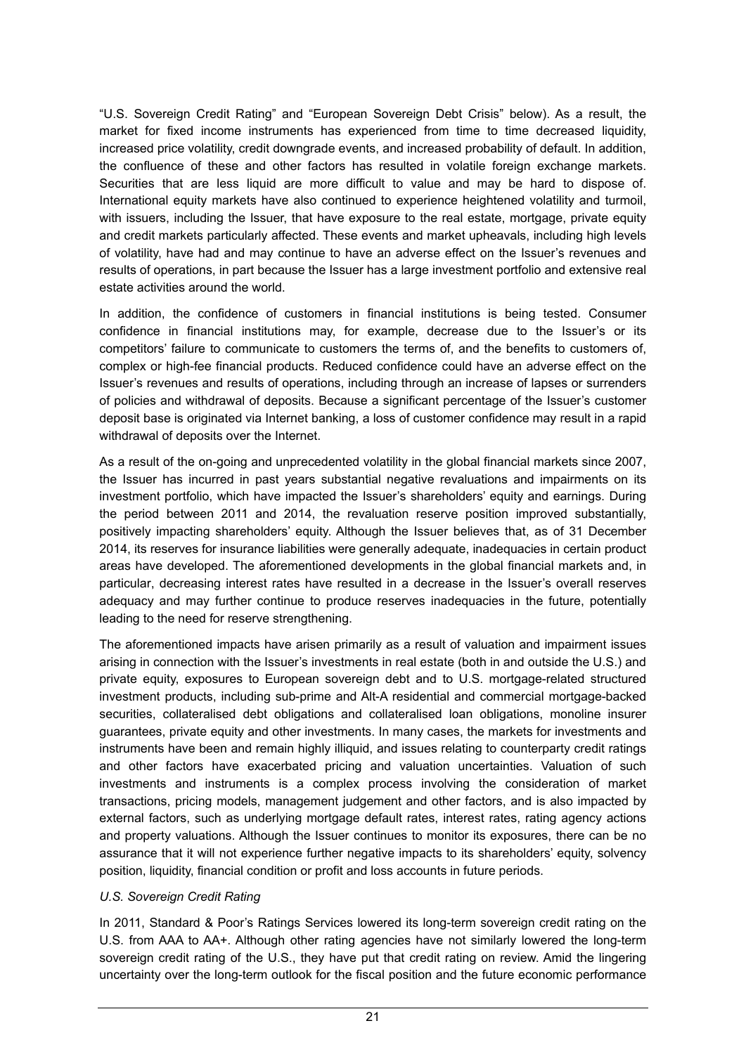"U.S. Sovereign Credit Rating" and "European Sovereign Debt Crisis" below). As a result, the market for fixed income instruments has experienced from time to time decreased liquidity, increased price volatility, credit downgrade events, and increased probability of default. In addition, the confluence of these and other factors has resulted in volatile foreign exchange markets. Securities that are less liquid are more difficult to value and may be hard to dispose of. International equity markets have also continued to experience heightened volatility and turmoil, with issuers, including the Issuer, that have exposure to the real estate, mortgage, private equity and credit markets particularly affected. These events and market upheavals, including high levels of volatility, have had and may continue to have an adverse effect on the Issuer's revenues and results of operations, in part because the Issuer has a large investment portfolio and extensive real estate activities around the world.

In addition, the confidence of customers in financial institutions is being tested. Consumer confidence in financial institutions may, for example, decrease due to the Issuer's or its competitors' failure to communicate to customers the terms of, and the benefits to customers of, complex or high-fee financial products. Reduced confidence could have an adverse effect on the Issuer's revenues and results of operations, including through an increase of lapses or surrenders of policies and withdrawal of deposits. Because a significant percentage of the Issuer's customer deposit base is originated via Internet banking, a loss of customer confidence may result in a rapid withdrawal of deposits over the Internet.

As a result of the on-going and unprecedented volatility in the global financial markets since 2007, the Issuer has incurred in past years substantial negative revaluations and impairments on its investment portfolio, which have impacted the Issuer's shareholders' equity and earnings. During the period between 2011 and 2014, the revaluation reserve position improved substantially, positively impacting shareholders' equity. Although the Issuer believes that, as of 31 December 2014, its reserves for insurance liabilities were generally adequate, inadequacies in certain product areas have developed. The aforementioned developments in the global financial markets and, in particular, decreasing interest rates have resulted in a decrease in the Issuer's overall reserves adequacy and may further continue to produce reserves inadequacies in the future, potentially leading to the need for reserve strengthening.

The aforementioned impacts have arisen primarily as a result of valuation and impairment issues arising in connection with the Issuer's investments in real estate (both in and outside the U.S.) and private equity, exposures to European sovereign debt and to U.S. mortgage-related structured investment products, including sub-prime and Alt-A residential and commercial mortgage-backed securities, collateralised debt obligations and collateralised loan obligations, monoline insurer guarantees, private equity and other investments. In many cases, the markets for investments and instruments have been and remain highly illiquid, and issues relating to counterparty credit ratings and other factors have exacerbated pricing and valuation uncertainties. Valuation of such investments and instruments is a complex process involving the consideration of market transactions, pricing models, management judgement and other factors, and is also impacted by external factors, such as underlying mortgage default rates, interest rates, rating agency actions and property valuations. Although the Issuer continues to monitor its exposures, there can be no assurance that it will not experience further negative impacts to its shareholders' equity, solvency position, liquidity, financial condition or profit and loss accounts in future periods.

*U.S. Sovereign Credit Rating*

In 2011, Standard & Poor's Ratings Services lowered its long-term sovereign credit rating on the U.S. from AAA to AA+. Although other rating agencies have not similarly lowered the long-term sovereign credit rating of the U.S., they have put that credit rating on review. Amid the lingering uncertainty over the long-term outlook for the fiscal position and the future economic performance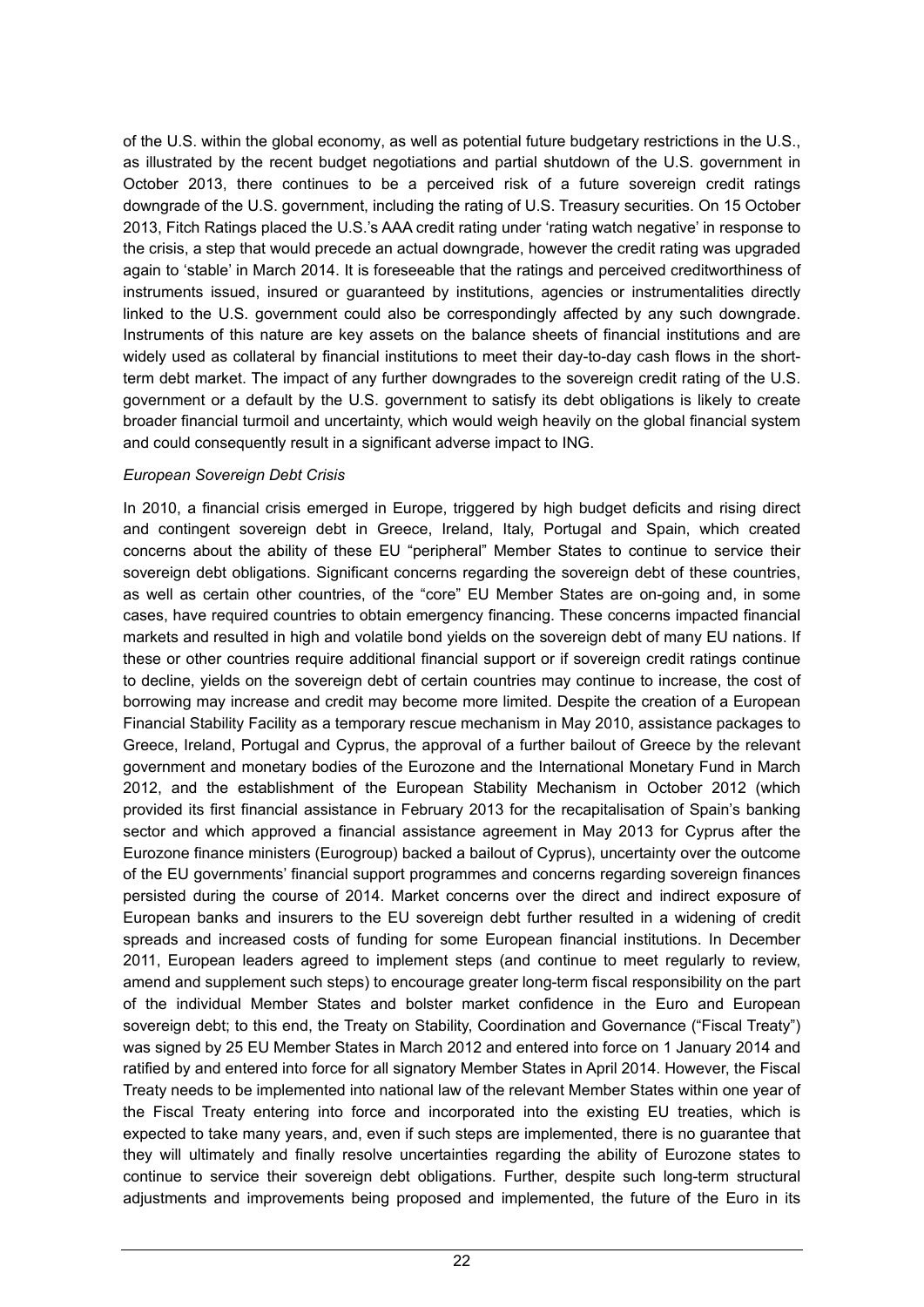of the U.S. within the global economy, as well as potential future budgetary restrictions in the U.S., as illustrated by the recent budget negotiations and partial shutdown of the U.S. government in October 2013, there continues to be a perceived risk of a future sovereign credit ratings downgrade of the U.S. government, including the rating of U.S. Treasury securities. On 15 October 2013, Fitch Ratings placed the U.S.'s AAA credit rating under 'rating watch negative' in response to the crisis, a step that would precede an actual downgrade, however the credit rating was upgraded again to 'stable' in March 2014. It is foreseeable that the ratings and perceived creditworthiness of instruments issued, insured or guaranteed by institutions, agencies or instrumentalities directly linked to the U.S. government could also be correspondingly affected by any such downgrade. Instruments of this nature are key assets on the balance sheets of financial institutions and are widely used as collateral by financial institutions to meet their day-to-day cash flows in the short-term debt market. The impact of any further downgrades to the sovereign credit rating of the U.S. government or a default by the U.S. government to satisfy its debt obligations is likely to create broader financial turmoil and uncertainty, which would weigh heavily on the global financial system and could consequently result in a significant adverse impact to ING.

*European Sovereign Debt Crisis*

In 2010, a financial crisis emerged in Europe, triggered by high budget deficits and rising direct and contingent sovereign debt in Greece, Ireland, Italy, Portugal and Spain, which created concerns about the ability of these EU "peripheral" Member States to continue to service their sovereign debt obligations. Significant concerns regarding the sovereign debt of these countries, as well as certain other countries, of the "core" EU Member States are on-going and, in some cases, have required countries to obtain emergency financing. These concerns impacted financial markets and resulted in high and volatile bond yields on the sovereign debt of many EU nations. If these or other countries require additional financial support or if sovereign credit ratings continue to decline, yields on the sovereign debt of certain countries may continue to increase, the cost of borrowing may increase and credit may become more limited. Despite the creation of a European Financial Stability Facility as a temporary rescue mechanism in May 2010, assistance packages to Greece, Ireland, Portugal and Cyprus, the approval of a further bailout of Greece by the relevant government and monetary bodies of the Eurozone and the International Monetary Fund in March 2012, and the establishment of the European Stability Mechanism in October 2012 (which provided its first financial assistance in February 2013 for the recapitalisation of Spain's banking sector and which approved a financial assistance agreement in May 2013 for Cyprus after the Eurozone finance ministers (Eurogroup) backed a bailout of Cyprus), uncertainty over the outcome of the EU governments' financial support programmes and concerns regarding sovereign finances persisted during the course of 2014. Market concerns over the direct and indirect exposure of European banks and insurers to the EU sovereign debt further resulted in a widening of credit spreads and increased costs of funding for some European financial institutions. In December 2011, European leaders agreed to implement steps (and continue to meet regularly to review, amend and supplement such steps) to encourage greater long-term fiscal responsibility on the part of the individual Member States and bolster market confidence in the Euro and European sovereign debt; to this end, the Treaty on Stability, Coordination and Governance ("Fiscal Treaty") was signed by 25 EU Member States in March 2012 and entered into force on 1 January 2014 and ratified by and entered into force for all signatory Member States in April 2014. However, the Fiscal Treaty needs to be implemented into national law of the relevant Member States within one year of the Fiscal Treaty entering into force and incorporated into the existing EU treaties, which is expected to take many years, and, even if such steps are implemented, there is no guarantee that they will ultimately and finally resolve uncertainties regarding the ability of Eurozone states to continue to service their sovereign debt obligations. Further, despite such long-term structural adjustments and improvements being proposed and implemented, the future of the Euro in its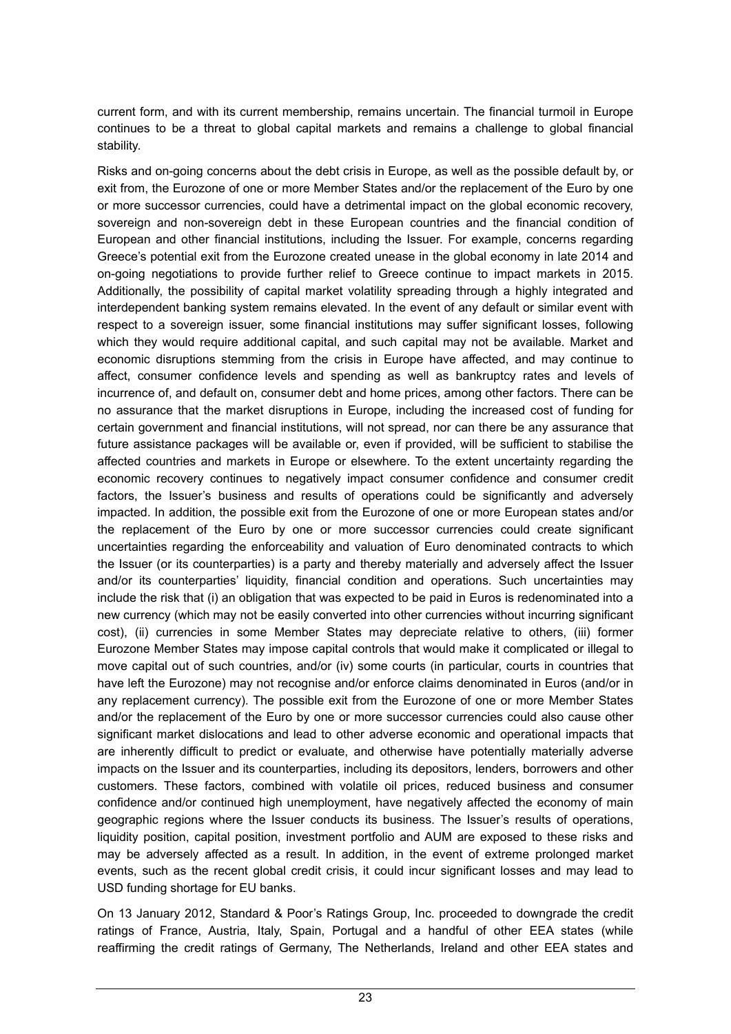current form, and with its current membership, remains uncertain. The financial turmoil in Europe continues to be a threat to global capital markets and remains a challenge to global financial stability.

Risks and on-going concerns about the debt crisis in Europe, as well as the possible default by, or exit from, the Eurozone of one or more Member States and/or the replacement of the Euro by one or more successor currencies, could have a detrimental impact on the global economic recovery, sovereign and non-sovereign debt in these European countries and the financial condition of European and other financial institutions, including the Issuer. For example, concerns regarding Greece's potential exit from the Eurozone created unease in the global economy in late 2014 and on-going negotiations to provide further relief to Greece continue to impact markets in 2015. Additionally, the possibility of capital market volatility spreading through a highly integrated and interdependent banking system remains elevated. In the event of any default or similar event with respect to a sovereign issuer, some financial institutions may suffer significant losses, following which they would require additional capital, and such capital may not be available. Market and economic disruptions stemming from the crisis in Europe have affected, and may continue to affect, consumer confidence levels and spending as well as bankruptcy rates and levels of incurrence of, and default on, consumer debt and home prices, among other factors. There can be no assurance that the market disruptions in Europe, including the increased cost of funding for certain government and financial institutions, will not spread, nor can there be any assurance that future assistance packages will be available or, even if provided, will be sufficient to stabilise the affected countries and markets in Europe or elsewhere. To the extent uncertainty regarding the economic recovery continues to negatively impact consumer confidence and consumer credit factors, the Issuer's business and results of operations could be significantly and adversely impacted. In addition, the possible exit from the Eurozone of one or more European states and/or the replacement of the Euro by one or more successor currencies could create significant uncertainties regarding the enforceability and valuation of Euro denominated contracts to which the Issuer (or its counterparties) is a party and thereby materially and adversely affect the Issuer and/or its counterparties' liquidity, financial condition and operations. Such uncertainties may include the risk that (i) an obligation that was expected to be paid in Euros is redenominated into a new currency (which may not be easily converted into other currencies without incurring significant cost), (ii) currencies in some Member States may depreciate relative to others, (iii) former Eurozone Member States may impose capital controls that would make it complicated or illegal to move capital out of such countries, and/or (iv) some courts (in particular, courts in countries that have left the Eurozone) may not recognise and/or enforce claims denominated in Euros (and/or in any replacement currency). The possible exit from the Eurozone of one or more Member States and/or the replacement of the Euro by one or more successor currencies could also cause other significant market dislocations and lead to other adverse economic and operational impacts that are inherently difficult to predict or evaluate, and otherwise have potentially materially adverse impacts on the Issuer and its counterparties, including its depositors, lenders, borrowers and other customers. These factors, combined with volatile oil prices, reduced business and consumer confidence and/or continued high unemployment, have negatively affected the economy of main geographic regions where the Issuer conducts its business. The Issuer's results of operations, liquidity position, capital position, investment portfolio and AUM are exposed to these risks and may be adversely affected as a result. In addition, in the event of extreme prolonged market events, such as the recent global credit crisis, it could incur significant losses and may lead to USD funding shortage for EU banks.

On 13 January 2012, Standard & Poor's Ratings Group, Inc. proceeded to downgrade the credit ratings of France, Austria, Italy, Spain, Portugal and a handful of other EEA states (while reaffirming the credit ratings of Germany, The Netherlands, Ireland and other EEA states and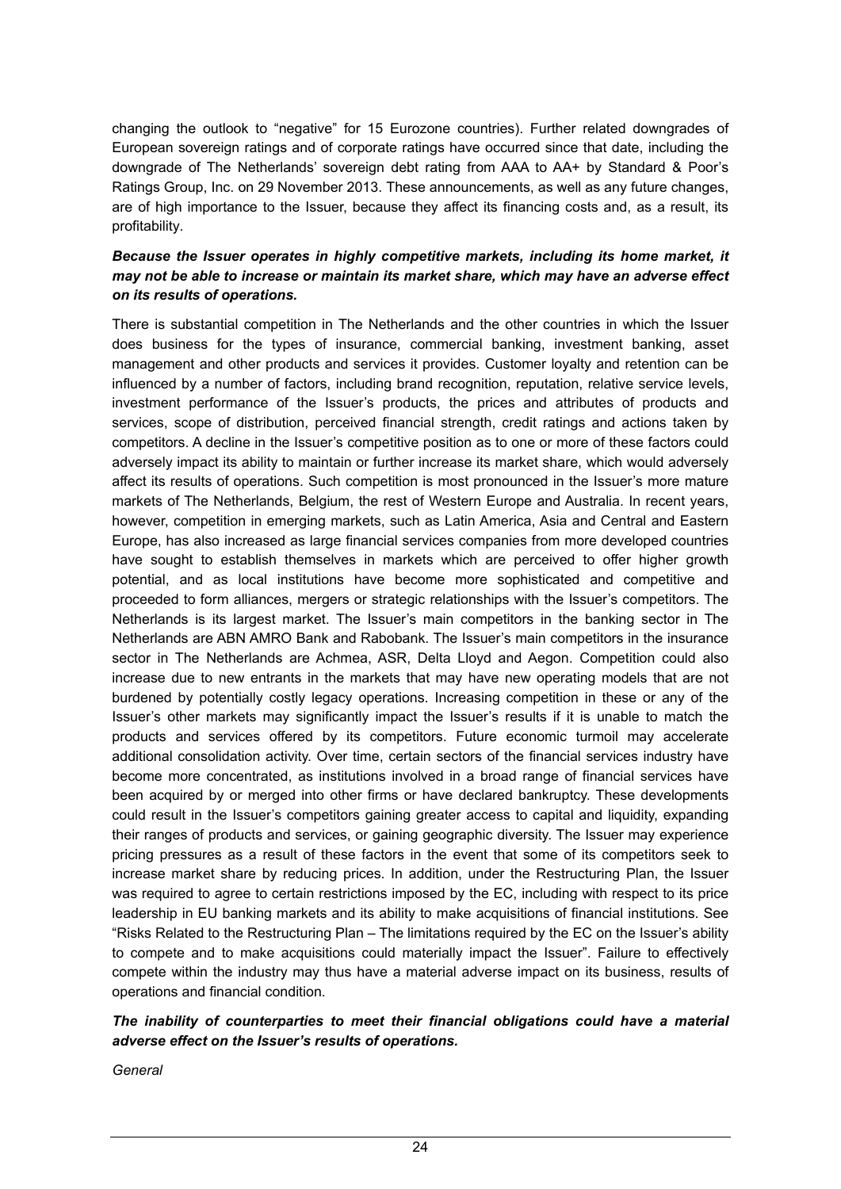changing the outlook to "negative" for 15 Eurozone countries). Further related downgrades of European sovereign ratings and of corporate ratings have occurred since that date, including the downgrade of The Netherlands' sovereign debt rating from AAA to AA+ by Standard & Poor's Ratings Group, Inc. on 29 November 2013. These announcements, as well as any future changes, are of high importance to the Issuer, because they affect its financing costs and, as a result, its profitability.

***Because the Issuer operates in highly competitive markets, including its home market, it may not be able to increase or maintain its market share, which may have an adverse effect on its results of operations.***

There is substantial competition in The Netherlands and the other countries in which the Issuer does business for the types of insurance, commercial banking, investment banking, asset management and other products and services it provides. Customer loyalty and retention can be influenced by a number of factors, including brand recognition, reputation, relative service levels, investment performance of the Issuer's products, the prices and attributes of products and services, scope of distribution, perceived financial strength, credit ratings and actions taken by competitors. A decline in the Issuer's competitive position as to one or more of these factors could adversely impact its ability to maintain or further increase its market share, which would adversely affect its results of operations. Such competition is most pronounced in the Issuer's more mature markets of The Netherlands, Belgium, the rest of Western Europe and Australia. In recent years, however, competition in emerging markets, such as Latin America, Asia and Central and Eastern Europe, has also increased as large financial services companies from more developed countries have sought to establish themselves in markets which are perceived to offer higher growth potential, and as local institutions have become more sophisticated and competitive and proceeded to form alliances, mergers or strategic relationships with the Issuer's competitors. The Netherlands is its largest market. The Issuer's main competitors in the banking sector in The Netherlands are ABN AMRO Bank and Rabobank. The Issuer's main competitors in the insurance sector in The Netherlands are Achmea, ASR, Delta Lloyd and Aegon. Competition could also increase due to new entrants in the markets that may have new operating models that are not burdened by potentially costly legacy operations. Increasing competition in these or any of the Issuer's other markets may significantly impact the Issuer's results if it is unable to match the products and services offered by its competitors. Future economic turmoil may accelerate additional consolidation activity. Over time, certain sectors of the financial services industry have become more concentrated, as institutions involved in a broad range of financial services have been acquired by or merged into other firms or have declared bankruptcy. These developments could result in the Issuer's competitors gaining greater access to capital and liquidity, expanding their ranges of products and services, or gaining geographic diversity. The Issuer may experience pricing pressures as a result of these factors in the event that some of its competitors seek to increase market share by reducing prices. In addition, under the Restructuring Plan, the Issuer was required to agree to certain restrictions imposed by the EC, including with respect to its price leadership in EU banking markets and its ability to make acquisitions of financial institutions. See "Risks Related to the Restructuring Plan – The limitations required by the EC on the Issuer's ability to compete and to make acquisitions could materially impact the Issuer". Failure to effectively compete within the industry may thus have a material adverse impact on its business, results of operations and financial condition.

***The inability of counterparties to meet their financial obligations could have a material adverse effect on the Issuer's results of operations.***

*General*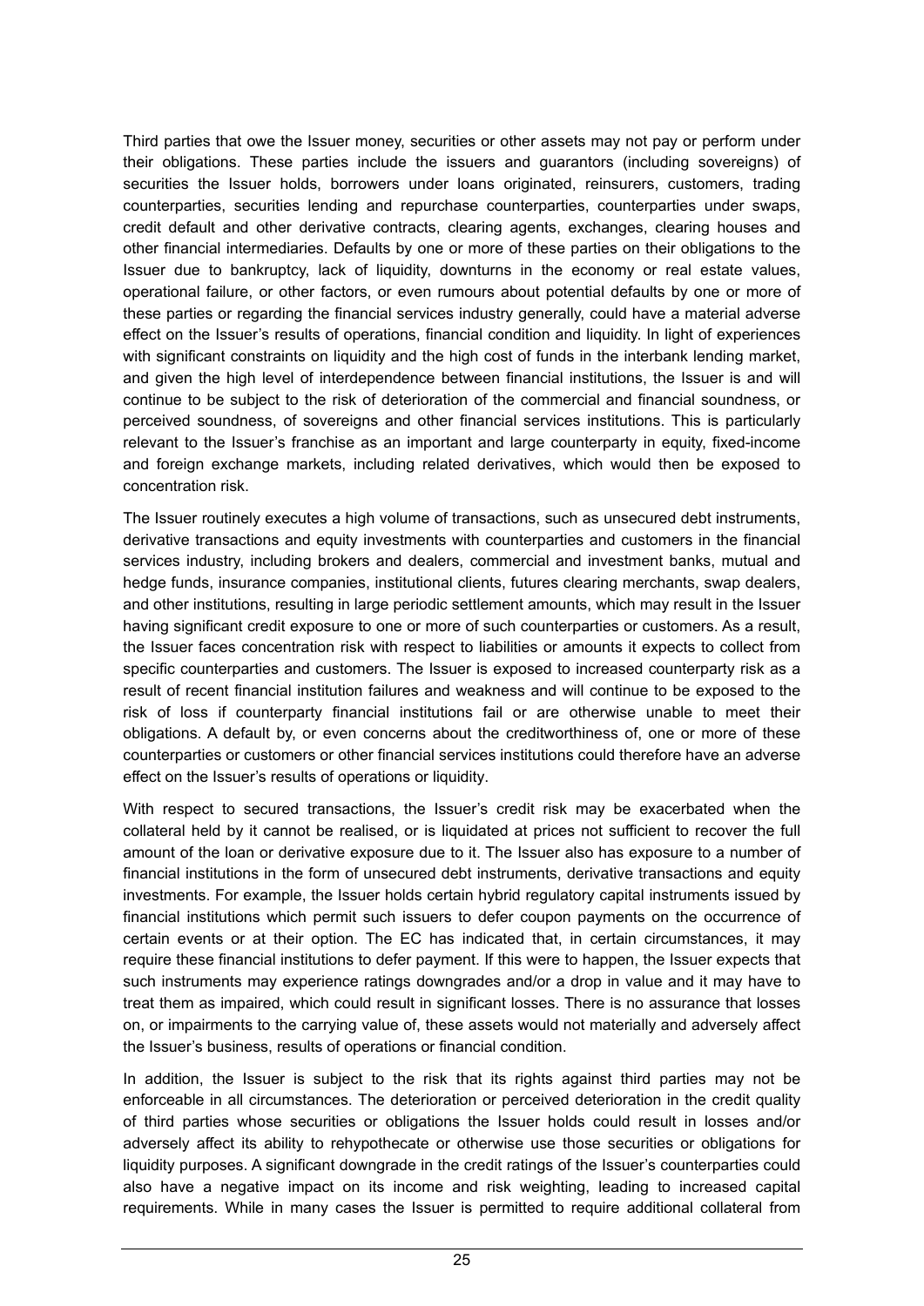Third parties that owe the Issuer money, securities or other assets may not pay or perform under their obligations. These parties include the issuers and guarantors (including sovereigns) of securities the Issuer holds, borrowers under loans originated, reinsurers, customers, trading counterparties, securities lending and repurchase counterparties, counterparties under swaps, credit default and other derivative contracts, clearing agents, exchanges, clearing houses and other financial intermediaries. Defaults by one or more of these parties on their obligations to the Issuer due to bankruptcy, lack of liquidity, downturns in the economy or real estate values, operational failure, or other factors, or even rumours about potential defaults by one or more of these parties or regarding the financial services industry generally, could have a material adverse effect on the Issuer's results of operations, financial condition and liquidity. In light of experiences with significant constraints on liquidity and the high cost of funds in the interbank lending market, and given the high level of interdependence between financial institutions, the Issuer is and will continue to be subject to the risk of deterioration of the commercial and financial soundness, or perceived soundness, of sovereigns and other financial services institutions. This is particularly relevant to the Issuer's franchise as an important and large counterparty in equity, fixed-income and foreign exchange markets, including related derivatives, which would then be exposed to concentration risk.

The Issuer routinely executes a high volume of transactions, such as unsecured debt instruments, derivative transactions and equity investments with counterparties and customers in the financial services industry, including brokers and dealers, commercial and investment banks, mutual and hedge funds, insurance companies, institutional clients, futures clearing merchants, swap dealers, and other institutions, resulting in large periodic settlement amounts, which may result in the Issuer having significant credit exposure to one or more of such counterparties or customers. As a result, the Issuer faces concentration risk with respect to liabilities or amounts it expects to collect from specific counterparties and customers. The Issuer is exposed to increased counterparty risk as a result of recent financial institution failures and weakness and will continue to be exposed to the risk of loss if counterparty financial institutions fail or are otherwise unable to meet their obligations. A default by, or even concerns about the creditworthiness of, one or more of these counterparties or customers or other financial services institutions could therefore have an adverse effect on the Issuer's results of operations or liquidity.

With respect to secured transactions, the Issuer's credit risk may be exacerbated when the collateral held by it cannot be realised, or is liquidated at prices not sufficient to recover the full amount of the loan or derivative exposure due to it. The Issuer also has exposure to a number of financial institutions in the form of unsecured debt instruments, derivative transactions and equity investments. For example, the Issuer holds certain hybrid regulatory capital instruments issued by financial institutions which permit such issuers to defer coupon payments on the occurrence of certain events or at their option. The EC has indicated that, in certain circumstances, it may require these financial institutions to defer payment. If this were to happen, the Issuer expects that such instruments may experience ratings downgrades and/or a drop in value and it may have to treat them as impaired, which could result in significant losses. There is no assurance that losses on, or impairments to the carrying value of, these assets would not materially and adversely affect the Issuer's business, results of operations or financial condition.

In addition, the Issuer is subject to the risk that its rights against third parties may not be enforceable in all circumstances. The deterioration or perceived deterioration in the credit quality of third parties whose securities or obligations the Issuer holds could result in losses and/or adversely affect its ability to rehypothecate or otherwise use those securities or obligations for liquidity purposes. A significant downgrade in the credit ratings of the Issuer's counterparties could also have a negative impact on its income and risk weighting, leading to increased capital requirements. While in many cases the Issuer is permitted to require additional collateral from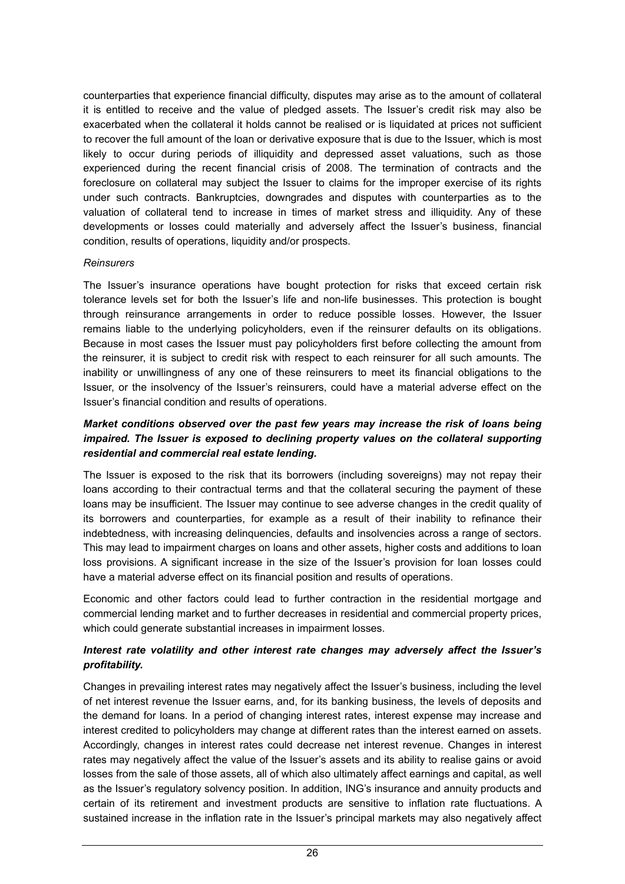counterparties that experience financial difficulty, disputes may arise as to the amount of collateral it is entitled to receive and the value of pledged assets. The Issuer's credit risk may also be exacerbated when the collateral it holds cannot be realised or is liquidated at prices not sufficient to recover the full amount of the loan or derivative exposure that is due to the Issuer, which is most likely to occur during periods of illiquidity and depressed asset valuations, such as those experienced during the recent financial crisis of 2008. The termination of contracts and the foreclosure on collateral may subject the Issuer to claims for the improper exercise of its rights under such contracts. Bankruptcies, downgrades and disputes with counterparties as to the valuation of collateral tend to increase in times of market stress and illiquidity. Any of these developments or losses could materially and adversely affect the Issuer's business, financial condition, results of operations, liquidity and/or prospects.

*Reinsurers*

The Issuer's insurance operations have bought protection for risks that exceed certain risk tolerance levels set for both the Issuer's life and non-life businesses. This protection is bought through reinsurance arrangements in order to reduce possible losses. However, the Issuer remains liable to the underlying policyholders, even if the reinsurer defaults on its obligations. Because in most cases the Issuer must pay policyholders first before collecting the amount from the reinsurer, it is subject to credit risk with respect to each reinsurer for all such amounts. The inability or unwillingness of any one of these reinsurers to meet its financial obligations to the Issuer, or the insolvency of the Issuer's reinsurers, could have a material adverse effect on the Issuer's financial condition and results of operations.

***Market conditions observed over the past few years may increase the risk of loans being impaired. The Issuer is exposed to declining property values on the collateral supporting residential and commercial real estate lending.***

The Issuer is exposed to the risk that its borrowers (including sovereigns) may not repay their loans according to their contractual terms and that the collateral securing the payment of these loans may be insufficient. The Issuer may continue to see adverse changes in the credit quality of its borrowers and counterparties, for example as a result of their inability to refinance their indebtedness, with increasing delinquencies, defaults and insolvencies across a range of sectors. This may lead to impairment charges on loans and other assets, higher costs and additions to loan loss provisions. A significant increase in the size of the Issuer's provision for loan losses could have a material adverse effect on its financial position and results of operations.

Economic and other factors could lead to further contraction in the residential mortgage and commercial lending market and to further decreases in residential and commercial property prices, which could generate substantial increases in impairment losses.

***Interest rate volatility and other interest rate changes may adversely affect the Issuer's profitability.***

Changes in prevailing interest rates may negatively affect the Issuer's business, including the level of net interest revenue the Issuer earns, and, for its banking business, the levels of deposits and the demand for loans. In a period of changing interest rates, interest expense may increase and interest credited to policyholders may change at different rates than the interest earned on assets. Accordingly, changes in interest rates could decrease net interest revenue. Changes in interest rates may negatively affect the value of the Issuer's assets and its ability to realise gains or avoid losses from the sale of those assets, all of which also ultimately affect earnings and capital, as well as the Issuer's regulatory solvency position. In addition, ING's insurance and annuity products and certain of its retirement and investment products are sensitive to inflation rate fluctuations. A sustained increase in the inflation rate in the Issuer's principal markets may also negatively affect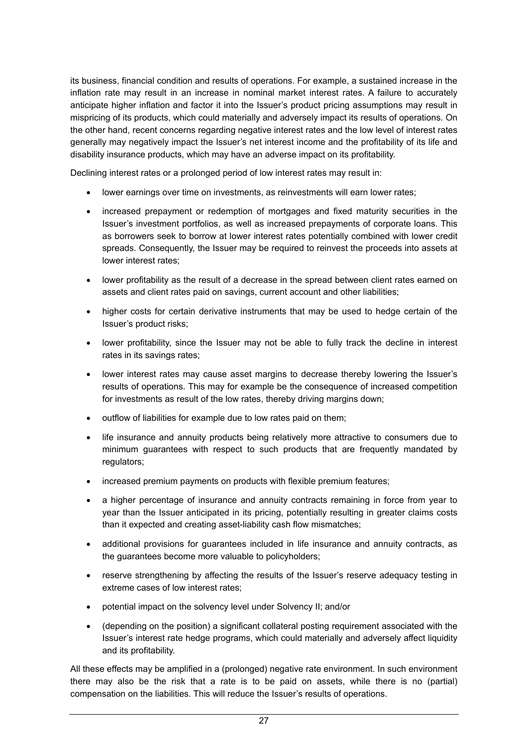its business, financial condition and results of operations. For example, a sustained increase in the inflation rate may result in an increase in nominal market interest rates. A failure to accurately anticipate higher inflation and factor it into the Issuer's product pricing assumptions may result in mispricing of its products, which could materially and adversely impact its results of operations. On the other hand, recent concerns regarding negative interest rates and the low level of interest rates generally may negatively impact the Issuer's net interest income and the profitability of its life and disability insurance products, which may have an adverse impact on its profitability.

Declining interest rates or a prolonged period of low interest rates may result in:

- lower earnings over time on investments, as reinvestments will earn lower rates;
- increased prepayment or redemption of mortgages and fixed maturity securities in the Issuer's investment portfolios, as well as increased prepayments of corporate loans. This as borrowers seek to borrow at lower interest rates potentially combined with lower credit spreads. Consequently, the Issuer may be required to reinvest the proceeds into assets at lower interest rates;
- lower profitability as the result of a decrease in the spread between client rates earned on assets and client rates paid on savings, current account and other liabilities;
- higher costs for certain derivative instruments that may be used to hedge certain of the Issuer's product risks;
- lower profitability, since the Issuer may not be able to fully track the decline in interest rates in its savings rates;
- lower interest rates may cause asset margins to decrease thereby lowering the Issuer's results of operations. This may for example be the consequence of increased competition for investments as result of the low rates, thereby driving margins down;
- outflow of liabilities for example due to low rates paid on them;
- life insurance and annuity products being relatively more attractive to consumers due to minimum guarantees with respect to such products that are frequently mandated by regulators;
- increased premium payments on products with flexible premium features;
- a higher percentage of insurance and annuity contracts remaining in force from year to year than the Issuer anticipated in its pricing, potentially resulting in greater claims costs than it expected and creating asset-liability cash flow mismatches;
- additional provisions for guarantees included in life insurance and annuity contracts, as the guarantees become more valuable to policyholders;
- reserve strengthening by affecting the results of the Issuer's reserve adequacy testing in extreme cases of low interest rates;
- potential impact on the solvency level under Solvency II; and/or
- (depending on the position) a significant collateral posting requirement associated with the Issuer's interest rate hedge programs, which could materially and adversely affect liquidity and its profitability.

All these effects may be amplified in a (prolonged) negative rate environment. In such environment there may also be the risk that a rate is to be paid on assets, while there is no (partial) compensation on the liabilities. This will reduce the Issuer's results of operations.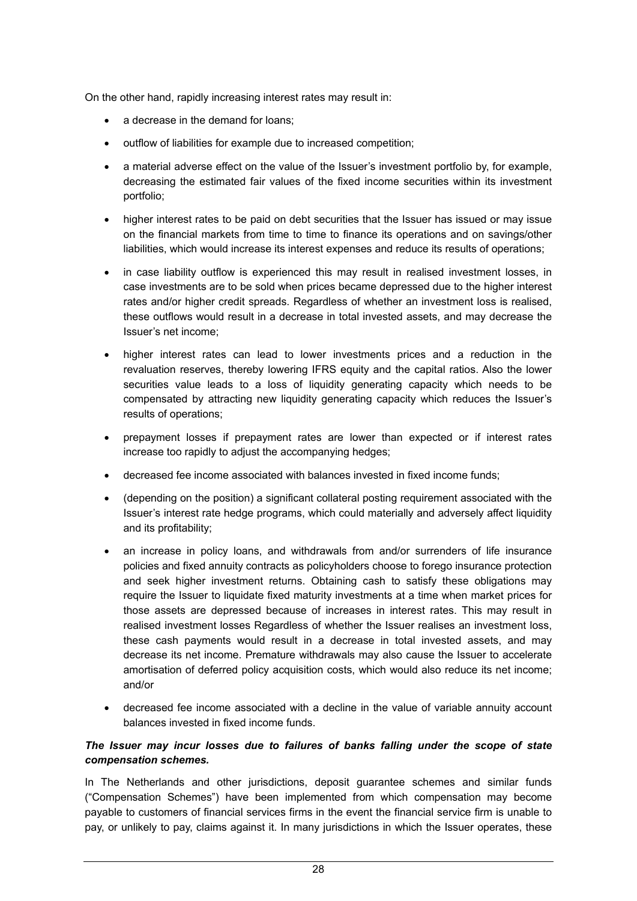On the other hand, rapidly increasing interest rates may result in:

- a decrease in the demand for loans;
- outflow of liabilities for example due to increased competition;
- a material adverse effect on the value of the Issuer's investment portfolio by, for example, decreasing the estimated fair values of the fixed income securities within its investment portfolio;
- higher interest rates to be paid on debt securities that the Issuer has issued or may issue on the financial markets from time to time to finance its operations and on savings/other liabilities, which would increase its interest expenses and reduce its results of operations;
- in case liability outflow is experienced this may result in realised investment losses, in case investments are to be sold when prices became depressed due to the higher interest rates and/or higher credit spreads. Regardless of whether an investment loss is realised, these outflows would result in a decrease in total invested assets, and may decrease the Issuer's net income;
- higher interest rates can lead to lower investments prices and a reduction in the revaluation reserves, thereby lowering IFRS equity and the capital ratios. Also the lower securities value leads to a loss of liquidity generating capacity which needs to be compensated by attracting new liquidity generating capacity which reduces the Issuer's results of operations;
- prepayment losses if prepayment rates are lower than expected or if interest rates increase too rapidly to adjust the accompanying hedges;
- decreased fee income associated with balances invested in fixed income funds;
- (depending on the position) a significant collateral posting requirement associated with the Issuer's interest rate hedge programs, which could materially and adversely affect liquidity and its profitability;
- an increase in policy loans, and withdrawals from and/or surrenders of life insurance policies and fixed annuity contracts as policyholders choose to forego insurance protection and seek higher investment returns. Obtaining cash to satisfy these obligations may require the Issuer to liquidate fixed maturity investments at a time when market prices for those assets are depressed because of increases in interest rates. This may result in realised investment losses Regardless of whether the Issuer realises an investment loss, these cash payments would result in a decrease in total invested assets, and may decrease its net income. Premature withdrawals may also cause the Issuer to accelerate amortisation of deferred policy acquisition costs, which would also reduce its net income; and/or
- decreased fee income associated with a decline in the value of variable annuity account balances invested in fixed income funds.

***The Issuer may incur losses due to failures of banks falling under the scope of state compensation schemes.***

In The Netherlands and other jurisdictions, deposit guarantee schemes and similar funds ("Compensation Schemes") have been implemented from which compensation may become payable to customers of financial services firms in the event the financial service firm is unable to pay, or unlikely to pay, claims against it. In many jurisdictions in which the Issuer operates, these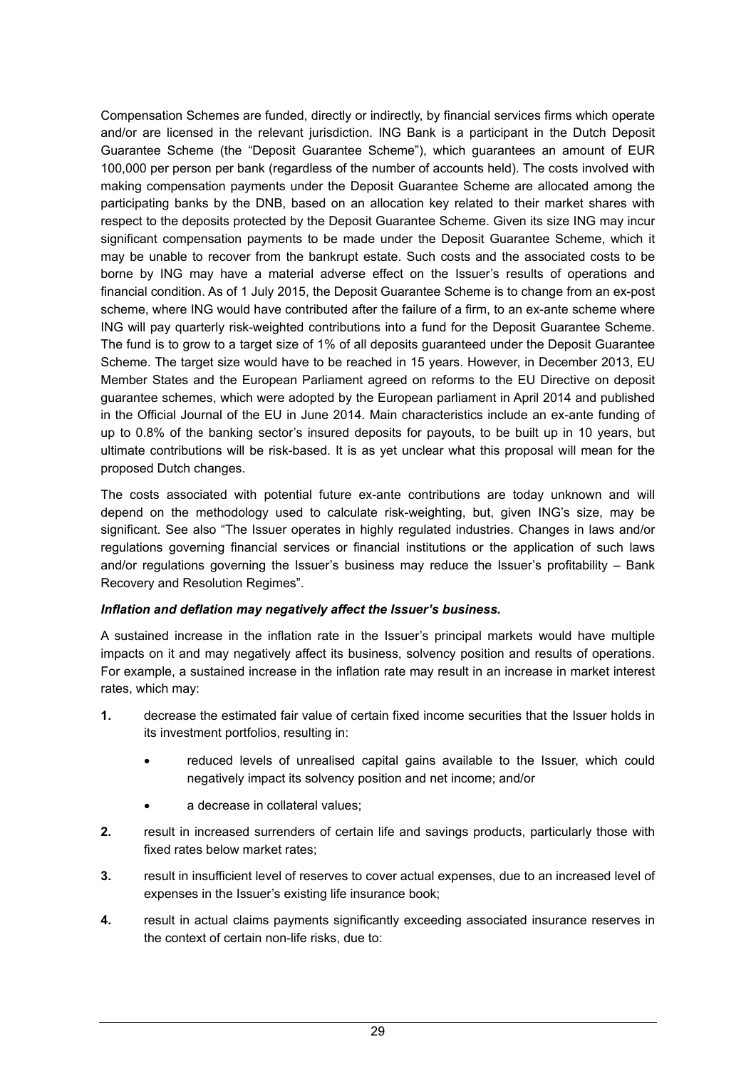Compensation Schemes are funded, directly or indirectly, by financial services firms which operate and/or are licensed in the relevant jurisdiction. ING Bank is a participant in the Dutch Deposit Guarantee Scheme (the "Deposit Guarantee Scheme"), which guarantees an amount of EUR 100,000 per person per bank (regardless of the number of accounts held). The costs involved with making compensation payments under the Deposit Guarantee Scheme are allocated among the participating banks by the DNB, based on an allocation key related to their market shares with respect to the deposits protected by the Deposit Guarantee Scheme. Given its size ING may incur significant compensation payments to be made under the Deposit Guarantee Scheme, which it may be unable to recover from the bankrupt estate. Such costs and the associated costs to be borne by ING may have a material adverse effect on the Issuer's results of operations and financial condition. As of 1 July 2015, the Deposit Guarantee Scheme is to change from an ex-post scheme, where ING would have contributed after the failure of a firm, to an ex-ante scheme where ING will pay quarterly risk-weighted contributions into a fund for the Deposit Guarantee Scheme. The fund is to grow to a target size of 1% of all deposits guaranteed under the Deposit Guarantee Scheme. The target size would have to be reached in 15 years. However, in December 2013, EU Member States and the European Parliament agreed on reforms to the EU Directive on deposit guarantee schemes, which were adopted by the European parliament in April 2014 and published in the Official Journal of the EU in June 2014. Main characteristics include an ex-ante funding of up to 0.8% of the banking sector's insured deposits for payouts, to be built up in 10 years, but ultimate contributions will be risk-based. It is as yet unclear what this proposal will mean for the proposed Dutch changes.

The costs associated with potential future ex-ante contributions are today unknown and will depend on the methodology used to calculate risk-weighting, but, given ING's size, may be significant. See also "The Issuer operates in highly regulated industries. Changes in laws and/or regulations governing financial services or financial institutions or the application of such laws and/or regulations governing the Issuer's business may reduce the Issuer's profitability – Bank Recovery and Resolution Regimes".

***Inflation and deflation may negatively affect the Issuer's business.***

A sustained increase in the inflation rate in the Issuer's principal markets would have multiple impacts on it and may negatively affect its business, solvency position and results of operations. For example, a sustained increase in the inflation rate may result in an increase in market interest rates, which may:

1. decrease the estimated fair value of certain fixed income securities that the Issuer holds in its investment portfolios, resulting in:
   - reduced levels of unrealised capital gains available to the Issuer, which could negatively impact its solvency position and net income; and/or
   - a decrease in collateral values;
2. result in increased surrenders of certain life and savings products, particularly those with fixed rates below market rates;
3. result in insufficient level of reserves to cover actual expenses, due to an increased level of expenses in the Issuer's existing life insurance book;
4. result in actual claims payments significantly exceeding associated insurance reserves in the context of certain non-life risks, due to: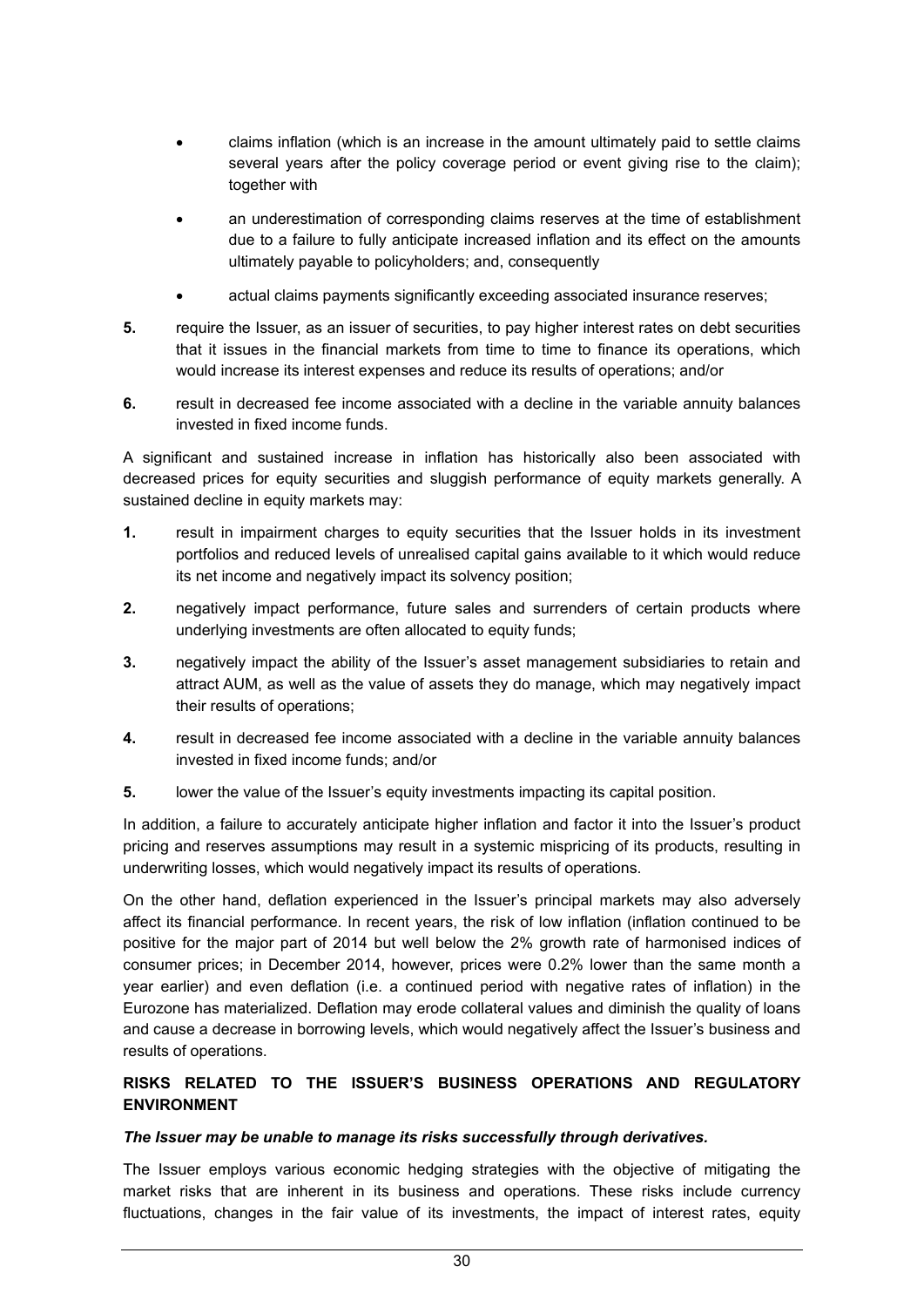- claims inflation (which is an increase in the amount ultimately paid to settle claims several years after the policy coverage period or event giving rise to the claim); together with
- an underestimation of corresponding claims reserves at the time of establishment due to a failure to fully anticipate increased inflation and its effect on the amounts ultimately payable to policyholders; and, consequently
- actual claims payments significantly exceeding associated insurance reserves;

**5.** require the Issuer, as an issuer of securities, to pay higher interest rates on debt securities that it issues in the financial markets from time to time to finance its operations, which would increase its interest expenses and reduce its results of operations; and/or

**6.** result in decreased fee income associated with a decline in the variable annuity balances invested in fixed income funds.

A significant and sustained increase in inflation has historically also been associated with decreased prices for equity securities and sluggish performance of equity markets generally. A sustained decline in equity markets may:

**1.** result in impairment charges to equity securities that the Issuer holds in its investment portfolios and reduced levels of unrealised capital gains available to it which would reduce its net income and negatively impact its solvency position;

**2.** negatively impact performance, future sales and surrenders of certain products where underlying investments are often allocated to equity funds;

**3.** negatively impact the ability of the Issuer's asset management subsidiaries to retain and attract AUM, as well as the value of assets they do manage, which may negatively impact their results of operations;

**4.** result in decreased fee income associated with a decline in the variable annuity balances invested in fixed income funds; and/or

**5.** lower the value of the Issuer's equity investments impacting its capital position.

In addition, a failure to accurately anticipate higher inflation and factor it into the Issuer's product pricing and reserves assumptions may result in a systemic mispricing of its products, resulting in underwriting losses, which would negatively impact its results of operations.

On the other hand, deflation experienced in the Issuer's principal markets may also adversely affect its financial performance. In recent years, the risk of low inflation (inflation continued to be positive for the major part of 2014 but well below the 2% growth rate of harmonised indices of consumer prices; in December 2014, however, prices were 0.2% lower than the same month a year earlier) and even deflation (i.e. a continued period with negative rates of inflation) in the Eurozone has materialized. Deflation may erode collateral values and diminish the quality of loans and cause a decrease in borrowing levels, which would negatively affect the Issuer's business and results of operations.

## RISKS RELATED TO THE ISSUER'S BUSINESS OPERATIONS AND REGULATORY ENVIRONMENT

***The Issuer may be unable to manage its risks successfully through derivatives.***

The Issuer employs various economic hedging strategies with the objective of mitigating the market risks that are inherent in its business and operations. These risks include currency fluctuations, changes in the fair value of its investments, the impact of interest rates, equity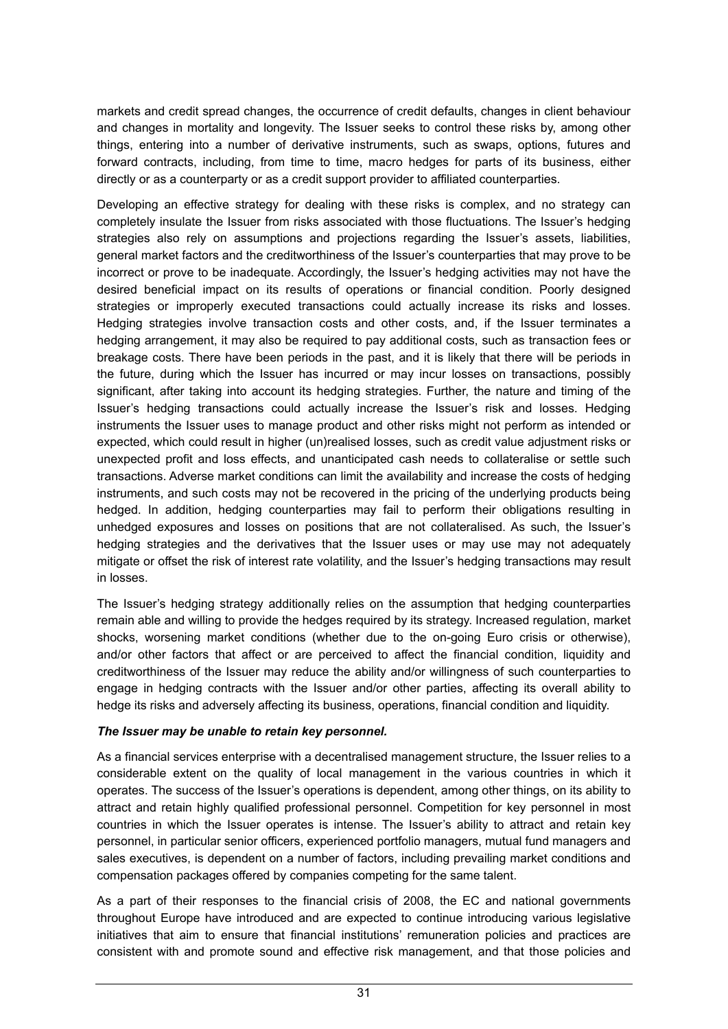markets and credit spread changes, the occurrence of credit defaults, changes in client behaviour and changes in mortality and longevity. The Issuer seeks to control these risks by, among other things, entering into a number of derivative instruments, such as swaps, options, futures and forward contracts, including, from time to time, macro hedges for parts of its business, either directly or as a counterparty or as a credit support provider to affiliated counterparties.

Developing an effective strategy for dealing with these risks is complex, and no strategy can completely insulate the Issuer from risks associated with those fluctuations. The Issuer's hedging strategies also rely on assumptions and projections regarding the Issuer's assets, liabilities, general market factors and the creditworthiness of the Issuer's counterparties that may prove to be incorrect or prove to be inadequate. Accordingly, the Issuer's hedging activities may not have the desired beneficial impact on its results of operations or financial condition. Poorly designed strategies or improperly executed transactions could actually increase its risks and losses. Hedging strategies involve transaction costs and other costs, and, if the Issuer terminates a hedging arrangement, it may also be required to pay additional costs, such as transaction fees or breakage costs. There have been periods in the past, and it is likely that there will be periods in the future, during which the Issuer has incurred or may incur losses on transactions, possibly significant, after taking into account its hedging strategies. Further, the nature and timing of the Issuer's hedging transactions could actually increase the Issuer's risk and losses. Hedging instruments the Issuer uses to manage product and other risks might not perform as intended or expected, which could result in higher (un)realised losses, such as credit value adjustment risks or unexpected profit and loss effects, and unanticipated cash needs to collateralise or settle such transactions. Adverse market conditions can limit the availability and increase the costs of hedging instruments, and such costs may not be recovered in the pricing of the underlying products being hedged. In addition, hedging counterparties may fail to perform their obligations resulting in unhedged exposures and losses on positions that are not collateralised. As such, the Issuer's hedging strategies and the derivatives that the Issuer uses or may use may not adequately mitigate or offset the risk of interest rate volatility, and the Issuer's hedging transactions may result in losses.

The Issuer's hedging strategy additionally relies on the assumption that hedging counterparties remain able and willing to provide the hedges required by its strategy. Increased regulation, market shocks, worsening market conditions (whether due to the on-going Euro crisis or otherwise), and/or other factors that affect or are perceived to affect the financial condition, liquidity and creditworthiness of the Issuer may reduce the ability and/or willingness of such counterparties to engage in hedging contracts with the Issuer and/or other parties, affecting its overall ability to hedge its risks and adversely affecting its business, operations, financial condition and liquidity.

***The Issuer may be unable to retain key personnel.***

As a financial services enterprise with a decentralised management structure, the Issuer relies to a considerable extent on the quality of local management in the various countries in which it operates. The success of the Issuer's operations is dependent, among other things, on its ability to attract and retain highly qualified professional personnel. Competition for key personnel in most countries in which the Issuer operates is intense. The Issuer's ability to attract and retain key personnel, in particular senior officers, experienced portfolio managers, mutual fund managers and sales executives, is dependent on a number of factors, including prevailing market conditions and compensation packages offered by companies competing for the same talent.

As a part of their responses to the financial crisis of 2008, the EC and national governments throughout Europe have introduced and are expected to continue introducing various legislative initiatives that aim to ensure that financial institutions' remuneration policies and practices are consistent with and promote sound and effective risk management, and that those policies and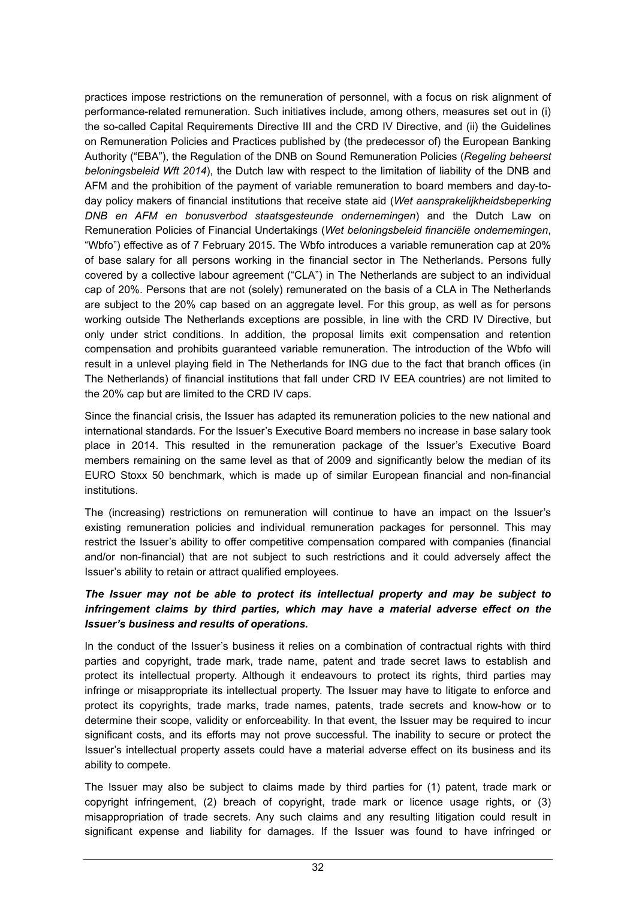practices impose restrictions on the remuneration of personnel, with a focus on risk alignment of performance-related remuneration. Such initiatives include, among others, measures set out in (i) the so-called Capital Requirements Directive III and the CRD IV Directive, and (ii) the Guidelines on Remuneration Policies and Practices published by (the predecessor of) the European Banking Authority ("EBA"), the Regulation of the DNB on Sound Remuneration Policies (*Regeling beheerst beloningsbeleid Wft 2014*), the Dutch law with respect to the limitation of liability of the DNB and AFM and the prohibition of the payment of variable remuneration to board members and day-to-day policy makers of financial institutions that receive state aid (*Wet aansprakelijkheidsbeperking DNB en AFM en bonusverbod staatsgesteunde ondernemingen*) and the Dutch Law on Remuneration Policies of Financial Undertakings (*Wet beloningsbeleid financiële ondernemingen*, "Wbfo") effective as of 7 February 2015. The Wbfo introduces a variable remuneration cap at 20% of base salary for all persons working in the financial sector in The Netherlands. Persons fully covered by a collective labour agreement ("CLA") in The Netherlands are subject to an individual cap of 20%. Persons that are not (solely) remunerated on the basis of a CLA in The Netherlands are subject to the 20% cap based on an aggregate level. For this group, as well as for persons working outside The Netherlands exceptions are possible, in line with the CRD IV Directive, but only under strict conditions. In addition, the proposal limits exit compensation and retention compensation and prohibits guaranteed variable remuneration. The introduction of the Wbfo will result in a unlevel playing field in The Netherlands for ING due to the fact that branch offices (in The Netherlands) of financial institutions that fall under CRD IV EEA countries) are not limited to the 20% cap but are limited to the CRD IV caps.

Since the financial crisis, the Issuer has adapted its remuneration policies to the new national and international standards. For the Issuer's Executive Board members no increase in base salary took place in 2014. This resulted in the remuneration package of the Issuer's Executive Board members remaining on the same level as that of 2009 and significantly below the median of its EURO Stoxx 50 benchmark, which is made up of similar European financial and non-financial institutions.

The (increasing) restrictions on remuneration will continue to have an impact on the Issuer's existing remuneration policies and individual remuneration packages for personnel. This may restrict the Issuer's ability to offer competitive compensation compared with companies (financial and/or non-financial) that are not subject to such restrictions and it could adversely affect the Issuer's ability to retain or attract qualified employees.

***The Issuer may not be able to protect its intellectual property and may be subject to infringement claims by third parties, which may have a material adverse effect on the Issuer's business and results of operations.***

In the conduct of the Issuer's business it relies on a combination of contractual rights with third parties and copyright, trade mark, trade name, patent and trade secret laws to establish and protect its intellectual property. Although it endeavours to protect its rights, third parties may infringe or misappropriate its intellectual property. The Issuer may have to litigate to enforce and protect its copyrights, trade marks, trade names, patents, trade secrets and know-how or to determine their scope, validity or enforceability. In that event, the Issuer may be required to incur significant costs, and its efforts may not prove successful. The inability to secure or protect the Issuer's intellectual property assets could have a material adverse effect on its business and its ability to compete.

The Issuer may also be subject to claims made by third parties for (1) patent, trade mark or copyright infringement, (2) breach of copyright, trade mark or licence usage rights, or (3) misappropriation of trade secrets. Any such claims and any resulting litigation could result in significant expense and liability for damages. If the Issuer was found to have infringed or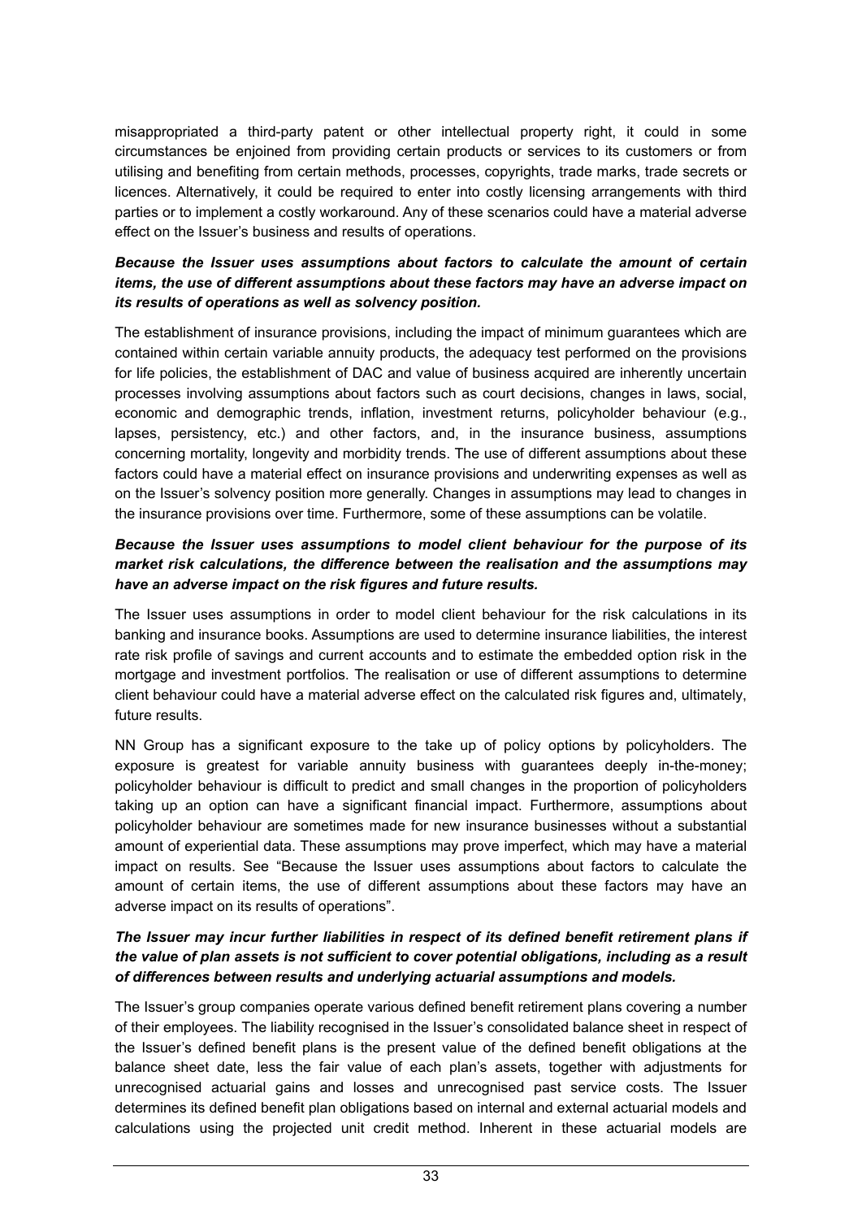misappropriated a third-party patent or other intellectual property right, it could in some circumstances be enjoined from providing certain products or services to its customers or from utilising and benefiting from certain methods, processes, copyrights, trade marks, trade secrets or licences. Alternatively, it could be required to enter into costly licensing arrangements with third parties or to implement a costly workaround. Any of these scenarios could have a material adverse effect on the Issuer's business and results of operations.

***Because the Issuer uses assumptions about factors to calculate the amount of certain items, the use of different assumptions about these factors may have an adverse impact on its results of operations as well as solvency position.***

The establishment of insurance provisions, including the impact of minimum guarantees which are contained within certain variable annuity products, the adequacy test performed on the provisions for life policies, the establishment of DAC and value of business acquired are inherently uncertain processes involving assumptions about factors such as court decisions, changes in laws, social, economic and demographic trends, inflation, investment returns, policyholder behaviour (e.g., lapses, persistency, etc.) and other factors, and, in the insurance business, assumptions concerning mortality, longevity and morbidity trends. The use of different assumptions about these factors could have a material effect on insurance provisions and underwriting expenses as well as on the Issuer's solvency position more generally. Changes in assumptions may lead to changes in the insurance provisions over time. Furthermore, some of these assumptions can be volatile.

***Because the Issuer uses assumptions to model client behaviour for the purpose of its market risk calculations, the difference between the realisation and the assumptions may have an adverse impact on the risk figures and future results.***

The Issuer uses assumptions in order to model client behaviour for the risk calculations in its banking and insurance books. Assumptions are used to determine insurance liabilities, the interest rate risk profile of savings and current accounts and to estimate the embedded option risk in the mortgage and investment portfolios. The realisation or use of different assumptions to determine client behaviour could have a material adverse effect on the calculated risk figures and, ultimately, future results.

NN Group has a significant exposure to the take up of policy options by policyholders. The exposure is greatest for variable annuity business with guarantees deeply in-the-money; policyholder behaviour is difficult to predict and small changes in the proportion of policyholders taking up an option can have a significant financial impact. Furthermore, assumptions about policyholder behaviour are sometimes made for new insurance businesses without a substantial amount of experiential data. These assumptions may prove imperfect, which may have a material impact on results. See "Because the Issuer uses assumptions about factors to calculate the amount of certain items, the use of different assumptions about these factors may have an adverse impact on its results of operations".

***The Issuer may incur further liabilities in respect of its defined benefit retirement plans if the value of plan assets is not sufficient to cover potential obligations, including as a result of differences between results and underlying actuarial assumptions and models.***

The Issuer's group companies operate various defined benefit retirement plans covering a number of their employees. The liability recognised in the Issuer's consolidated balance sheet in respect of the Issuer's defined benefit plans is the present value of the defined benefit obligations at the balance sheet date, less the fair value of each plan's assets, together with adjustments for unrecognised actuarial gains and losses and unrecognised past service costs. The Issuer determines its defined benefit plan obligations based on internal and external actuarial models and calculations using the projected unit credit method. Inherent in these actuarial models are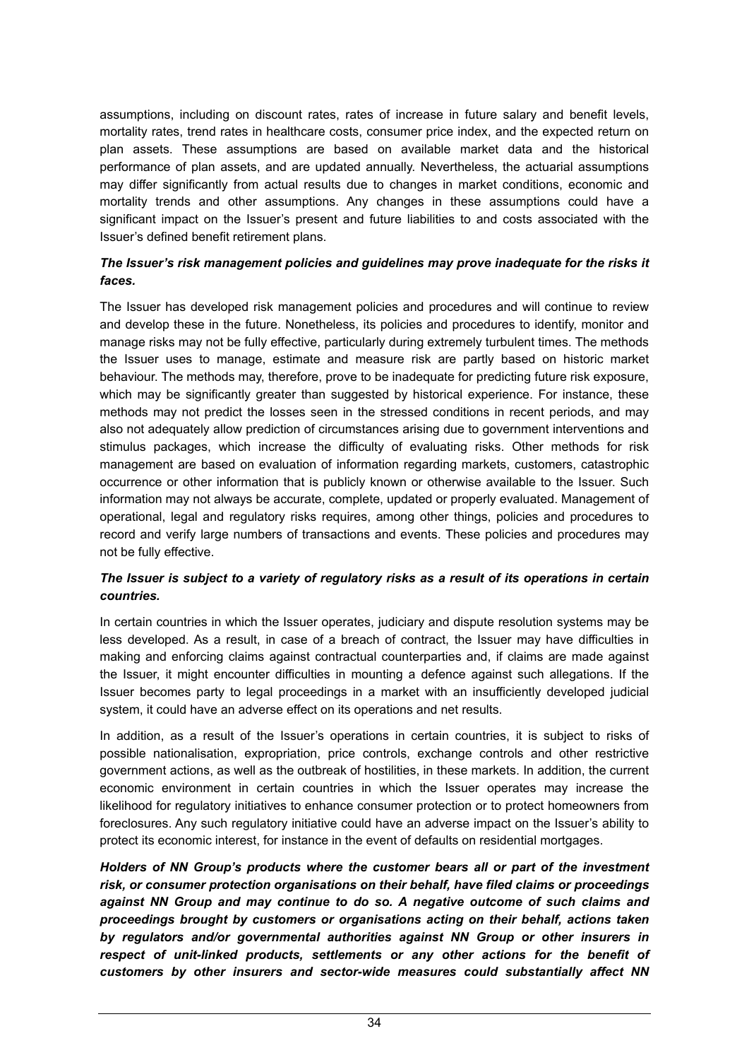assumptions, including on discount rates, rates of increase in future salary and benefit levels, mortality rates, trend rates in healthcare costs, consumer price index, and the expected return on plan assets. These assumptions are based on available market data and the historical performance of plan assets, and are updated annually. Nevertheless, the actuarial assumptions may differ significantly from actual results due to changes in market conditions, economic and mortality trends and other assumptions. Any changes in these assumptions could have a significant impact on the Issuer's present and future liabilities to and costs associated with the Issuer's defined benefit retirement plans.

***The Issuer's risk management policies and guidelines may prove inadequate for the risks it faces.***

The Issuer has developed risk management policies and procedures and will continue to review and develop these in the future. Nonetheless, its policies and procedures to identify, monitor and manage risks may not be fully effective, particularly during extremely turbulent times. The methods the Issuer uses to manage, estimate and measure risk are partly based on historic market behaviour. The methods may, therefore, prove to be inadequate for predicting future risk exposure, which may be significantly greater than suggested by historical experience. For instance, these methods may not predict the losses seen in the stressed conditions in recent periods, and may also not adequately allow prediction of circumstances arising due to government interventions and stimulus packages, which increase the difficulty of evaluating risks. Other methods for risk management are based on evaluation of information regarding markets, customers, catastrophic occurrence or other information that is publicly known or otherwise available to the Issuer. Such information may not always be accurate, complete, updated or properly evaluated. Management of operational, legal and regulatory risks requires, among other things, policies and procedures to record and verify large numbers of transactions and events. These policies and procedures may not be fully effective.

***The Issuer is subject to a variety of regulatory risks as a result of its operations in certain countries.***

In certain countries in which the Issuer operates, judiciary and dispute resolution systems may be less developed. As a result, in case of a breach of contract, the Issuer may have difficulties in making and enforcing claims against contractual counterparties and, if claims are made against the Issuer, it might encounter difficulties in mounting a defence against such allegations. If the Issuer becomes party to legal proceedings in a market with an insufficiently developed judicial system, it could have an adverse effect on its operations and net results.

In addition, as a result of the Issuer's operations in certain countries, it is subject to risks of possible nationalisation, expropriation, price controls, exchange controls and other restrictive government actions, as well as the outbreak of hostilities, in these markets. In addition, the current economic environment in certain countries in which the Issuer operates may increase the likelihood for regulatory initiatives to enhance consumer protection or to protect homeowners from foreclosures. Any such regulatory initiative could have an adverse impact on the Issuer's ability to protect its economic interest, for instance in the event of defaults on residential mortgages.

***Holders of NN Group's products where the customer bears all or part of the investment risk, or consumer protection organisations on their behalf, have filed claims or proceedings against NN Group and may continue to do so. A negative outcome of such claims and proceedings brought by customers or organisations acting on their behalf, actions taken by regulators and/or governmental authorities against NN Group or other insurers in respect of unit-linked products, settlements or any other actions for the benefit of customers by other insurers and sector-wide measures could substantially affect NN***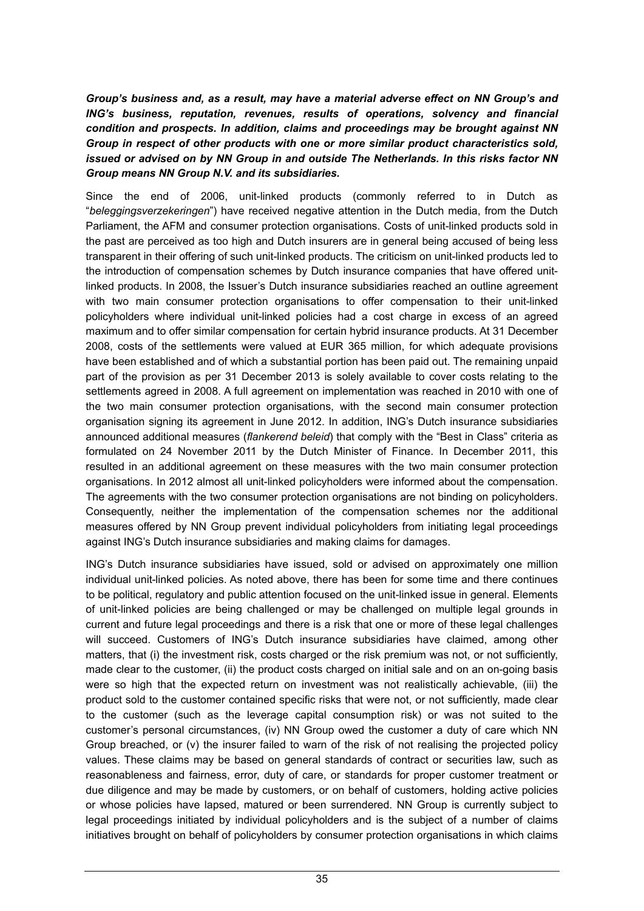***Group's business and, as a result, may have a material adverse effect on NN Group's and ING's business, reputation, revenues, results of operations, solvency and financial condition and prospects. In addition, claims and proceedings may be brought against NN Group in respect of other products with one or more similar product characteristics sold, issued or advised on by NN Group in and outside The Netherlands. In this risks factor NN Group means NN Group N.V. and its subsidiaries.***

Since the end of 2006, unit-linked products (commonly referred to in Dutch as "*beleggingsverzekeringen*") have received negative attention in the Dutch media, from the Dutch Parliament, the AFM and consumer protection organisations. Costs of unit-linked products sold in the past are perceived as too high and Dutch insurers are in general being accused of being less transparent in their offering of such unit-linked products. The criticism on unit-linked products led to the introduction of compensation schemes by Dutch insurance companies that have offered unit-linked products. In 2008, the Issuer's Dutch insurance subsidiaries reached an outline agreement with two main consumer protection organisations to offer compensation to their unit-linked policyholders where individual unit-linked policies had a cost charge in excess of an agreed maximum and to offer similar compensation for certain hybrid insurance products. At 31 December 2008, costs of the settlements were valued at EUR 365 million, for which adequate provisions have been established and of which a substantial portion has been paid out. The remaining unpaid part of the provision as per 31 December 2013 is solely available to cover costs relating to the settlements agreed in 2008. A full agreement on implementation was reached in 2010 with one of the two main consumer protection organisations, with the second main consumer protection organisation signing its agreement in June 2012. In addition, ING's Dutch insurance subsidiaries announced additional measures (*flankerend beleid*) that comply with the "Best in Class" criteria as formulated on 24 November 2011 by the Dutch Minister of Finance. In December 2011, this resulted in an additional agreement on these measures with the two main consumer protection organisations. In 2012 almost all unit-linked policyholders were informed about the compensation. The agreements with the two consumer protection organisations are not binding on policyholders. Consequently, neither the implementation of the compensation schemes nor the additional measures offered by NN Group prevent individual policyholders from initiating legal proceedings against ING's Dutch insurance subsidiaries and making claims for damages.

ING's Dutch insurance subsidiaries have issued, sold or advised on approximately one million individual unit-linked policies. As noted above, there has been for some time and there continues to be political, regulatory and public attention focused on the unit-linked issue in general. Elements of unit-linked policies are being challenged or may be challenged on multiple legal grounds in current and future legal proceedings and there is a risk that one or more of these legal challenges will succeed. Customers of ING's Dutch insurance subsidiaries have claimed, among other matters, that (i) the investment risk, costs charged or the risk premium was not, or not sufficiently, made clear to the customer, (ii) the product costs charged on initial sale and on an on-going basis were so high that the expected return on investment was not realistically achievable, (iii) the product sold to the customer contained specific risks that were not, or not sufficiently, made clear to the customer (such as the leverage capital consumption risk) or was not suited to the customer's personal circumstances, (iv) NN Group owed the customer a duty of care which NN Group breached, or (v) the insurer failed to warn of the risk of not realising the projected policy values. These claims may be based on general standards of contract or securities law, such as reasonableness and fairness, error, duty of care, or standards for proper customer treatment or due diligence and may be made by customers, or on behalf of customers, holding active policies or whose policies have lapsed, matured or been surrendered. NN Group is currently subject to legal proceedings initiated by individual policyholders and is the subject of a number of claims initiatives brought on behalf of policyholders by consumer protection organisations in which claims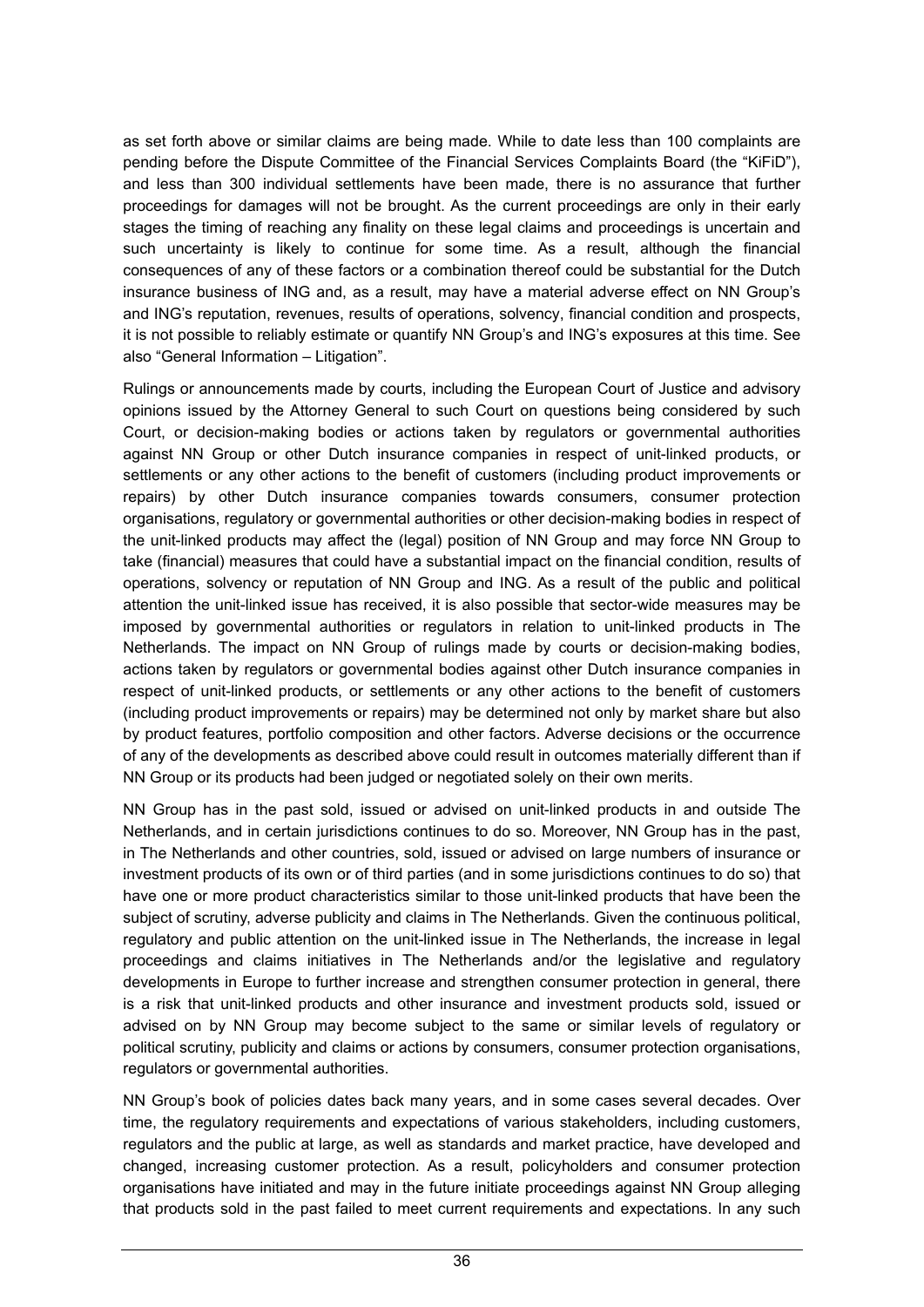as set forth above or similar claims are being made. While to date less than 100 complaints are pending before the Dispute Committee of the Financial Services Complaints Board (the "KiFiD"), and less than 300 individual settlements have been made, there is no assurance that further proceedings for damages will not be brought. As the current proceedings are only in their early stages the timing of reaching any finality on these legal claims and proceedings is uncertain and such uncertainty is likely to continue for some time. As a result, although the financial consequences of any of these factors or a combination thereof could be substantial for the Dutch insurance business of ING and, as a result, may have a material adverse effect on NN Group's and ING's reputation, revenues, results of operations, solvency, financial condition and prospects, it is not possible to reliably estimate or quantify NN Group's and ING's exposures at this time. See also "General Information – Litigation".

Rulings or announcements made by courts, including the European Court of Justice and advisory opinions issued by the Attorney General to such Court on questions being considered by such Court, or decision-making bodies or actions taken by regulators or governmental authorities against NN Group or other Dutch insurance companies in respect of unit-linked products, or settlements or any other actions to the benefit of customers (including product improvements or repairs) by other Dutch insurance companies towards consumers, consumer protection organisations, regulatory or governmental authorities or other decision-making bodies in respect of the unit-linked products may affect the (legal) position of NN Group and may force NN Group to take (financial) measures that could have a substantial impact on the financial condition, results of operations, solvency or reputation of NN Group and ING. As a result of the public and political attention the unit-linked issue has received, it is also possible that sector-wide measures may be imposed by governmental authorities or regulators in relation to unit-linked products in The Netherlands. The impact on NN Group of rulings made by courts or decision-making bodies, actions taken by regulators or governmental bodies against other Dutch insurance companies in respect of unit-linked products, or settlements or any other actions to the benefit of customers (including product improvements or repairs) may be determined not only by market share but also by product features, portfolio composition and other factors. Adverse decisions or the occurrence of any of the developments as described above could result in outcomes materially different than if NN Group or its products had been judged or negotiated solely on their own merits.

NN Group has in the past sold, issued or advised on unit-linked products in and outside The Netherlands, and in certain jurisdictions continues to do so. Moreover, NN Group has in the past, in The Netherlands and other countries, sold, issued or advised on large numbers of insurance or investment products of its own or of third parties (and in some jurisdictions continues to do so) that have one or more product characteristics similar to those unit-linked products that have been the subject of scrutiny, adverse publicity and claims in The Netherlands. Given the continuous political, regulatory and public attention on the unit-linked issue in The Netherlands, the increase in legal proceedings and claims initiatives in The Netherlands and/or the legislative and regulatory developments in Europe to further increase and strengthen consumer protection in general, there is a risk that unit-linked products and other insurance and investment products sold, issued or advised on by NN Group may become subject to the same or similar levels of regulatory or political scrutiny, publicity and claims or actions by consumers, consumer protection organisations, regulators or governmental authorities.

NN Group's book of policies dates back many years, and in some cases several decades. Over time, the regulatory requirements and expectations of various stakeholders, including customers, regulators and the public at large, as well as standards and market practice, have developed and changed, increasing customer protection. As a result, policyholders and consumer protection organisations have initiated and may in the future initiate proceedings against NN Group alleging that products sold in the past failed to meet current requirements and expectations. In any such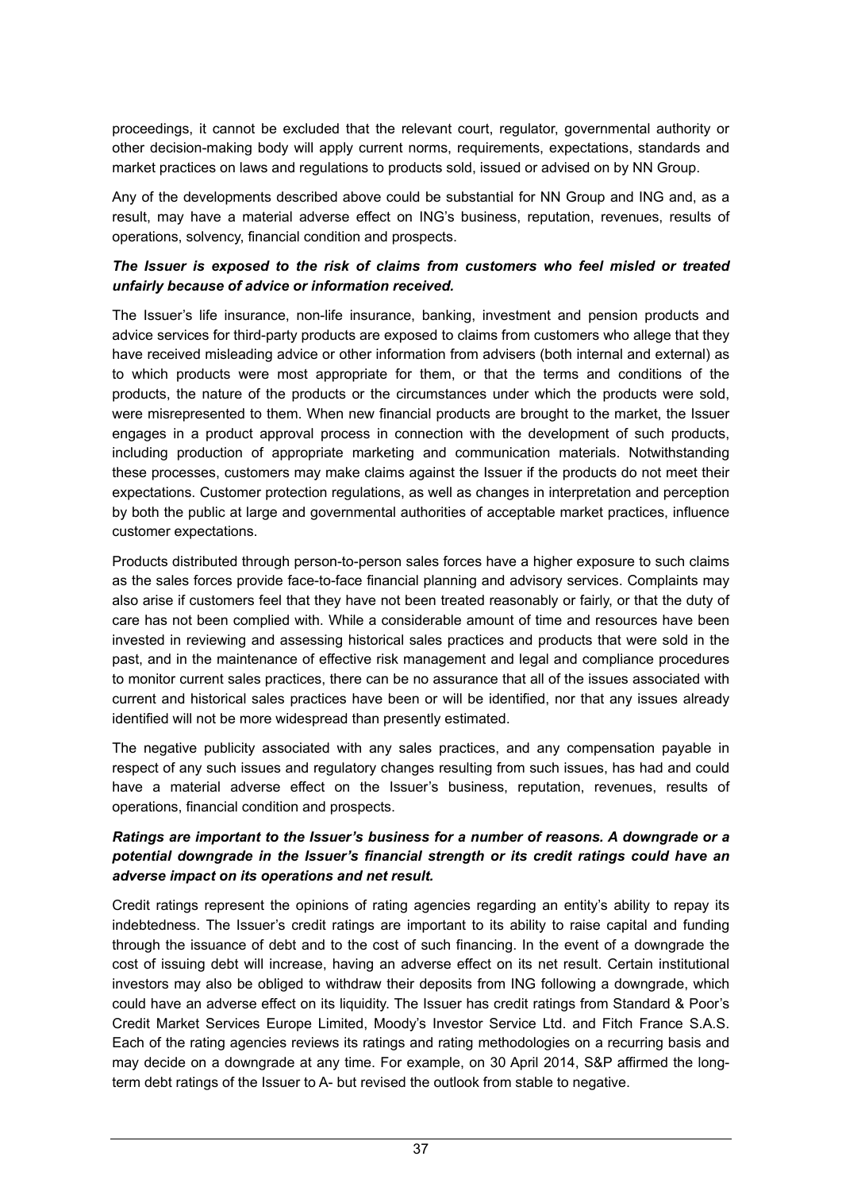proceedings, it cannot be excluded that the relevant court, regulator, governmental authority or other decision-making body will apply current norms, requirements, expectations, standards and market practices on laws and regulations to products sold, issued or advised on by NN Group.

Any of the developments described above could be substantial for NN Group and ING and, as a result, may have a material adverse effect on ING's business, reputation, revenues, results of operations, solvency, financial condition and prospects.

***The Issuer is exposed to the risk of claims from customers who feel misled or treated unfairly because of advice or information received.***

The Issuer's life insurance, non-life insurance, banking, investment and pension products and advice services for third-party products are exposed to claims from customers who allege that they have received misleading advice or other information from advisers (both internal and external) as to which products were most appropriate for them, or that the terms and conditions of the products, the nature of the products or the circumstances under which the products were sold, were misrepresented to them. When new financial products are brought to the market, the Issuer engages in a product approval process in connection with the development of such products, including production of appropriate marketing and communication materials. Notwithstanding these processes, customers may make claims against the Issuer if the products do not meet their expectations. Customer protection regulations, as well as changes in interpretation and perception by both the public at large and governmental authorities of acceptable market practices, influence customer expectations.

Products distributed through person-to-person sales forces have a higher exposure to such claims as the sales forces provide face-to-face financial planning and advisory services. Complaints may also arise if customers feel that they have not been treated reasonably or fairly, or that the duty of care has not been complied with. While a considerable amount of time and resources have been invested in reviewing and assessing historical sales practices and products that were sold in the past, and in the maintenance of effective risk management and legal and compliance procedures to monitor current sales practices, there can be no assurance that all of the issues associated with current and historical sales practices have been or will be identified, nor that any issues already identified will not be more widespread than presently estimated.

The negative publicity associated with any sales practices, and any compensation payable in respect of any such issues and regulatory changes resulting from such issues, has had and could have a material adverse effect on the Issuer's business, reputation, revenues, results of operations, financial condition and prospects.

***Ratings are important to the Issuer's business for a number of reasons. A downgrade or a potential downgrade in the Issuer's financial strength or its credit ratings could have an adverse impact on its operations and net result.***

Credit ratings represent the opinions of rating agencies regarding an entity's ability to repay its indebtedness. The Issuer's credit ratings are important to its ability to raise capital and funding through the issuance of debt and to the cost of such financing. In the event of a downgrade the cost of issuing debt will increase, having an adverse effect on its net result. Certain institutional investors may also be obliged to withdraw their deposits from ING following a downgrade, which could have an adverse effect on its liquidity. The Issuer has credit ratings from Standard & Poor's Credit Market Services Europe Limited, Moody's Investor Service Ltd. and Fitch France S.A.S. Each of the rating agencies reviews its ratings and rating methodologies on a recurring basis and may decide on a downgrade at any time. For example, on 30 April 2014, S&P affirmed the long-term debt ratings of the Issuer to A- but revised the outlook from stable to negative.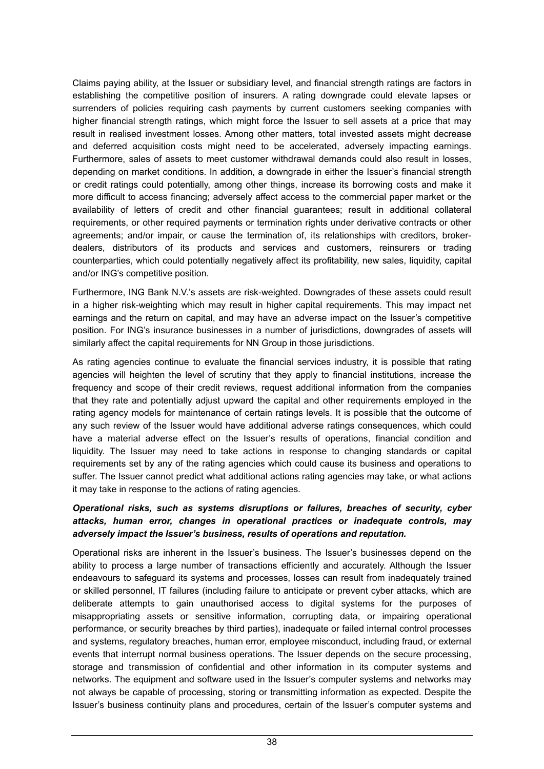Claims paying ability, at the Issuer or subsidiary level, and financial strength ratings are factors in establishing the competitive position of insurers. A rating downgrade could elevate lapses or surrenders of policies requiring cash payments by current customers seeking companies with higher financial strength ratings, which might force the Issuer to sell assets at a price that may result in realised investment losses. Among other matters, total invested assets might decrease and deferred acquisition costs might need to be accelerated, adversely impacting earnings. Furthermore, sales of assets to meet customer withdrawal demands could also result in losses, depending on market conditions. In addition, a downgrade in either the Issuer's financial strength or credit ratings could potentially, among other things, increase its borrowing costs and make it more difficult to access financing; adversely affect access to the commercial paper market or the availability of letters of credit and other financial guarantees; result in additional collateral requirements, or other required payments or termination rights under derivative contracts or other agreements; and/or impair, or cause the termination of, its relationships with creditors, broker-dealers, distributors of its products and services and customers, reinsurers or trading counterparties, which could potentially negatively affect its profitability, new sales, liquidity, capital and/or ING's competitive position.

Furthermore, ING Bank N.V.'s assets are risk-weighted. Downgrades of these assets could result in a higher risk-weighting which may result in higher capital requirements. This may impact net earnings and the return on capital, and may have an adverse impact on the Issuer's competitive position. For ING's insurance businesses in a number of jurisdictions, downgrades of assets will similarly affect the capital requirements for NN Group in those jurisdictions.

As rating agencies continue to evaluate the financial services industry, it is possible that rating agencies will heighten the level of scrutiny that they apply to financial institutions, increase the frequency and scope of their credit reviews, request additional information from the companies that they rate and potentially adjust upward the capital and other requirements employed in the rating agency models for maintenance of certain ratings levels. It is possible that the outcome of any such review of the Issuer would have additional adverse ratings consequences, which could have a material adverse effect on the Issuer's results of operations, financial condition and liquidity. The Issuer may need to take actions in response to changing standards or capital requirements set by any of the rating agencies which could cause its business and operations to suffer. The Issuer cannot predict what additional actions rating agencies may take, or what actions it may take in response to the actions of rating agencies.

***Operational risks, such as systems disruptions or failures, breaches of security, cyber attacks, human error, changes in operational practices or inadequate controls, may adversely impact the Issuer's business, results of operations and reputation.***

Operational risks are inherent in the Issuer's business. The Issuer's businesses depend on the ability to process a large number of transactions efficiently and accurately. Although the Issuer endeavours to safeguard its systems and processes, losses can result from inadequately trained or skilled personnel, IT failures (including failure to anticipate or prevent cyber attacks, which are deliberate attempts to gain unauthorised access to digital systems for the purposes of misappropriating assets or sensitive information, corrupting data, or impairing operational performance, or security breaches by third parties), inadequate or failed internal control processes and systems, regulatory breaches, human error, employee misconduct, including fraud, or external events that interrupt normal business operations. The Issuer depends on the secure processing, storage and transmission of confidential and other information in its computer systems and networks. The equipment and software used in the Issuer's computer systems and networks may not always be capable of processing, storing or transmitting information as expected. Despite the Issuer's business continuity plans and procedures, certain of the Issuer's computer systems and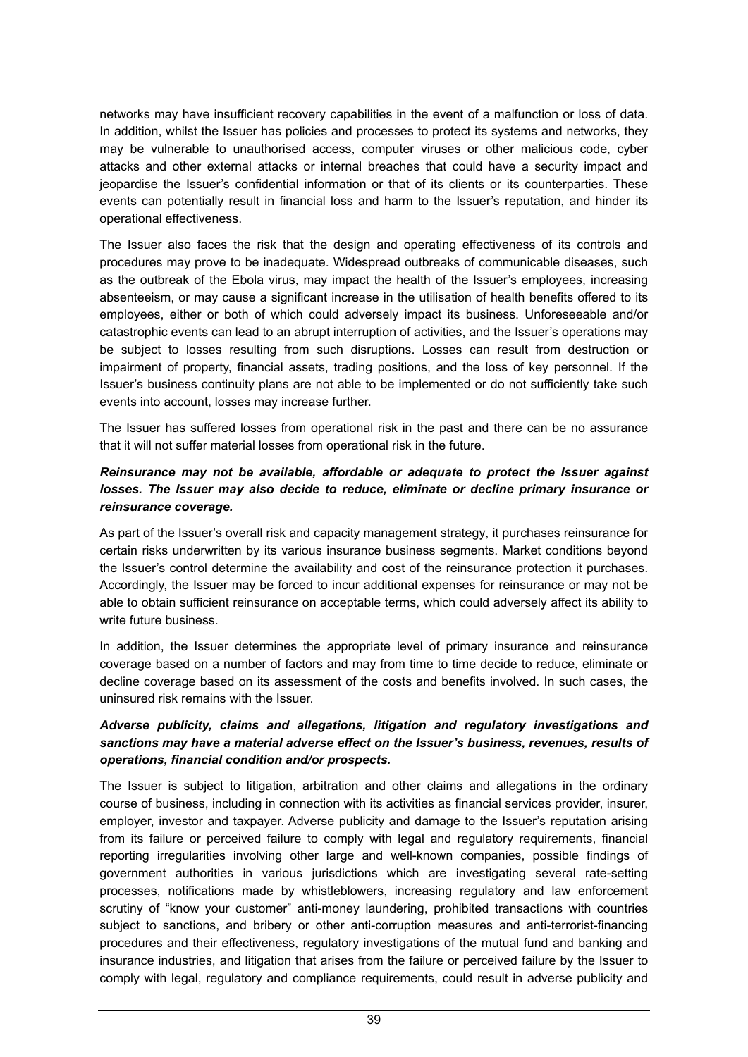networks may have insufficient recovery capabilities in the event of a malfunction or loss of data. In addition, whilst the Issuer has policies and processes to protect its systems and networks, they may be vulnerable to unauthorised access, computer viruses or other malicious code, cyber attacks and other external attacks or internal breaches that could have a security impact and jeopardise the Issuer's confidential information or that of its clients or its counterparties. These events can potentially result in financial loss and harm to the Issuer's reputation, and hinder its operational effectiveness.

The Issuer also faces the risk that the design and operating effectiveness of its controls and procedures may prove to be inadequate. Widespread outbreaks of communicable diseases, such as the outbreak of the Ebola virus, may impact the health of the Issuer's employees, increasing absenteeism, or may cause a significant increase in the utilisation of health benefits offered to its employees, either or both of which could adversely impact its business. Unforeseeable and/or catastrophic events can lead to an abrupt interruption of activities, and the Issuer's operations may be subject to losses resulting from such disruptions. Losses can result from destruction or impairment of property, financial assets, trading positions, and the loss of key personnel. If the Issuer's business continuity plans are not able to be implemented or do not sufficiently take such events into account, losses may increase further.

The Issuer has suffered losses from operational risk in the past and there can be no assurance that it will not suffer material losses from operational risk in the future.

***Reinsurance may not be available, affordable or adequate to protect the Issuer against losses. The Issuer may also decide to reduce, eliminate or decline primary insurance or reinsurance coverage.***

As part of the Issuer's overall risk and capacity management strategy, it purchases reinsurance for certain risks underwritten by its various insurance business segments. Market conditions beyond the Issuer's control determine the availability and cost of the reinsurance protection it purchases. Accordingly, the Issuer may be forced to incur additional expenses for reinsurance or may not be able to obtain sufficient reinsurance on acceptable terms, which could adversely affect its ability to write future business.

In addition, the Issuer determines the appropriate level of primary insurance and reinsurance coverage based on a number of factors and may from time to time decide to reduce, eliminate or decline coverage based on its assessment of the costs and benefits involved. In such cases, the uninsured risk remains with the Issuer.

***Adverse publicity, claims and allegations, litigation and regulatory investigations and sanctions may have a material adverse effect on the Issuer's business, revenues, results of operations, financial condition and/or prospects.***

The Issuer is subject to litigation, arbitration and other claims and allegations in the ordinary course of business, including in connection with its activities as financial services provider, insurer, employer, investor and taxpayer. Adverse publicity and damage to the Issuer's reputation arising from its failure or perceived failure to comply with legal and regulatory requirements, financial reporting irregularities involving other large and well-known companies, possible findings of government authorities in various jurisdictions which are investigating several rate-setting processes, notifications made by whistleblowers, increasing regulatory and law enforcement scrutiny of "know your customer" anti-money laundering, prohibited transactions with countries subject to sanctions, and bribery or other anti-corruption measures and anti-terrorist-financing procedures and their effectiveness, regulatory investigations of the mutual fund and banking and insurance industries, and litigation that arises from the failure or perceived failure by the Issuer to comply with legal, regulatory and compliance requirements, could result in adverse publicity and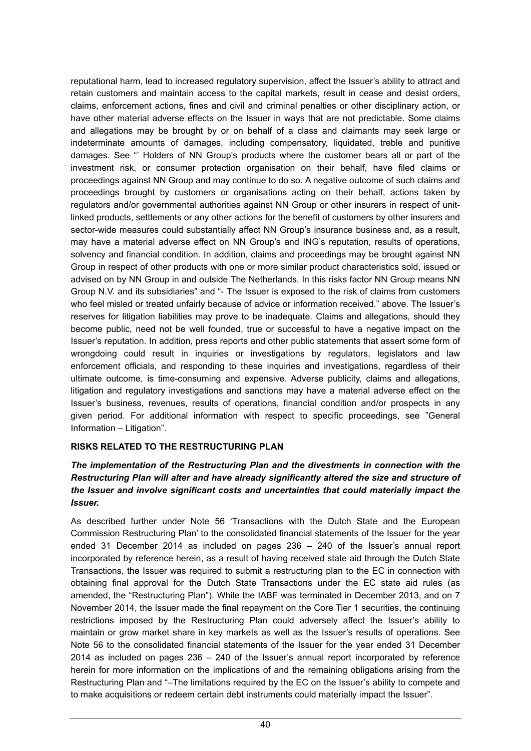reputational harm, lead to increased regulatory supervision, affect the Issuer's ability to attract and retain customers and maintain access to the capital markets, result in cease and desist orders, claims, enforcement actions, fines and civil and criminal penalties or other disciplinary action, or have other material adverse effects on the Issuer in ways that are not predictable. Some claims and allegations may be brought by or on behalf of a class and claimants may seek large or indeterminate amounts of damages, including compensatory, liquidated, treble and punitive damages. See "¨ Holders of NN Group's products where the customer bears all or part of the investment risk, or consumer protection organisation on their behalf, have filed claims or proceedings against NN Group and may continue to do so. A negative outcome of such claims and proceedings brought by customers or organisations acting on their behalf, actions taken by regulators and/or governmental authorities against NN Group or other insurers in respect of unit-linked products, settlements or any other actions for the benefit of customers by other insurers and sector-wide measures could substantially affect NN Group's insurance business and, as a result, may have a material adverse effect on NN Group's and ING's reputation, results of operations, solvency and financial condition. In addition, claims and proceedings may be brought against NN Group in respect of other products with one or more similar product characteristics sold, issued or advised on by NN Group in and outside The Netherlands. In this risks factor NN Group means NN Group N.V. and its subsidiaries" and "- The Issuer is exposed to the risk of claims from customers who feel misled or treated unfairly because of advice or information received." above. The Issuer's reserves for litigation liabilities may prove to be inadequate. Claims and allegations, should they become public, need not be well founded, true or successful to have a negative impact on the Issuer's reputation. In addition, press reports and other public statements that assert some form of wrongdoing could result in inquiries or investigations by regulators, legislators and law enforcement officials, and responding to these inquiries and investigations, regardless of their ultimate outcome, is time-consuming and expensive. Adverse publicity, claims and allegations, litigation and regulatory investigations and sanctions may have a material adverse effect on the Issuer's business, revenues, results of operations, financial condition and/or prospects in any given period. For additional information with respect to specific proceedings, see "General Information – Litigation".

## RISKS RELATED TO THE RESTRUCTURING PLAN

***The implementation of the Restructuring Plan and the divestments in connection with the Restructuring Plan will alter and have already significantly altered the size and structure of the Issuer and involve significant costs and uncertainties that could materially impact the Issuer.***

As described further under Note 56 'Transactions with the Dutch State and the European Commission Restructuring Plan' to the consolidated financial statements of the Issuer for the year ended 31 December 2014 as included on pages 236 – 240 of the Issuer's annual report incorporated by reference herein, as a result of having received state aid through the Dutch State Transactions, the Issuer was required to submit a restructuring plan to the EC in connection with obtaining final approval for the Dutch State Transactions under the EC state aid rules (as amended, the "Restructuring Plan"). While the IABF was terminated in December 2013, and on 7 November 2014, the Issuer made the final repayment on the Core Tier 1 securities, the continuing restrictions imposed by the Restructuring Plan could adversely affect the Issuer's ability to maintain or grow market share in key markets as well as the Issuer's results of operations. See Note 56 to the consolidated financial statements of the Issuer for the year ended 31 December 2014 as included on pages 236 – 240 of the Issuer's annual report incorporated by reference herein for more information on the implications of and the remaining obligations arising from the Restructuring Plan and "–The limitations required by the EC on the Issuer's ability to compete and to make acquisitions or redeem certain debt instruments could materially impact the Issuer".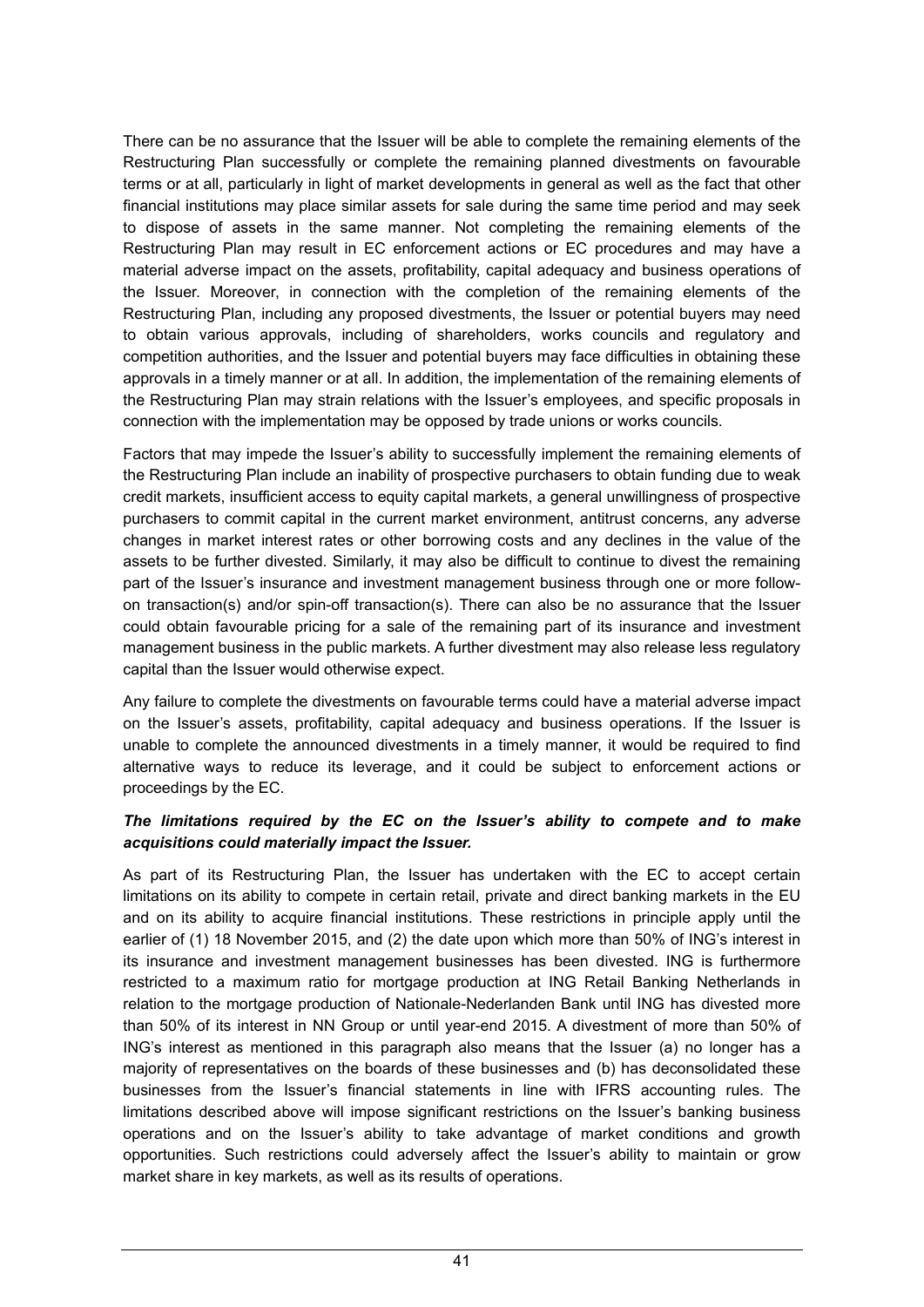There can be no assurance that the Issuer will be able to complete the remaining elements of the Restructuring Plan successfully or complete the remaining planned divestments on favourable terms or at all, particularly in light of market developments in general as well as the fact that other financial institutions may place similar assets for sale during the same time period and may seek to dispose of assets in the same manner. Not completing the remaining elements of the Restructuring Plan may result in EC enforcement actions or EC procedures and may have a material adverse impact on the assets, profitability, capital adequacy and business operations of the Issuer. Moreover, in connection with the completion of the remaining elements of the Restructuring Plan, including any proposed divestments, the Issuer or potential buyers may need to obtain various approvals, including of shareholders, works councils and regulatory and competition authorities, and the Issuer and potential buyers may face difficulties in obtaining these approvals in a timely manner or at all. In addition, the implementation of the remaining elements of the Restructuring Plan may strain relations with the Issuer's employees, and specific proposals in connection with the implementation may be opposed by trade unions or works councils.

Factors that may impede the Issuer's ability to successfully implement the remaining elements of the Restructuring Plan include an inability of prospective purchasers to obtain funding due to weak credit markets, insufficient access to equity capital markets, a general unwillingness of prospective purchasers to commit capital in the current market environment, antitrust concerns, any adverse changes in market interest rates or other borrowing costs and any declines in the value of the assets to be further divested. Similarly, it may also be difficult to continue to divest the remaining part of the Issuer's insurance and investment management business through one or more follow-on transaction(s) and/or spin-off transaction(s). There can also be no assurance that the Issuer could obtain favourable pricing for a sale of the remaining part of its insurance and investment management business in the public markets. A further divestment may also release less regulatory capital than the Issuer would otherwise expect.

Any failure to complete the divestments on favourable terms could have a material adverse impact on the Issuer's assets, profitability, capital adequacy and business operations. If the Issuer is unable to complete the announced divestments in a timely manner, it would be required to find alternative ways to reduce its leverage, and it could be subject to enforcement actions or proceedings by the EC.

***The limitations required by the EC on the Issuer's ability to compete and to make acquisitions could materially impact the Issuer.***

As part of its Restructuring Plan, the Issuer has undertaken with the EC to accept certain limitations on its ability to compete in certain retail, private and direct banking markets in the EU and on its ability to acquire financial institutions. These restrictions in principle apply until the earlier of (1) 18 November 2015, and (2) the date upon which more than 50% of ING's interest in its insurance and investment management businesses has been divested. ING is furthermore restricted to a maximum ratio for mortgage production at ING Retail Banking Netherlands in relation to the mortgage production of Nationale-Nederlanden Bank until ING has divested more than 50% of its interest in NN Group or until year-end 2015. A divestment of more than 50% of ING's interest as mentioned in this paragraph also means that the Issuer (a) no longer has a majority of representatives on the boards of these businesses and (b) has deconsolidated these businesses from the Issuer's financial statements in line with IFRS accounting rules. The limitations described above will impose significant restrictions on the Issuer's banking business operations and on the Issuer's ability to take advantage of market conditions and growth opportunities. Such restrictions could adversely affect the Issuer's ability to maintain or grow market share in key markets, as well as its results of operations.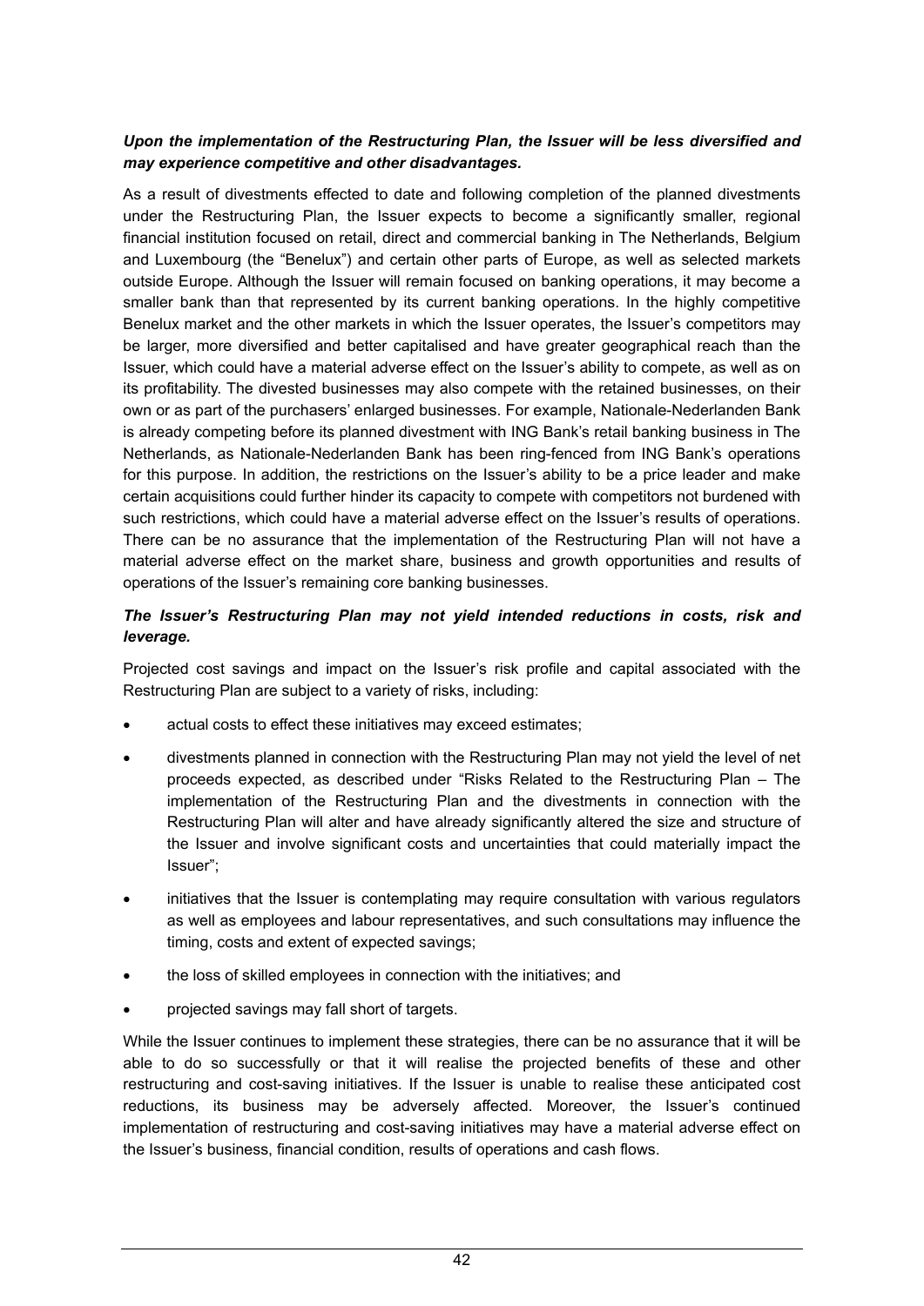***Upon the implementation of the Restructuring Plan, the Issuer will be less diversified and may experience competitive and other disadvantages.***

As a result of divestments effected to date and following completion of the planned divestments under the Restructuring Plan, the Issuer expects to become a significantly smaller, regional financial institution focused on retail, direct and commercial banking in The Netherlands, Belgium and Luxembourg (the "Benelux") and certain other parts of Europe, as well as selected markets outside Europe. Although the Issuer will remain focused on banking operations, it may become a smaller bank than that represented by its current banking operations. In the highly competitive Benelux market and the other markets in which the Issuer operates, the Issuer's competitors may be larger, more diversified and better capitalised and have greater geographical reach than the Issuer, which could have a material adverse effect on the Issuer's ability to compete, as well as on its profitability. The divested businesses may also compete with the retained businesses, on their own or as part of the purchasers' enlarged businesses. For example, Nationale-Nederlanden Bank is already competing before its planned divestment with ING Bank's retail banking business in The Netherlands, as Nationale-Nederlanden Bank has been ring-fenced from ING Bank's operations for this purpose. In addition, the restrictions on the Issuer's ability to be a price leader and make certain acquisitions could further hinder its capacity to compete with competitors not burdened with such restrictions, which could have a material adverse effect on the Issuer's results of operations. There can be no assurance that the implementation of the Restructuring Plan will not have a material adverse effect on the market share, business and growth opportunities and results of operations of the Issuer's remaining core banking businesses.

***The Issuer's Restructuring Plan may not yield intended reductions in costs, risk and leverage.***

Projected cost savings and impact on the Issuer's risk profile and capital associated with the Restructuring Plan are subject to a variety of risks, including:

- actual costs to effect these initiatives may exceed estimates;
- divestments planned in connection with the Restructuring Plan may not yield the level of net proceeds expected, as described under "Risks Related to the Restructuring Plan – The implementation of the Restructuring Plan and the divestments in connection with the Restructuring Plan will alter and have already significantly altered the size and structure of the Issuer and involve significant costs and uncertainties that could materially impact the Issuer";
- initiatives that the Issuer is contemplating may require consultation with various regulators as well as employees and labour representatives, and such consultations may influence the timing, costs and extent of expected savings;
- the loss of skilled employees in connection with the initiatives; and
- projected savings may fall short of targets.

While the Issuer continues to implement these strategies, there can be no assurance that it will be able to do so successfully or that it will realise the projected benefits of these and other restructuring and cost-saving initiatives. If the Issuer is unable to realise these anticipated cost reductions, its business may be adversely affected. Moreover, the Issuer's continued implementation of restructuring and cost-saving initiatives may have a material adverse effect on the Issuer's business, financial condition, results of operations and cash flows.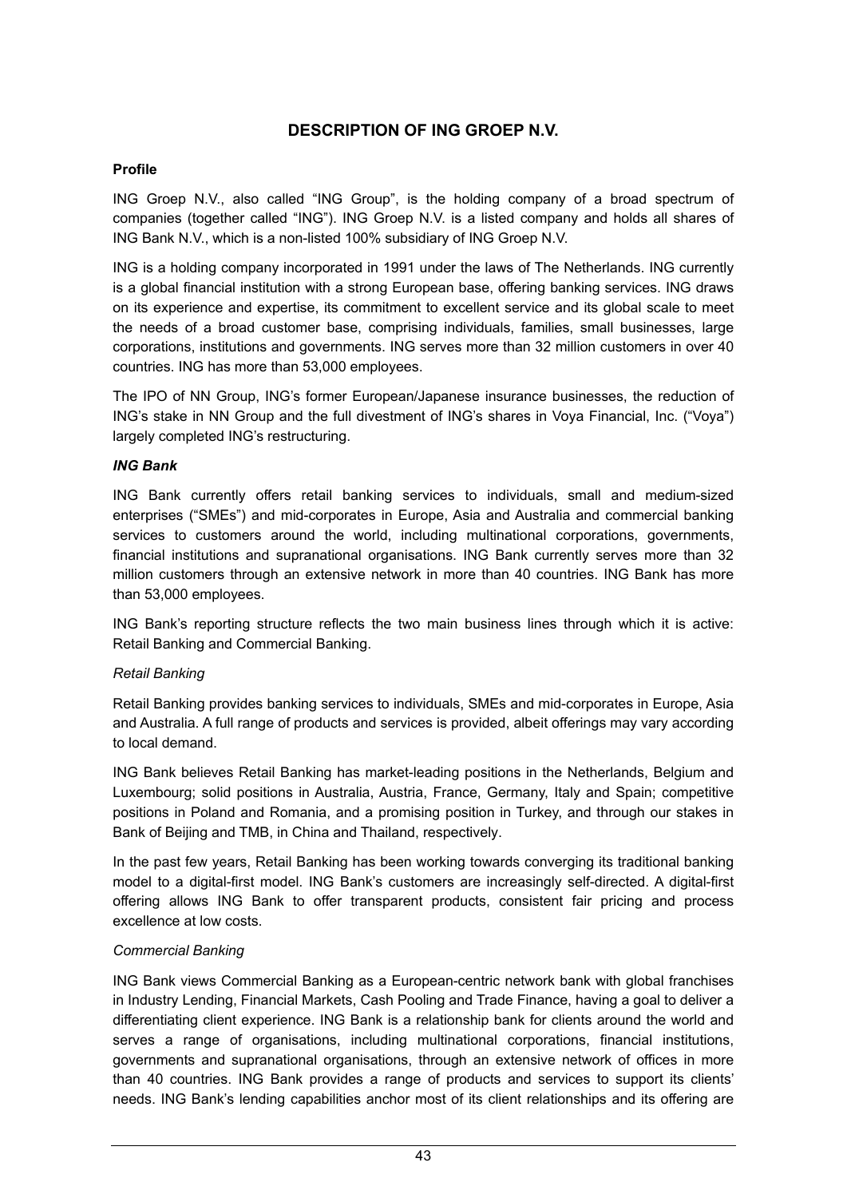## DESCRIPTION OF ING GROEP N.V.

### Profile

ING Groep N.V., also called "ING Group", is the holding company of a broad spectrum of companies (together called "ING"). ING Groep N.V. is a listed company and holds all shares of ING Bank N.V., which is a non-listed 100% subsidiary of ING Groep N.V.

ING is a holding company incorporated in 1991 under the laws of The Netherlands. ING currently is a global financial institution with a strong European base, offering banking services. ING draws on its experience and expertise, its commitment to excellent service and its global scale to meet the needs of a broad customer base, comprising individuals, families, small businesses, large corporations, institutions and governments. ING serves more than 32 million customers in over 40 countries. ING has more than 53,000 employees.

The IPO of NN Group, ING's former European/Japanese insurance businesses, the reduction of ING's stake in NN Group and the full divestment of ING's shares in Voya Financial, Inc. ("Voya") largely completed ING's restructuring.

#### *ING Bank*

ING Bank currently offers retail banking services to individuals, small and medium-sized enterprises ("SMEs") and mid-corporates in Europe, Asia and Australia and commercial banking services to customers around the world, including multinational corporations, governments, financial institutions and supranational organisations. ING Bank currently serves more than 32 million customers through an extensive network in more than 40 countries. ING Bank has more than 53,000 employees.

ING Bank's reporting structure reflects the two main business lines through which it is active: Retail Banking and Commercial Banking.

*Retail Banking*

Retail Banking provides banking services to individuals, SMEs and mid-corporates in Europe, Asia and Australia. A full range of products and services is provided, albeit offerings may vary according to local demand.

ING Bank believes Retail Banking has market-leading positions in the Netherlands, Belgium and Luxembourg; solid positions in Australia, Austria, France, Germany, Italy and Spain; competitive positions in Poland and Romania, and a promising position in Turkey, and through our stakes in Bank of Beijing and TMB, in China and Thailand, respectively.

In the past few years, Retail Banking has been working towards converging its traditional banking model to a digital-first model. ING Bank's customers are increasingly self-directed. A digital-first offering allows ING Bank to offer transparent products, consistent fair pricing and process excellence at low costs.

*Commercial Banking*

ING Bank views Commercial Banking as a European-centric network bank with global franchises in Industry Lending, Financial Markets, Cash Pooling and Trade Finance, having a goal to deliver a differentiating client experience. ING Bank is a relationship bank for clients around the world and serves a range of organisations, including multinational corporations, financial institutions, governments and supranational organisations, through an extensive network of offices in more than 40 countries. ING Bank provides a range of products and services to support its clients' needs. ING Bank's lending capabilities anchor most of its client relationships and its offering are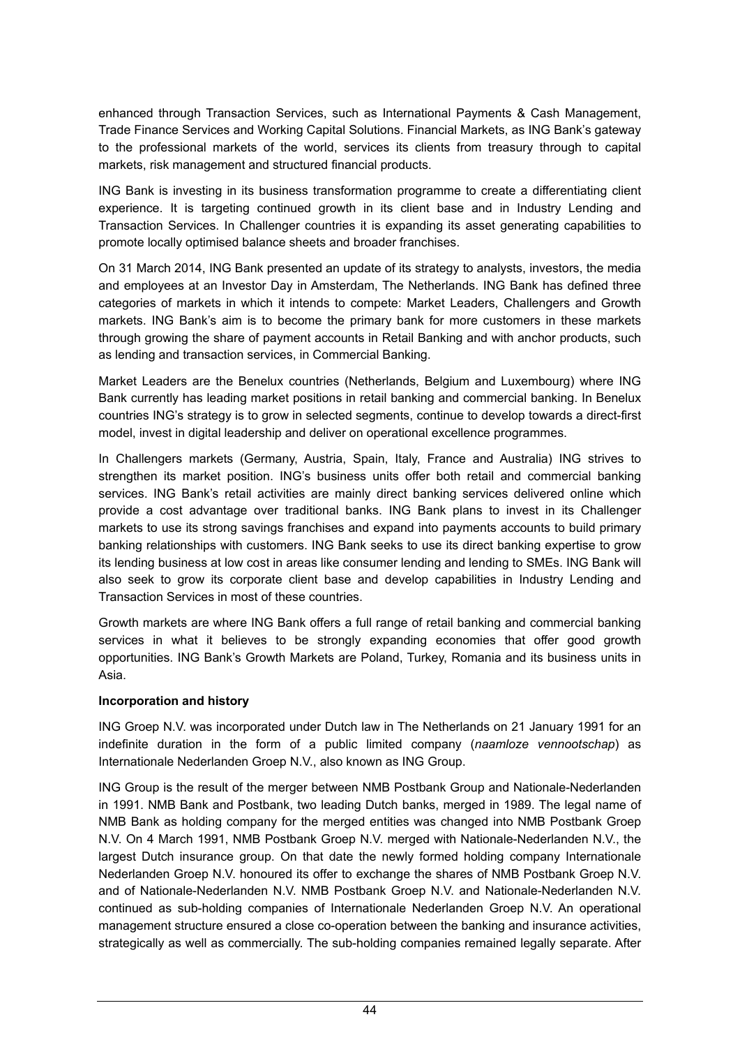enhanced through Transaction Services, such as International Payments & Cash Management, Trade Finance Services and Working Capital Solutions. Financial Markets, as ING Bank's gateway to the professional markets of the world, services its clients from treasury through to capital markets, risk management and structured financial products.

ING Bank is investing in its business transformation programme to create a differentiating client experience. It is targeting continued growth in its client base and in Industry Lending and Transaction Services. In Challenger countries it is expanding its asset generating capabilities to promote locally optimised balance sheets and broader franchises.

On 31 March 2014, ING Bank presented an update of its strategy to analysts, investors, the media and employees at an Investor Day in Amsterdam, The Netherlands. ING Bank has defined three categories of markets in which it intends to compete: Market Leaders, Challengers and Growth markets. ING Bank's aim is to become the primary bank for more customers in these markets through growing the share of payment accounts in Retail Banking and with anchor products, such as lending and transaction services, in Commercial Banking.

Market Leaders are the Benelux countries (Netherlands, Belgium and Luxembourg) where ING Bank currently has leading market positions in retail banking and commercial banking. In Benelux countries ING's strategy is to grow in selected segments, continue to develop towards a direct-first model, invest in digital leadership and deliver on operational excellence programmes.

In Challengers markets (Germany, Austria, Spain, Italy, France and Australia) ING strives to strengthen its market position. ING's business units offer both retail and commercial banking services. ING Bank's retail activities are mainly direct banking services delivered online which provide a cost advantage over traditional banks. ING Bank plans to invest in its Challenger markets to use its strong savings franchises and expand into payments accounts to build primary banking relationships with customers. ING Bank seeks to use its direct banking expertise to grow its lending business at low cost in areas like consumer lending and lending to SMEs. ING Bank will also seek to grow its corporate client base and develop capabilities in Industry Lending and Transaction Services in most of these countries.

Growth markets are where ING Bank offers a full range of retail banking and commercial banking services in what it believes to be strongly expanding economies that offer good growth opportunities. ING Bank's Growth Markets are Poland, Turkey, Romania and its business units in Asia.

**Incorporation and history**

ING Groep N.V. was incorporated under Dutch law in The Netherlands on 21 January 1991 for an indefinite duration in the form of a public limited company (*naamloze vennootschap*) as Internationale Nederlanden Groep N.V., also known as ING Group.

ING Group is the result of the merger between NMB Postbank Group and Nationale-Nederlanden in 1991. NMB Bank and Postbank, two leading Dutch banks, merged in 1989. The legal name of NMB Bank as holding company for the merged entities was changed into NMB Postbank Groep N.V. On 4 March 1991, NMB Postbank Groep N.V. merged with Nationale-Nederlanden N.V., the largest Dutch insurance group. On that date the newly formed holding company Internationale Nederlanden Groep N.V. honoured its offer to exchange the shares of NMB Postbank Groep N.V. and of Nationale-Nederlanden N.V. NMB Postbank Groep N.V. and Nationale-Nederlanden N.V. continued as sub-holding companies of Internationale Nederlanden Groep N.V. An operational management structure ensured a close co-operation between the banking and insurance activities, strategically as well as commercially. The sub-holding companies remained legally separate. After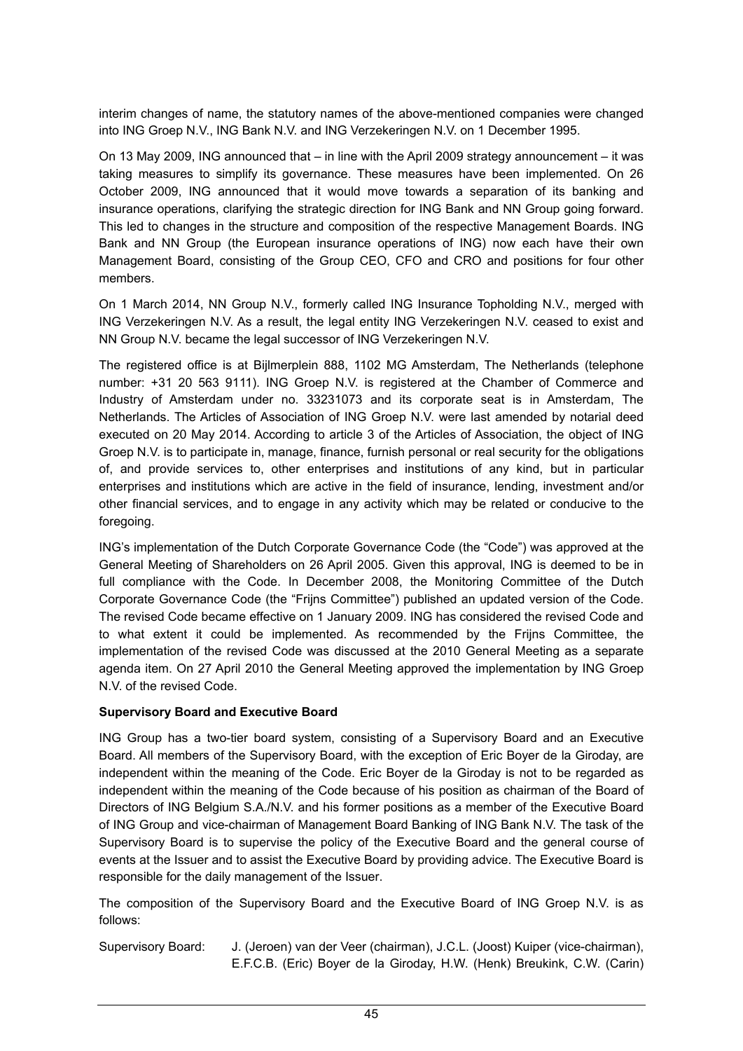interim changes of name, the statutory names of the above-mentioned companies were changed into ING Groep N.V., ING Bank N.V. and ING Verzekeringen N.V. on 1 December 1995.

On 13 May 2009, ING announced that – in line with the April 2009 strategy announcement – it was taking measures to simplify its governance. These measures have been implemented. On 26 October 2009, ING announced that it would move towards a separation of its banking and insurance operations, clarifying the strategic direction for ING Bank and NN Group going forward. This led to changes in the structure and composition of the respective Management Boards. ING Bank and NN Group (the European insurance operations of ING) now each have their own Management Board, consisting of the Group CEO, CFO and CRO and positions for four other members.

On 1 March 2014, NN Group N.V., formerly called ING Insurance Topholding N.V., merged with ING Verzekeringen N.V. As a result, the legal entity ING Verzekeringen N.V. ceased to exist and NN Group N.V. became the legal successor of ING Verzekeringen N.V.

The registered office is at Bijlmerplein 888, 1102 MG Amsterdam, The Netherlands (telephone number: +31 20 563 9111). ING Groep N.V. is registered at the Chamber of Commerce and Industry of Amsterdam under no. 33231073 and its corporate seat is in Amsterdam, The Netherlands. The Articles of Association of ING Groep N.V. were last amended by notarial deed executed on 20 May 2014. According to article 3 of the Articles of Association, the object of ING Groep N.V. is to participate in, manage, finance, furnish personal or real security for the obligations of, and provide services to, other enterprises and institutions of any kind, but in particular enterprises and institutions which are active in the field of insurance, lending, investment and/or other financial services, and to engage in any activity which may be related or conducive to the foregoing.

ING's implementation of the Dutch Corporate Governance Code (the "Code") was approved at the General Meeting of Shareholders on 26 April 2005. Given this approval, ING is deemed to be in full compliance with the Code. In December 2008, the Monitoring Committee of the Dutch Corporate Governance Code (the "Frijns Committee") published an updated version of the Code. The revised Code became effective on 1 January 2009. ING has considered the revised Code and to what extent it could be implemented. As recommended by the Frijns Committee, the implementation of the revised Code was discussed at the 2010 General Meeting as a separate agenda item. On 27 April 2010 the General Meeting approved the implementation by ING Groep N.V. of the revised Code.

**Supervisory Board and Executive Board**

ING Group has a two-tier board system, consisting of a Supervisory Board and an Executive Board. All members of the Supervisory Board, with the exception of Eric Boyer de la Giroday, are independent within the meaning of the Code. Eric Boyer de la Giroday is not to be regarded as independent within the meaning of the Code because of his position as chairman of the Board of Directors of ING Belgium S.A./N.V. and his former positions as a member of the Executive Board of ING Group and vice-chairman of Management Board Banking of ING Bank N.V. The task of the Supervisory Board is to supervise the policy of the Executive Board and the general course of events at the Issuer and to assist the Executive Board by providing advice. The Executive Board is responsible for the daily management of the Issuer.

The composition of the Supervisory Board and the Executive Board of ING Groep N.V. is as follows:

Supervisory Board: J. (Jeroen) van der Veer (chairman), J.C.L. (Joost) Kuiper (vice-chairman), E.F.C.B. (Eric) Boyer de la Giroday, H.W. (Henk) Breukink, C.W. (Carin)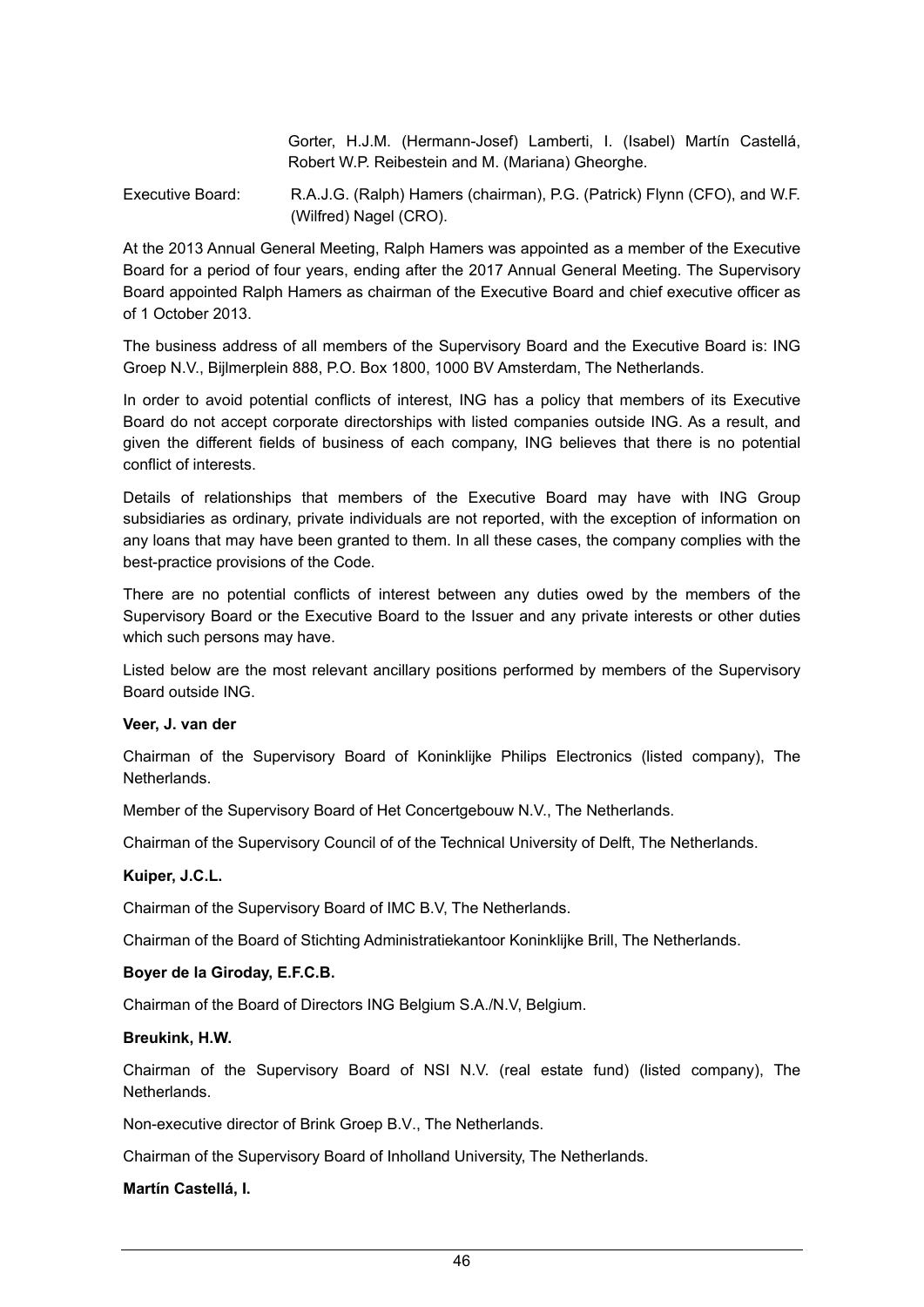Gorter, H.J.M. (Hermann-Josef) Lamberti, I. (Isabel) Martín Castellá, Robert W.P. Reibestein and M. (Mariana) Gheorghe.

Executive Board: R.A.J.G. (Ralph) Hamers (chairman), P.G. (Patrick) Flynn (CFO), and W.F. (Wilfred) Nagel (CRO).

At the 2013 Annual General Meeting, Ralph Hamers was appointed as a member of the Executive Board for a period of four years, ending after the 2017 Annual General Meeting. The Supervisory Board appointed Ralph Hamers as chairman of the Executive Board and chief executive officer as of 1 October 2013.

The business address of all members of the Supervisory Board and the Executive Board is: ING Groep N.V., Bijlmerplein 888, P.O. Box 1800, 1000 BV Amsterdam, The Netherlands.

In order to avoid potential conflicts of interest, ING has a policy that members of its Executive Board do not accept corporate directorships with listed companies outside ING. As a result, and given the different fields of business of each company, ING believes that there is no potential conflict of interests.

Details of relationships that members of the Executive Board may have with ING Group subsidiaries as ordinary, private individuals are not reported, with the exception of information on any loans that may have been granted to them. In all these cases, the company complies with the best-practice provisions of the Code.

There are no potential conflicts of interest between any duties owed by the members of the Supervisory Board or the Executive Board to the Issuer and any private interests or other duties which such persons may have.

Listed below are the most relevant ancillary positions performed by members of the Supervisory Board outside ING.

**Veer, J. van der**

Chairman of the Supervisory Board of Koninklijke Philips Electronics (listed company), The Netherlands.

Member of the Supervisory Board of Het Concertgebouw N.V., The Netherlands.

Chairman of the Supervisory Council of of the Technical University of Delft, The Netherlands.

**Kuiper, J.C.L.**

Chairman of the Supervisory Board of IMC B.V, The Netherlands.

Chairman of the Board of Stichting Administratiekantoor Koninklijke Brill, The Netherlands.

**Boyer de la Giroday, E.F.C.B.**

Chairman of the Board of Directors ING Belgium S.A./N.V, Belgium.

**Breukink, H.W.**

Chairman of the Supervisory Board of NSI N.V. (real estate fund) (listed company), The Netherlands.

Non-executive director of Brink Groep B.V., The Netherlands.

Chairman of the Supervisory Board of Inholland University, The Netherlands.

**Martín Castellá, I.**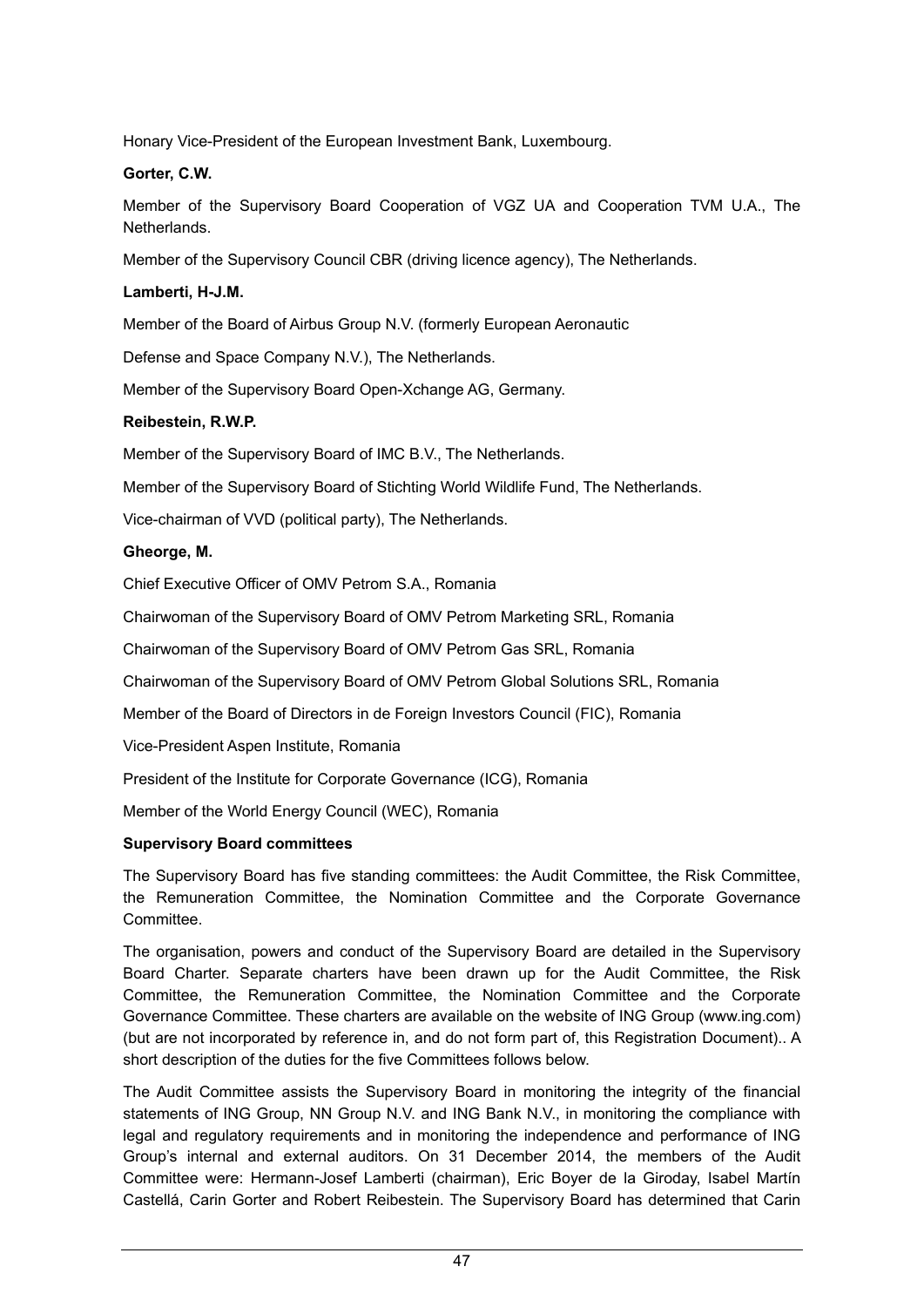Honary Vice-President of the European Investment Bank, Luxembourg.

**Gorter, C.W.**

Member of the Supervisory Board Cooperation of VGZ UA and Cooperation TVM U.A., The Netherlands.

Member of the Supervisory Council CBR (driving licence agency), The Netherlands.

**Lamberti, H-J.M.**

Member of the Board of Airbus Group N.V. (formerly European Aeronautic

Defense and Space Company N.V.), The Netherlands.

Member of the Supervisory Board Open-Xchange AG, Germany.

**Reibestein, R.W.P.**

Member of the Supervisory Board of IMC B.V., The Netherlands.

Member of the Supervisory Board of Stichting World Wildlife Fund, The Netherlands.

Vice-chairman of VVD (political party), The Netherlands.

**Gheorge, M.**

Chief Executive Officer of OMV Petrom S.A., Romania

Chairwoman of the Supervisory Board of OMV Petrom Marketing SRL, Romania

Chairwoman of the Supervisory Board of OMV Petrom Gas SRL, Romania

Chairwoman of the Supervisory Board of OMV Petrom Global Solutions SRL, Romania

Member of the Board of Directors in de Foreign Investors Council (FIC), Romania

Vice-President Aspen Institute, Romania

President of the Institute for Corporate Governance (ICG), Romania

Member of the World Energy Council (WEC), Romania

**Supervisory Board committees**

The Supervisory Board has five standing committees: the Audit Committee, the Risk Committee, the Remuneration Committee, the Nomination Committee and the Corporate Governance Committee.

The organisation, powers and conduct of the Supervisory Board are detailed in the Supervisory Board Charter. Separate charters have been drawn up for the Audit Committee, the Risk Committee, the Remuneration Committee, the Nomination Committee and the Corporate Governance Committee. These charters are available on the website of ING Group (www.ing.com) (but are not incorporated by reference in, and do not form part of, this Registration Document).. A short description of the duties for the five Committees follows below.

The Audit Committee assists the Supervisory Board in monitoring the integrity of the financial statements of ING Group, NN Group N.V. and ING Bank N.V., in monitoring the compliance with legal and regulatory requirements and in monitoring the independence and performance of ING Group's internal and external auditors. On 31 December 2014, the members of the Audit Committee were: Hermann-Josef Lamberti (chairman), Eric Boyer de la Giroday, Isabel Martín Castellá, Carin Gorter and Robert Reibestein. The Supervisory Board has determined that Carin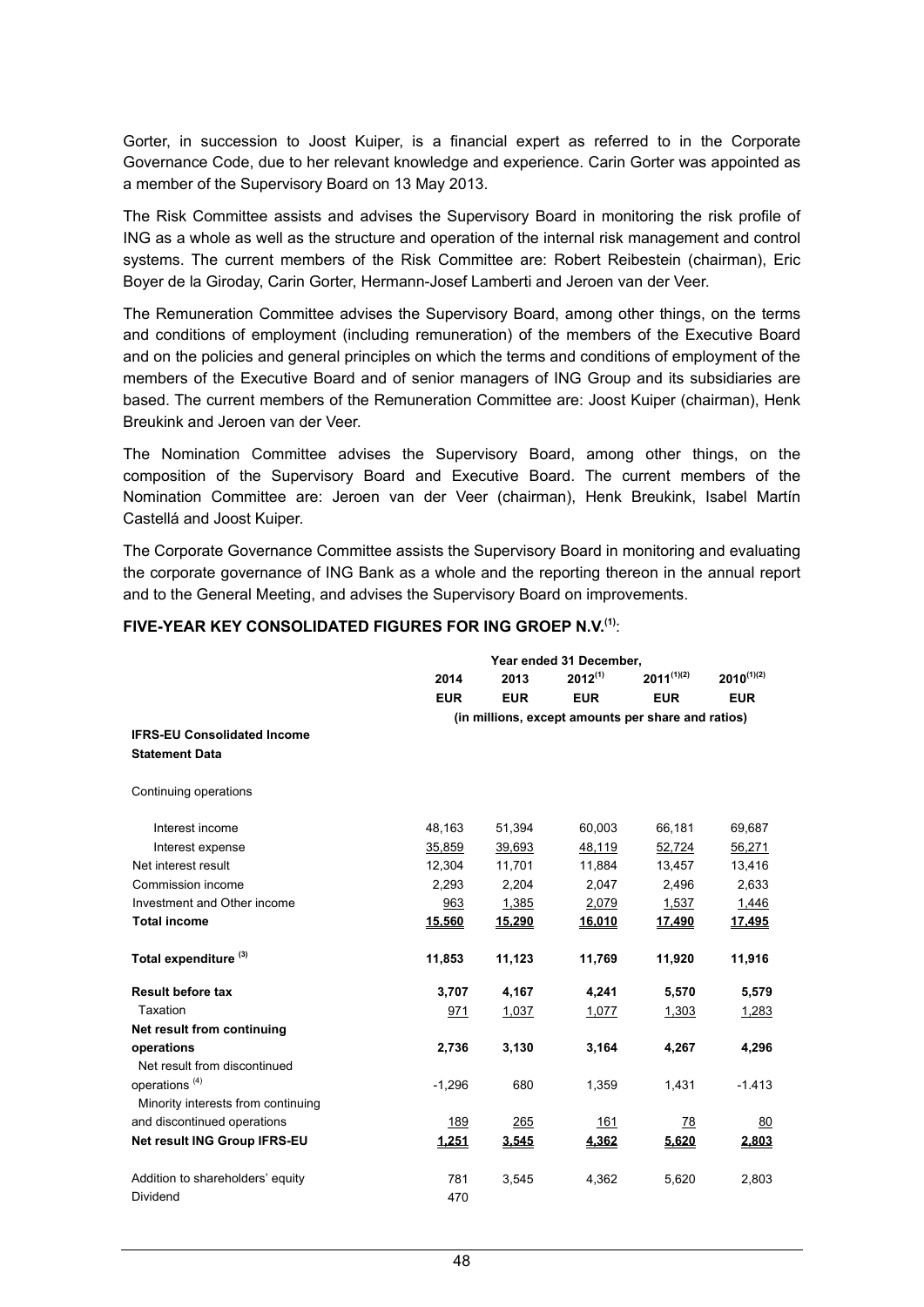Gorter, in succession to Joost Kuiper, is a financial expert as referred to in the Corporate Governance Code, due to her relevant knowledge and experience. Carin Gorter was appointed as a member of the Supervisory Board on 13 May 2013.

The Risk Committee assists and advises the Supervisory Board in monitoring the risk profile of ING as a whole as well as the structure and operation of the internal risk management and control systems. The current members of the Risk Committee are: Robert Reibestein (chairman), Eric Boyer de la Giroday, Carin Gorter, Hermann-Josef Lamberti and Jeroen van der Veer.

The Remuneration Committee advises the Supervisory Board, among other things, on the terms and conditions of employment (including remuneration) of the members of the Executive Board and on the policies and general principles on which the terms and conditions of employment of the members of the Executive Board and of senior managers of ING Group and its subsidiaries are based. The current members of the Remuneration Committee are: Joost Kuiper (chairman), Henk Breukink and Jeroen van der Veer.

The Nomination Committee advises the Supervisory Board, among other things, on the composition of the Supervisory Board and Executive Board. The current members of the Nomination Committee are: Jeroen van der Veer (chairman), Henk Breukink, Isabel Martín Castellá and Joost Kuiper.

The Corporate Governance Committee assists the Supervisory Board in monitoring and evaluating the corporate governance of ING Bank as a whole and the reporting thereon in the annual report and to the General Meeting, and advises the Supervisory Board on improvements.

**FIVE-YEAR KEY CONSOLIDATED FIGURES FOR ING GROEP N.V.**[1]:

| | Year ended 31 December, | | | | |
|---|---|---|---|---|---|
| | 2014 | 2013 | 2012[1] | 2011[1][2] | 2010[1][2] |
| | EUR | EUR | EUR | EUR | EUR |
| | (in millions, except amounts per share and ratios) | | | | |
| **IFRS-EU Consolidated Income Statement Data** | | | | | |
| Continuing operations | | | | | |
| Interest income | 48,163 | 51,394 | 60,003 | 66,181 | 69,687 |
| Interest expense | 35,859 | 39,693 | 48,119 | 52,724 | 56,271 |
| Net interest result | 12,304 | 11,701 | 11,884 | 13,457 | 13,416 |
| Commission income | 2,293 | 2,204 | 2,047 | 2,496 | 2,633 |
| Investment and Other income | 963 | 1,385 | 2,079 | 1,537 | 1,446 |
| **Total income** | **15,560** | **15,290** | **16,010** | **17,490** | **17,495** |
| **Total expenditure** [3] | **11,853** | **11,123** | **11,769** | **11,920** | **11,916** |
| **Result before tax** | **3,707** | **4,167** | **4,241** | **5,570** | **5,579** |
| Taxation | 971 | 1,037 | 1,077 | 1,303 | 1,283 |
| **Net result from continuing operations** | **2,736** | **3,130** | **3,164** | **4,267** | **4,296** |
| Net result from discontinued operations [4] | -1,296 | 680 | 1,359 | 1,431 | -1.413 |
| Minority interests from continuing and discontinued operations | 189 | 265 | 161 | 78 | 80 |
| **Net result ING Group IFRS-EU** | **1,251** | **3,545** | **4,362** | **5,620** | **2,803** |
| Addition to shareholders' equity | 781 | 3,545 | 4,362 | 5,620 | 2,803 |
| Dividend | 470 | | | | |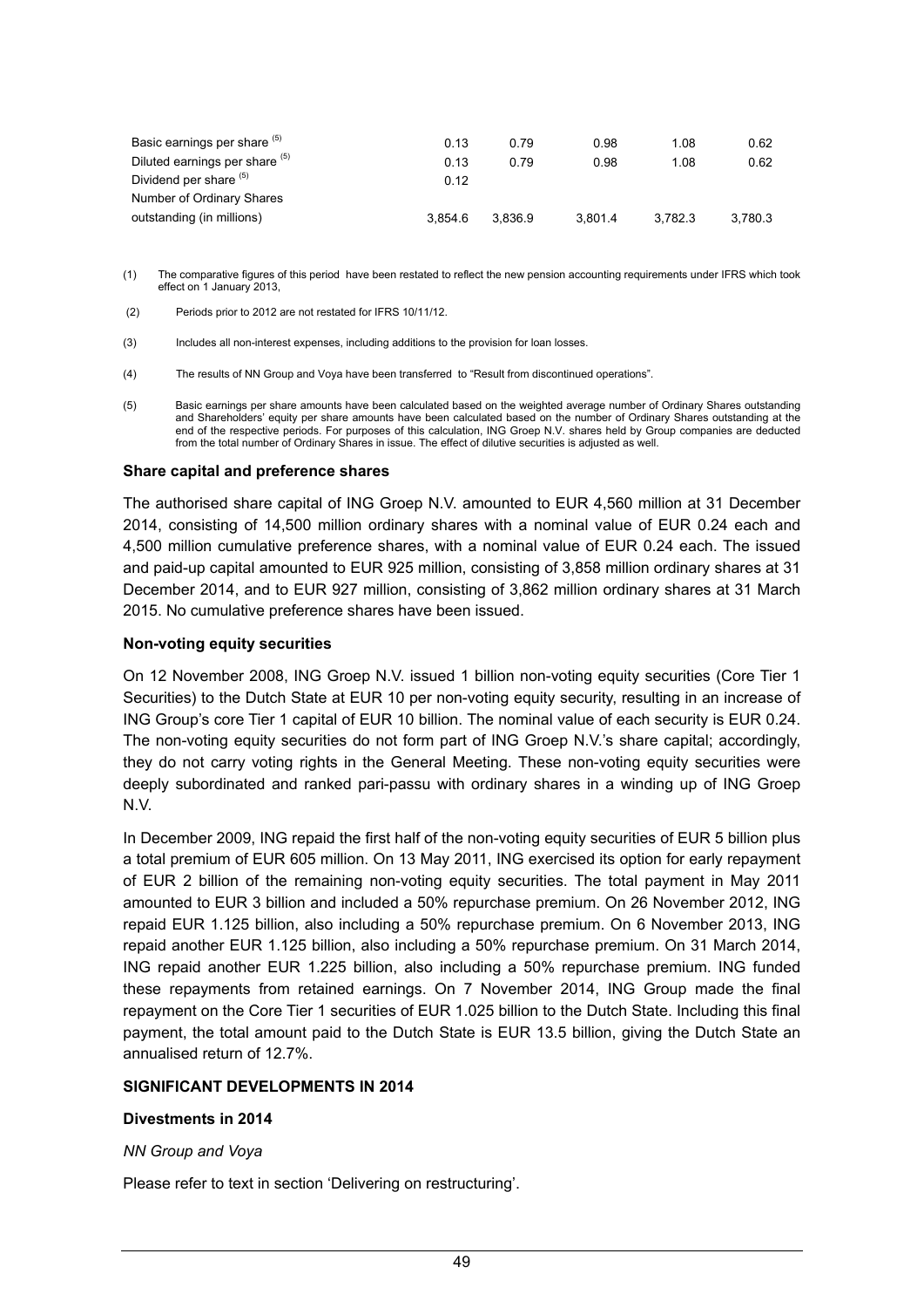| | | | | | |
|---|---|---|---|---|---|
| Basic earnings per share [(5)] | 0.13 | 0.79 | 0.98 | 1.08 | 0.62 |
| Diluted earnings per share [(5)] | 0.13 | 0.79 | 0.98 | 1.08 | 0.62 |
| Dividend per share [(5)] | 0.12 | | | | |
| Number of Ordinary Shares outstanding (in millions) | 3,854.6 | 3,836.9 | 3,801.4 | 3,782.3 | 3,780.3 |

(1) The comparative figures of this period have been restated to reflect the new pension accounting requirements under IFRS which took effect on 1 January 2013,

(2) Periods prior to 2012 are not restated for IFRS 10/11/12.

(3) Includes all non-interest expenses, including additions to the provision for loan losses.

(4) The results of NN Group and Voya have been transferred to "Result from discontinued operations".

(5) Basic earnings per share amounts have been calculated based on the weighted average number of Ordinary Shares outstanding and Shareholders' equity per share amounts have been calculated based on the number of Ordinary Shares outstanding at the end of the respective periods. For purposes of this calculation, ING Groep N.V. shares held by Group companies are deducted from the total number of Ordinary Shares in issue. The effect of dilutive securities is adjusted as well.

**Share capital and preference shares**

The authorised share capital of ING Groep N.V. amounted to EUR 4,560 million at 31 December 2014, consisting of 14,500 million ordinary shares with a nominal value of EUR 0.24 each and 4,500 million cumulative preference shares, with a nominal value of EUR 0.24 each. The issued and paid-up capital amounted to EUR 925 million, consisting of 3,858 million ordinary shares at 31 December 2014, and to EUR 927 million, consisting of 3,862 million ordinary shares at 31 March 2015. No cumulative preference shares have been issued.

**Non-voting equity securities**

On 12 November 2008, ING Groep N.V. issued 1 billion non-voting equity securities (Core Tier 1 Securities) to the Dutch State at EUR 10 per non-voting equity security, resulting in an increase of ING Group's core Tier 1 capital of EUR 10 billion. The nominal value of each security is EUR 0.24. The non-voting equity securities do not form part of ING Groep N.V.'s share capital; accordingly, they do not carry voting rights in the General Meeting. These non-voting equity securities were deeply subordinated and ranked pari-passu with ordinary shares in a winding up of ING Groep N.V.

In December 2009, ING repaid the first half of the non-voting equity securities of EUR 5 billion plus a total premium of EUR 605 million. On 13 May 2011, ING exercised its option for early repayment of EUR 2 billion of the remaining non-voting equity securities. The total payment in May 2011 amounted to EUR 3 billion and included a 50% repurchase premium. On 26 November 2012, ING repaid EUR 1.125 billion, also including a 50% repurchase premium. On 6 November 2013, ING repaid another EUR 1.125 billion, also including a 50% repurchase premium. On 31 March 2014, ING repaid another EUR 1.225 billion, also including a 50% repurchase premium. ING funded these repayments from retained earnings. On 7 November 2014, ING Group made the final repayment on the Core Tier 1 securities of EUR 1.025 billion to the Dutch State. Including this final payment, the total amount paid to the Dutch State is EUR 13.5 billion, giving the Dutch State an annualised return of 12.7%.

**SIGNIFICANT DEVELOPMENTS IN 2014**

**Divestments in 2014**

*NN Group and Voya*

Please refer to text in section 'Delivering on restructuring'.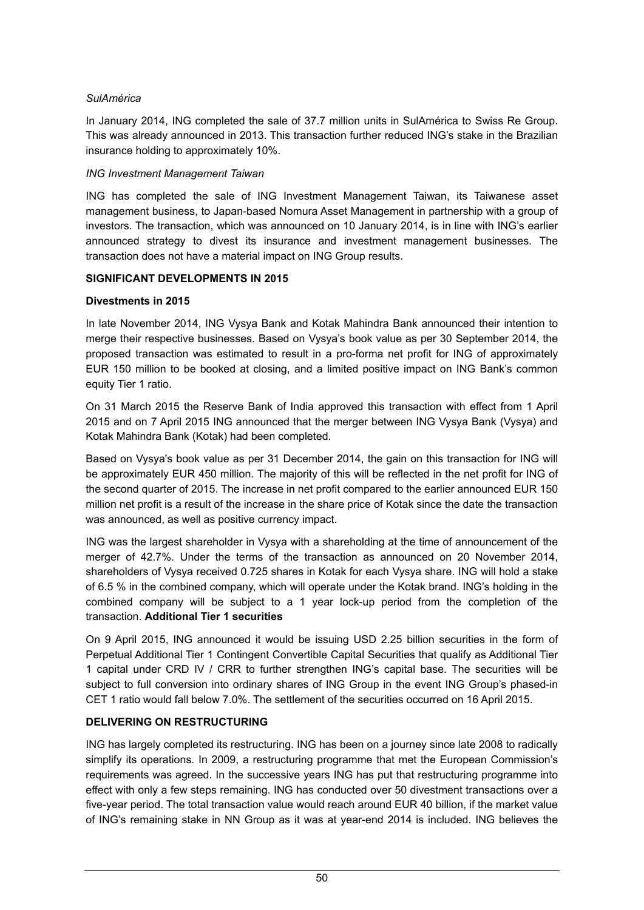*SulAmérica*

In January 2014, ING completed the sale of 37.7 million units in SulAmérica to Swiss Re Group. This was already announced in 2013. This transaction further reduced ING's stake in the Brazilian insurance holding to approximately 10%.

*ING Investment Management Taiwan*

ING has completed the sale of ING Investment Management Taiwan, its Taiwanese asset management business, to Japan-based Nomura Asset Management in partnership with a group of investors. The transaction, which was announced on 10 January 2014, is in line with ING's earlier announced strategy to divest its insurance and investment management businesses. The transaction does not have a material impact on ING Group results.

## SIGNIFICANT DEVELOPMENTS IN 2015

### Divestments in 2015

In late November 2014, ING Vysya Bank and Kotak Mahindra Bank announced their intention to merge their respective businesses. Based on Vysya's book value as per 30 September 2014, the proposed transaction was estimated to result in a pro-forma net profit for ING of approximately EUR 150 million to be booked at closing, and a limited positive impact on ING Bank's common equity Tier 1 ratio.

On 31 March 2015 the Reserve Bank of India approved this transaction with effect from 1 April 2015 and on 7 April 2015 ING announced that the merger between ING Vysya Bank (Vysya) and Kotak Mahindra Bank (Kotak) had been completed.

Based on Vysya's book value as per 31 December 2014, the gain on this transaction for ING will be approximately EUR 450 million. The majority of this will be reflected in the net profit for ING of the second quarter of 2015. The increase in net profit compared to the earlier announced EUR 150 million net profit is a result of the increase in the share price of Kotak since the date the transaction was announced, as well as positive currency impact.

ING was the largest shareholder in Vysya with a shareholding at the time of announcement of the merger of 42.7%. Under the terms of the transaction as announced on 20 November 2014, shareholders of Vysya received 0.725 shares in Kotak for each Vysya share. ING will hold a stake of 6.5 % in the combined company, which will operate under the Kotak brand. ING's holding in the combined company will be subject to a 1 year lock-up period from the completion of the transaction.

### Additional Tier 1 securities

On 9 April 2015, ING announced it would be issuing USD 2.25 billion securities in the form of Perpetual Additional Tier 1 Contingent Convertible Capital Securities that qualify as Additional Tier 1 capital under CRD IV / CRR to further strengthen ING's capital base. The securities will be subject to full conversion into ordinary shares of ING Group in the event ING Group's phased-in CET 1 ratio would fall below 7.0%. The settlement of the securities occurred on 16 April 2015.

## DELIVERING ON RESTRUCTURING

ING has largely completed its restructuring. ING has been on a journey since late 2008 to radically simplify its operations. In 2009, a restructuring programme that met the European Commission's requirements was agreed. In the successive years ING has put that restructuring programme into effect with only a few steps remaining. ING has conducted over 50 divestment transactions over a five-year period. The total transaction value would reach around EUR 40 billion, if the market value of ING's remaining stake in NN Group as it was at year-end 2014 is included. ING believes the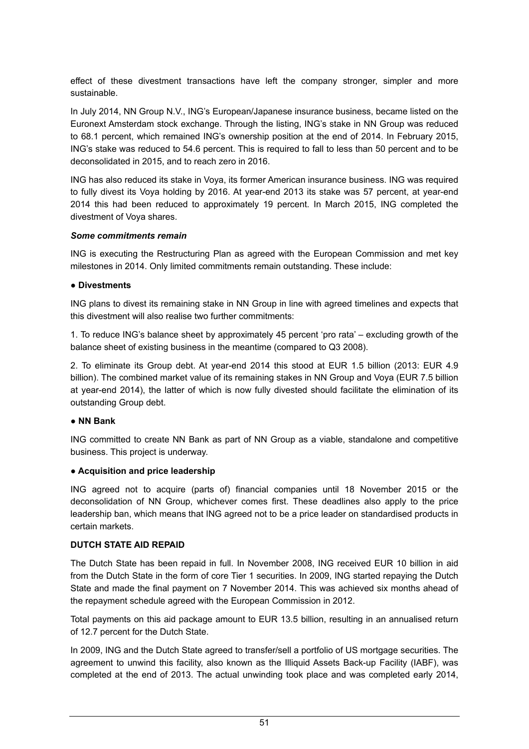effect of these divestment transactions have left the company stronger, simpler and more sustainable.

In July 2014, NN Group N.V., ING's European/Japanese insurance business, became listed on the Euronext Amsterdam stock exchange. Through the listing, ING's stake in NN Group was reduced to 68.1 percent, which remained ING's ownership position at the end of 2014. In February 2015, ING's stake was reduced to 54.6 percent. This is required to fall to less than 50 percent and to be deconsolidated in 2015, and to reach zero in 2016.

ING has also reduced its stake in Voya, its former American insurance business. ING was required to fully divest its Voya holding by 2016. At year-end 2013 its stake was 57 percent, at year-end 2014 this had been reduced to approximately 19 percent. In March 2015, ING completed the divestment of Voya shares.

***Some commitments remain***

ING is executing the Restructuring Plan as agreed with the European Commission and met key milestones in 2014. Only limited commitments remain outstanding. These include:

**● Divestments**

ING plans to divest its remaining stake in NN Group in line with agreed timelines and expects that this divestment will also realise two further commitments:

1. To reduce ING's balance sheet by approximately 45 percent 'pro rata' – excluding growth of the balance sheet of existing business in the meantime (compared to Q3 2008).

2. To eliminate its Group debt. At year-end 2014 this stood at EUR 1.5 billion (2013: EUR 4.9 billion). The combined market value of its remaining stakes in NN Group and Voya (EUR 7.5 billion at year-end 2014), the latter of which is now fully divested should facilitate the elimination of its outstanding Group debt.

**● NN Bank**

ING committed to create NN Bank as part of NN Group as a viable, standalone and competitive business. This project is underway.

**● Acquisition and price leadership**

ING agreed not to acquire (parts of) financial companies until 18 November 2015 or the deconsolidation of NN Group, whichever comes first. These deadlines also apply to the price leadership ban, which means that ING agreed not to be a price leader on standardised products in certain markets.

**DUTCH STATE AID REPAID**

The Dutch State has been repaid in full. In November 2008, ING received EUR 10 billion in aid from the Dutch State in the form of core Tier 1 securities. In 2009, ING started repaying the Dutch State and made the final payment on 7 November 2014. This was achieved six months ahead of the repayment schedule agreed with the European Commission in 2012.

Total payments on this aid package amount to EUR 13.5 billion, resulting in an annualised return of 12.7 percent for the Dutch State.

In 2009, ING and the Dutch State agreed to transfer/sell a portfolio of US mortgage securities. The agreement to unwind this facility, also known as the Illiquid Assets Back-up Facility (IABF), was completed at the end of 2013. The actual unwinding took place and was completed early 2014,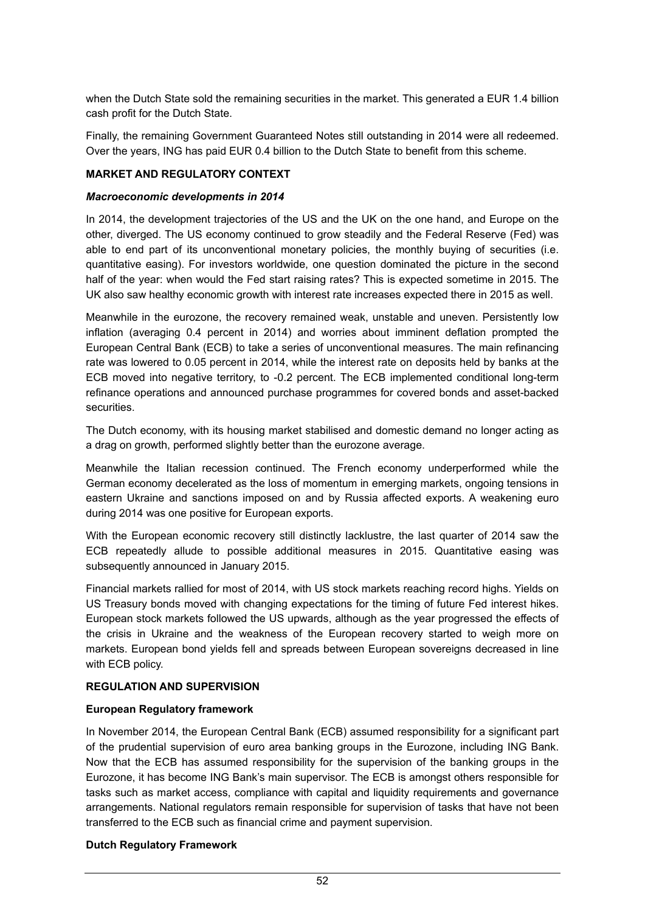when the Dutch State sold the remaining securities in the market. This generated a EUR 1.4 billion cash profit for the Dutch State.

Finally, the remaining Government Guaranteed Notes still outstanding in 2014 were all redeemed. Over the years, ING has paid EUR 0.4 billion to the Dutch State to benefit from this scheme.

## MARKET AND REGULATORY CONTEXT

### *Macroeconomic developments in 2014*

In 2014, the development trajectories of the US and the UK on the one hand, and Europe on the other, diverged. The US economy continued to grow steadily and the Federal Reserve (Fed) was able to end part of its unconventional monetary policies, the monthly buying of securities (i.e. quantitative easing). For investors worldwide, one question dominated the picture in the second half of the year: when would the Fed start raising rates? This is expected sometime in 2015. The UK also saw healthy economic growth with interest rate increases expected there in 2015 as well.

Meanwhile in the eurozone, the recovery remained weak, unstable and uneven. Persistently low inflation (averaging 0.4 percent in 2014) and worries about imminent deflation prompted the European Central Bank (ECB) to take a series of unconventional measures. The main refinancing rate was lowered to 0.05 percent in 2014, while the interest rate on deposits held by banks at the ECB moved into negative territory, to -0.2 percent. The ECB implemented conditional long-term refinance operations and announced purchase programmes for covered bonds and asset-backed securities.

The Dutch economy, with its housing market stabilised and domestic demand no longer acting as a drag on growth, performed slightly better than the eurozone average.

Meanwhile the Italian recession continued. The French economy underperformed while the German economy decelerated as the loss of momentum in emerging markets, ongoing tensions in eastern Ukraine and sanctions imposed on and by Russia affected exports. A weakening euro during 2014 was one positive for European exports.

With the European economic recovery still distinctly lacklustre, the last quarter of 2014 saw the ECB repeatedly allude to possible additional measures in 2015. Quantitative easing was subsequently announced in January 2015.

Financial markets rallied for most of 2014, with US stock markets reaching record highs. Yields on US Treasury bonds moved with changing expectations for the timing of future Fed interest hikes. European stock markets followed the US upwards, although as the year progressed the effects of the crisis in Ukraine and the weakness of the European recovery started to weigh more on markets. European bond yields fell and spreads between European sovereigns decreased in line with ECB policy.

## REGULATION AND SUPERVISION

### European Regulatory framework

In November 2014, the European Central Bank (ECB) assumed responsibility for a significant part of the prudential supervision of euro area banking groups in the Eurozone, including ING Bank. Now that the ECB has assumed responsibility for the supervision of the banking groups in the Eurozone, it has become ING Bank's main supervisor. The ECB is amongst others responsible for tasks such as market access, compliance with capital and liquidity requirements and governance arrangements. National regulators remain responsible for supervision of tasks that have not been transferred to the ECB such as financial crime and payment supervision.

### Dutch Regulatory Framework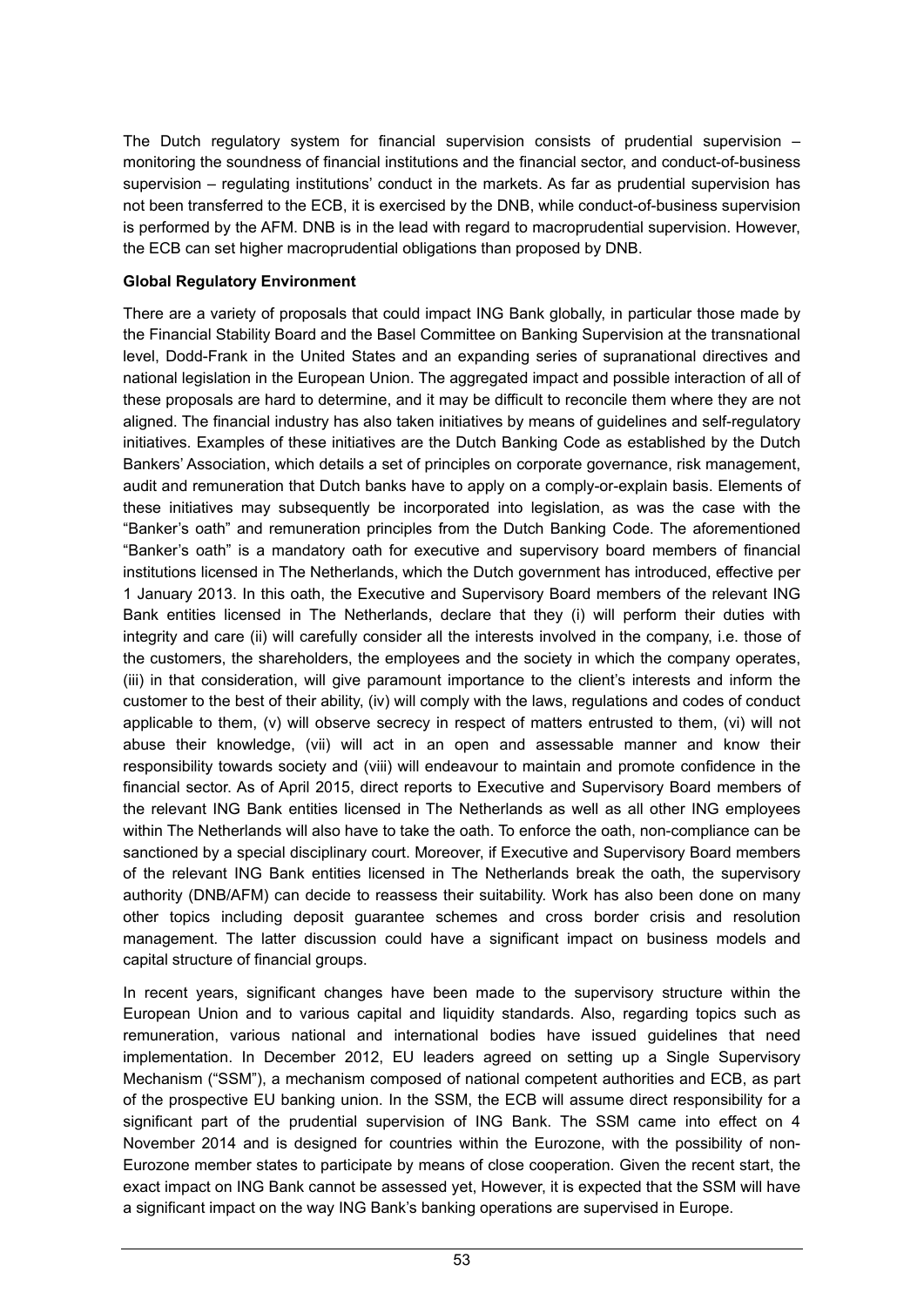The Dutch regulatory system for financial supervision consists of prudential supervision – monitoring the soundness of financial institutions and the financial sector, and conduct-of-business supervision – regulating institutions' conduct in the markets. As far as prudential supervision has not been transferred to the ECB, it is exercised by the DNB, while conduct-of-business supervision is performed by the AFM. DNB is in the lead with regard to macroprudential supervision. However, the ECB can set higher macroprudential obligations than proposed by DNB.

**Global Regulatory Environment**

There are a variety of proposals that could impact ING Bank globally, in particular those made by the Financial Stability Board and the Basel Committee on Banking Supervision at the transnational level, Dodd-Frank in the United States and an expanding series of supranational directives and national legislation in the European Union. The aggregated impact and possible interaction of all of these proposals are hard to determine, and it may be difficult to reconcile them where they are not aligned. The financial industry has also taken initiatives by means of guidelines and self-regulatory initiatives. Examples of these initiatives are the Dutch Banking Code as established by the Dutch Bankers' Association, which details a set of principles on corporate governance, risk management, audit and remuneration that Dutch banks have to apply on a comply-or-explain basis. Elements of these initiatives may subsequently be incorporated into legislation, as was the case with the "Banker's oath" and remuneration principles from the Dutch Banking Code. The aforementioned "Banker's oath" is a mandatory oath for executive and supervisory board members of financial institutions licensed in The Netherlands, which the Dutch government has introduced, effective per 1 January 2013. In this oath, the Executive and Supervisory Board members of the relevant ING Bank entities licensed in The Netherlands, declare that they (i) will perform their duties with integrity and care (ii) will carefully consider all the interests involved in the company, i.e. those of the customers, the shareholders, the employees and the society in which the company operates, (iii) in that consideration, will give paramount importance to the client's interests and inform the customer to the best of their ability, (iv) will comply with the laws, regulations and codes of conduct applicable to them, (v) will observe secrecy in respect of matters entrusted to them, (vi) will not abuse their knowledge, (vii) will act in an open and assessable manner and know their responsibility towards society and (viii) will endeavour to maintain and promote confidence in the financial sector. As of April 2015, direct reports to Executive and Supervisory Board members of the relevant ING Bank entities licensed in The Netherlands as well as all other ING employees within The Netherlands will also have to take the oath. To enforce the oath, non-compliance can be sanctioned by a special disciplinary court. Moreover, if Executive and Supervisory Board members of the relevant ING Bank entities licensed in The Netherlands break the oath, the supervisory authority (DNB/AFM) can decide to reassess their suitability. Work has also been done on many other topics including deposit guarantee schemes and cross border crisis and resolution management. The latter discussion could have a significant impact on business models and capital structure of financial groups.

In recent years, significant changes have been made to the supervisory structure within the European Union and to various capital and liquidity standards. Also, regarding topics such as remuneration, various national and international bodies have issued guidelines that need implementation. In December 2012, EU leaders agreed on setting up a Single Supervisory Mechanism ("SSM"), a mechanism composed of national competent authorities and ECB, as part of the prospective EU banking union. In the SSM, the ECB will assume direct responsibility for a significant part of the prudential supervision of ING Bank. The SSM came into effect on 4 November 2014 and is designed for countries within the Eurozone, with the possibility of non-Eurozone member states to participate by means of close cooperation. Given the recent start, the exact impact on ING Bank cannot be assessed yet, However, it is expected that the SSM will have a significant impact on the way ING Bank's banking operations are supervised in Europe.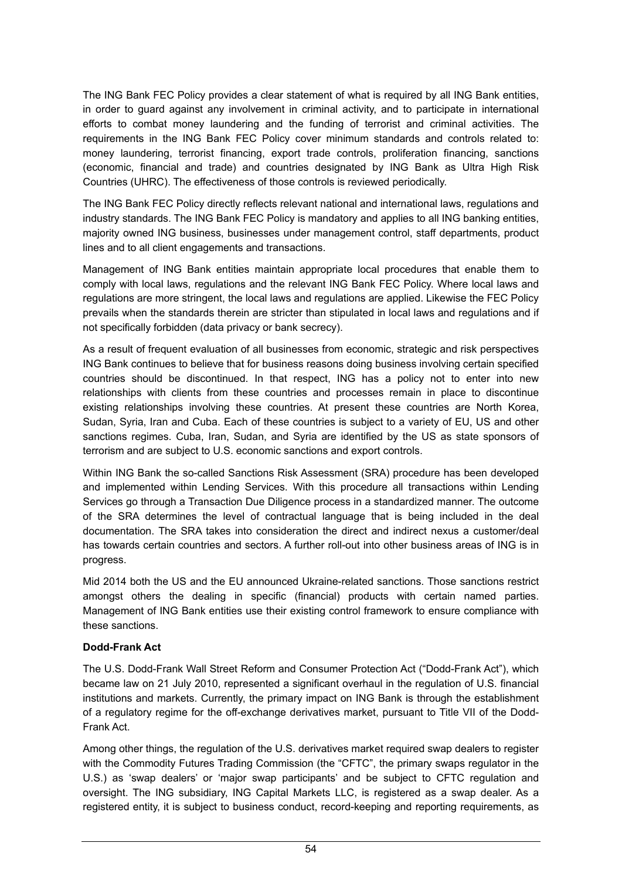The ING Bank FEC Policy provides a clear statement of what is required by all ING Bank entities, in order to guard against any involvement in criminal activity, and to participate in international efforts to combat money laundering and the funding of terrorist and criminal activities. The requirements in the ING Bank FEC Policy cover minimum standards and controls related to: money laundering, terrorist financing, export trade controls, proliferation financing, sanctions (economic, financial and trade) and countries designated by ING Bank as Ultra High Risk Countries (UHRC). The effectiveness of those controls is reviewed periodically.

The ING Bank FEC Policy directly reflects relevant national and international laws, regulations and industry standards. The ING Bank FEC Policy is mandatory and applies to all ING banking entities, majority owned ING business, businesses under management control, staff departments, product lines and to all client engagements and transactions.

Management of ING Bank entities maintain appropriate local procedures that enable them to comply with local laws, regulations and the relevant ING Bank FEC Policy. Where local laws and regulations are more stringent, the local laws and regulations are applied. Likewise the FEC Policy prevails when the standards therein are stricter than stipulated in local laws and regulations and if not specifically forbidden (data privacy or bank secrecy).

As a result of frequent evaluation of all businesses from economic, strategic and risk perspectives ING Bank continues to believe that for business reasons doing business involving certain specified countries should be discontinued. In that respect, ING has a policy not to enter into new relationships with clients from these countries and processes remain in place to discontinue existing relationships involving these countries. At present these countries are North Korea, Sudan, Syria, Iran and Cuba. Each of these countries is subject to a variety of EU, US and other sanctions regimes. Cuba, Iran, Sudan, and Syria are identified by the US as state sponsors of terrorism and are subject to U.S. economic sanctions and export controls.

Within ING Bank the so-called Sanctions Risk Assessment (SRA) procedure has been developed and implemented within Lending Services. With this procedure all transactions within Lending Services go through a Transaction Due Diligence process in a standardized manner. The outcome of the SRA determines the level of contractual language that is being included in the deal documentation. The SRA takes into consideration the direct and indirect nexus a customer/deal has towards certain countries and sectors. A further roll-out into other business areas of ING is in progress.

Mid 2014 both the US and the EU announced Ukraine-related sanctions. Those sanctions restrict amongst others the dealing in specific (financial) products with certain named parties. Management of ING Bank entities use their existing control framework to ensure compliance with these sanctions.

**Dodd-Frank Act**

The U.S. Dodd-Frank Wall Street Reform and Consumer Protection Act ("Dodd-Frank Act"), which became law on 21 July 2010, represented a significant overhaul in the regulation of U.S. financial institutions and markets. Currently, the primary impact on ING Bank is through the establishment of a regulatory regime for the off-exchange derivatives market, pursuant to Title VII of the Dodd-Frank Act.

Among other things, the regulation of the U.S. derivatives market required swap dealers to register with the Commodity Futures Trading Commission (the "CFTC", the primary swaps regulator in the U.S.) as 'swap dealers' or 'major swap participants' and be subject to CFTC regulation and oversight. The ING subsidiary, ING Capital Markets LLC, is registered as a swap dealer. As a registered entity, it is subject to business conduct, record-keeping and reporting requirements, as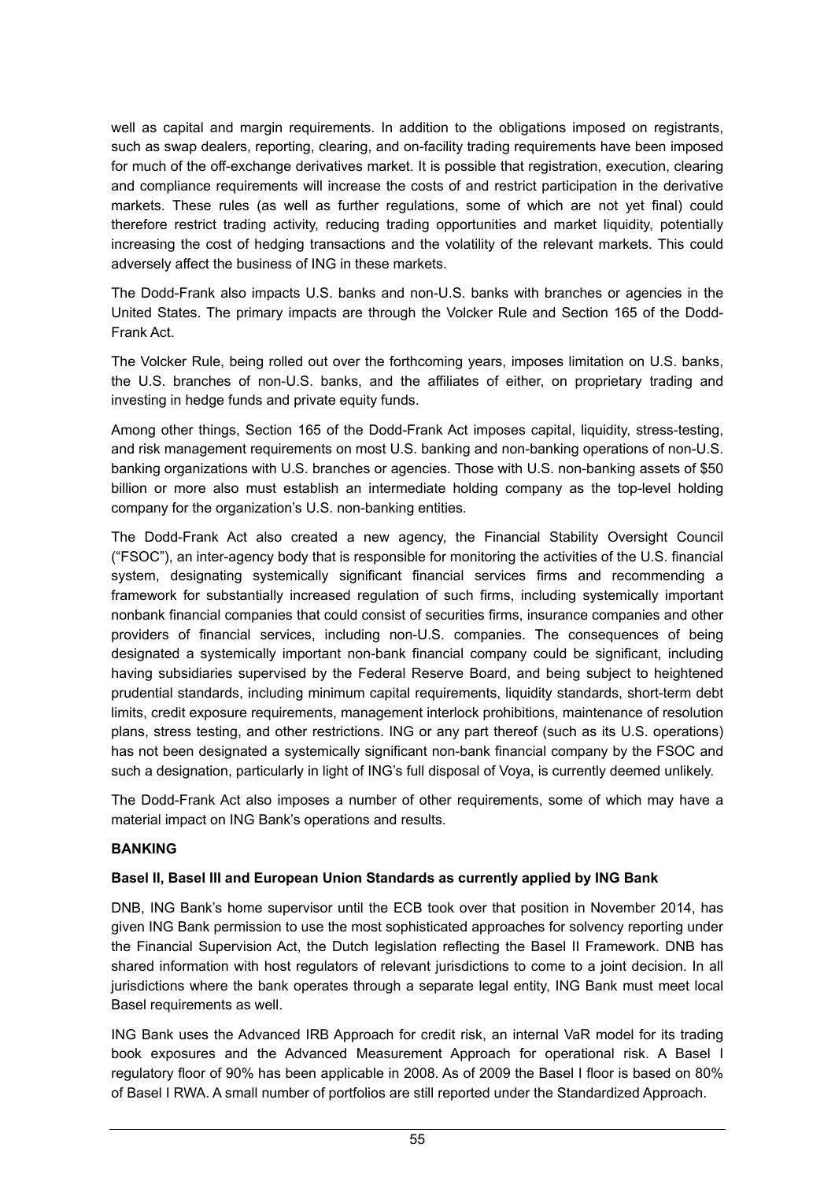well as capital and margin requirements. In addition to the obligations imposed on registrants, such as swap dealers, reporting, clearing, and on-facility trading requirements have been imposed for much of the off-exchange derivatives market. It is possible that registration, execution, clearing and compliance requirements will increase the costs of and restrict participation in the derivative markets. These rules (as well as further regulations, some of which are not yet final) could therefore restrict trading activity, reducing trading opportunities and market liquidity, potentially increasing the cost of hedging transactions and the volatility of the relevant markets. This could adversely affect the business of ING in these markets.

The Dodd-Frank also impacts U.S. banks and non-U.S. banks with branches or agencies in the United States. The primary impacts are through the Volcker Rule and Section 165 of the Dodd-Frank Act.

The Volcker Rule, being rolled out over the forthcoming years, imposes limitation on U.S. banks, the U.S. branches of non-U.S. banks, and the affiliates of either, on proprietary trading and investing in hedge funds and private equity funds.

Among other things, Section 165 of the Dodd-Frank Act imposes capital, liquidity, stress-testing, and risk management requirements on most U.S. banking and non-banking operations of non-U.S. banking organizations with U.S. branches or agencies. Those with U.S. non-banking assets of $50 billion or more also must establish an intermediate holding company as the top-level holding company for the organization's U.S. non-banking entities.

The Dodd-Frank Act also created a new agency, the Financial Stability Oversight Council ("FSOC"), an inter-agency body that is responsible for monitoring the activities of the U.S. financial system, designating systemically significant financial services firms and recommending a framework for substantially increased regulation of such firms, including systemically important nonbank financial companies that could consist of securities firms, insurance companies and other providers of financial services, including non-U.S. companies. The consequences of being designated a systemically important non-bank financial company could be significant, including having subsidiaries supervised by the Federal Reserve Board, and being subject to heightened prudential standards, including minimum capital requirements, liquidity standards, short-term debt limits, credit exposure requirements, management interlock prohibitions, maintenance of resolution plans, stress testing, and other restrictions. ING or any part thereof (such as its U.S. operations) has not been designated a systemically significant non-bank financial company by the FSOC and such a designation, particularly in light of ING's full disposal of Voya, is currently deemed unlikely.

The Dodd-Frank Act also imposes a number of other requirements, some of which may have a material impact on ING Bank's operations and results.

## BANKING

### Basel II, Basel III and European Union Standards as currently applied by ING Bank

DNB, ING Bank's home supervisor until the ECB took over that position in November 2014, has given ING Bank permission to use the most sophisticated approaches for solvency reporting under the Financial Supervision Act, the Dutch legislation reflecting the Basel II Framework. DNB has shared information with host regulators of relevant jurisdictions to come to a joint decision. In all jurisdictions where the bank operates through a separate legal entity, ING Bank must meet local Basel requirements as well.

ING Bank uses the Advanced IRB Approach for credit risk, an internal VaR model for its trading book exposures and the Advanced Measurement Approach for operational risk. A Basel I regulatory floor of 90% has been applicable in 2008. As of 2009 the Basel I floor is based on 80% of Basel I RWA. A small number of portfolios are still reported under the Standardized Approach.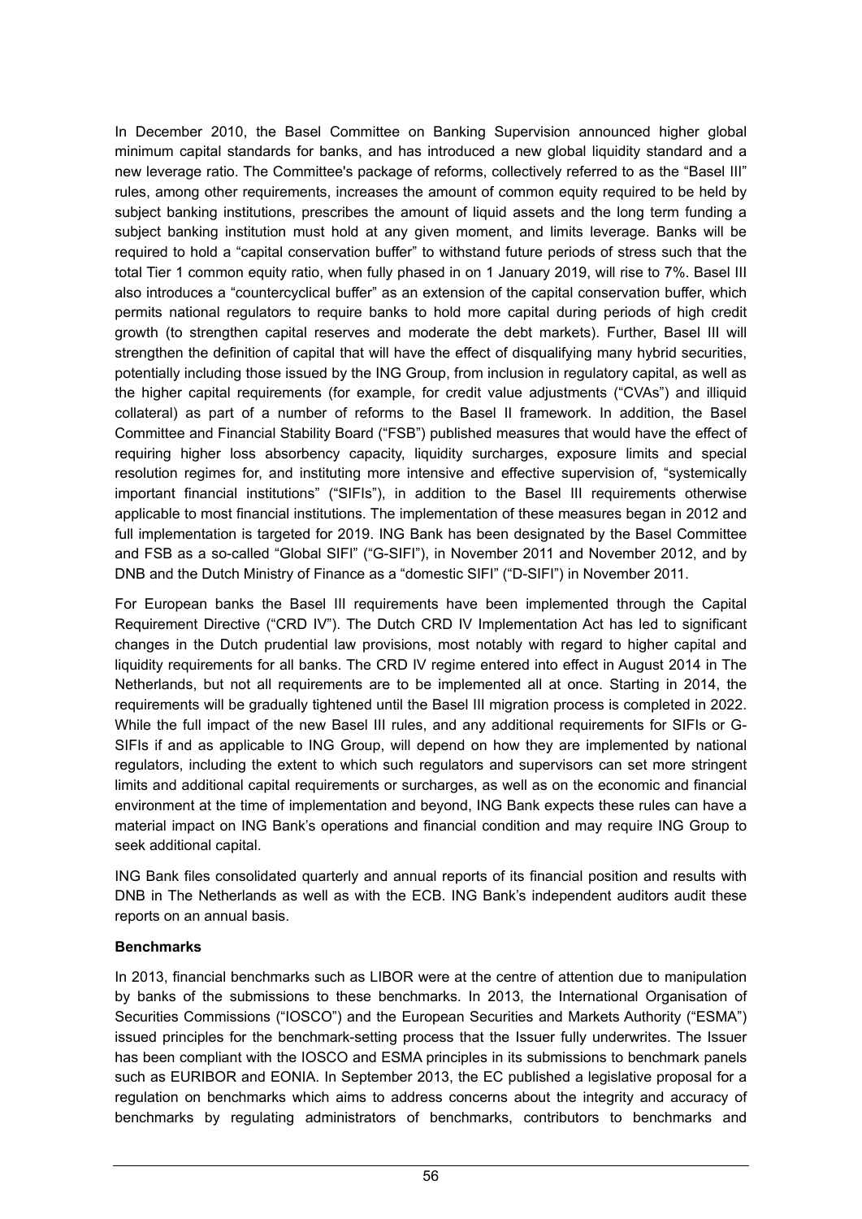In December 2010, the Basel Committee on Banking Supervision announced higher global minimum capital standards for banks, and has introduced a new global liquidity standard and a new leverage ratio. The Committee's package of reforms, collectively referred to as the "Basel III" rules, among other requirements, increases the amount of common equity required to be held by subject banking institutions, prescribes the amount of liquid assets and the long term funding a subject banking institution must hold at any given moment, and limits leverage. Banks will be required to hold a "capital conservation buffer" to withstand future periods of stress such that the total Tier 1 common equity ratio, when fully phased in on 1 January 2019, will rise to 7%. Basel III also introduces a "countercyclical buffer" as an extension of the capital conservation buffer, which permits national regulators to require banks to hold more capital during periods of high credit growth (to strengthen capital reserves and moderate the debt markets). Further, Basel III will strengthen the definition of capital that will have the effect of disqualifying many hybrid securities, potentially including those issued by the ING Group, from inclusion in regulatory capital, as well as the higher capital requirements (for example, for credit value adjustments ("CVAs") and illiquid collateral) as part of a number of reforms to the Basel II framework. In addition, the Basel Committee and Financial Stability Board ("FSB") published measures that would have the effect of requiring higher loss absorbency capacity, liquidity surcharges, exposure limits and special resolution regimes for, and instituting more intensive and effective supervision of, "systemically important financial institutions" ("SIFIs"), in addition to the Basel III requirements otherwise applicable to most financial institutions. The implementation of these measures began in 2012 and full implementation is targeted for 2019. ING Bank has been designated by the Basel Committee and FSB as a so-called "Global SIFI" ("G-SIFI"), in November 2011 and November 2012, and by DNB and the Dutch Ministry of Finance as a "domestic SIFI" ("D-SIFI") in November 2011.

For European banks the Basel III requirements have been implemented through the Capital Requirement Directive ("CRD IV"). The Dutch CRD IV Implementation Act has led to significant changes in the Dutch prudential law provisions, most notably with regard to higher capital and liquidity requirements for all banks. The CRD IV regime entered into effect in August 2014 in The Netherlands, but not all requirements are to be implemented all at once. Starting in 2014, the requirements will be gradually tightened until the Basel III migration process is completed in 2022. While the full impact of the new Basel III rules, and any additional requirements for SIFIs or G-SIFIs if and as applicable to ING Group, will depend on how they are implemented by national regulators, including the extent to which such regulators and supervisors can set more stringent limits and additional capital requirements or surcharges, as well as on the economic and financial environment at the time of implementation and beyond, ING Bank expects these rules can have a material impact on ING Bank's operations and financial condition and may require ING Group to seek additional capital.

ING Bank files consolidated quarterly and annual reports of its financial position and results with DNB in The Netherlands as well as with the ECB. ING Bank's independent auditors audit these reports on an annual basis.

**Benchmarks**

In 2013, financial benchmarks such as LIBOR were at the centre of attention due to manipulation by banks of the submissions to these benchmarks. In 2013, the International Organisation of Securities Commissions ("IOSCO") and the European Securities and Markets Authority ("ESMA") issued principles for the benchmark-setting process that the Issuer fully underwrites. The Issuer has been compliant with the IOSCO and ESMA principles in its submissions to benchmark panels such as EURIBOR and EONIA. In September 2013, the EC published a legislative proposal for a regulation on benchmarks which aims to address concerns about the integrity and accuracy of benchmarks by regulating administrators of benchmarks, contributors to benchmarks and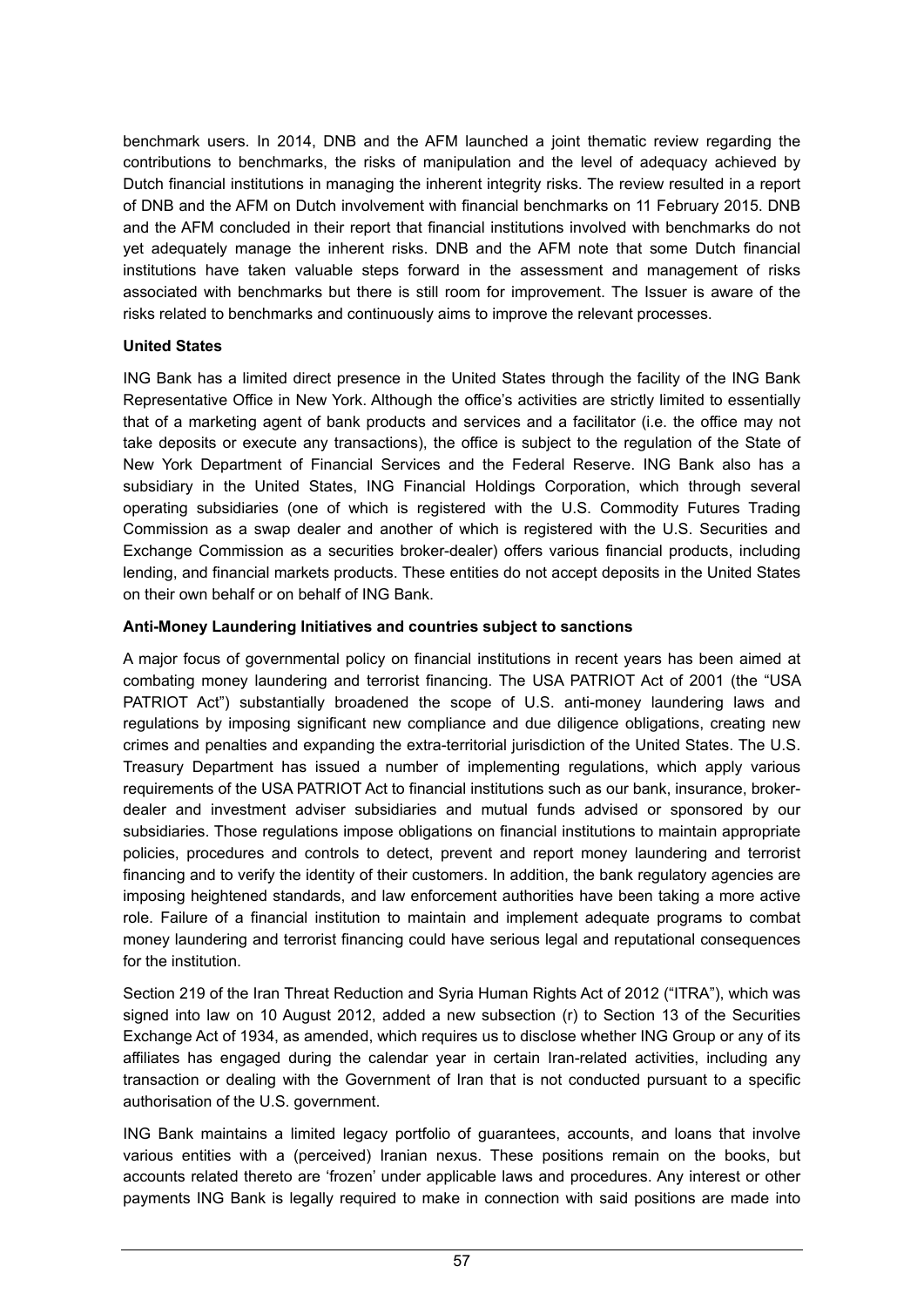benchmark users. In 2014, DNB and the AFM launched a joint thematic review regarding the contributions to benchmarks, the risks of manipulation and the level of adequacy achieved by Dutch financial institutions in managing the inherent integrity risks. The review resulted in a report of DNB and the AFM on Dutch involvement with financial benchmarks on 11 February 2015. DNB and the AFM concluded in their report that financial institutions involved with benchmarks do not yet adequately manage the inherent risks. DNB and the AFM note that some Dutch financial institutions have taken valuable steps forward in the assessment and management of risks associated with benchmarks but there is still room for improvement. The Issuer is aware of the risks related to benchmarks and continuously aims to improve the relevant processes.

**United States**

ING Bank has a limited direct presence in the United States through the facility of the ING Bank Representative Office in New York. Although the office's activities are strictly limited to essentially that of a marketing agent of bank products and services and a facilitator (i.e. the office may not take deposits or execute any transactions), the office is subject to the regulation of the State of New York Department of Financial Services and the Federal Reserve. ING Bank also has a subsidiary in the United States, ING Financial Holdings Corporation, which through several operating subsidiaries (one of which is registered with the U.S. Commodity Futures Trading Commission as a swap dealer and another of which is registered with the U.S. Securities and Exchange Commission as a securities broker-dealer) offers various financial products, including lending, and financial markets products. These entities do not accept deposits in the United States on their own behalf or on behalf of ING Bank.

**Anti-Money Laundering Initiatives and countries subject to sanctions**

A major focus of governmental policy on financial institutions in recent years has been aimed at combating money laundering and terrorist financing. The USA PATRIOT Act of 2001 (the "USA PATRIOT Act") substantially broadened the scope of U.S. anti-money laundering laws and regulations by imposing significant new compliance and due diligence obligations, creating new crimes and penalties and expanding the extra-territorial jurisdiction of the United States. The U.S. Treasury Department has issued a number of implementing regulations, which apply various requirements of the USA PATRIOT Act to financial institutions such as our bank, insurance, broker-dealer and investment adviser subsidiaries and mutual funds advised or sponsored by our subsidiaries. Those regulations impose obligations on financial institutions to maintain appropriate policies, procedures and controls to detect, prevent and report money laundering and terrorist financing and to verify the identity of their customers. In addition, the bank regulatory agencies are imposing heightened standards, and law enforcement authorities have been taking a more active role. Failure of a financial institution to maintain and implement adequate programs to combat money laundering and terrorist financing could have serious legal and reputational consequences for the institution.

Section 219 of the Iran Threat Reduction and Syria Human Rights Act of 2012 ("ITRA"), which was signed into law on 10 August 2012, added a new subsection (r) to Section 13 of the Securities Exchange Act of 1934, as amended, which requires us to disclose whether ING Group or any of its affiliates has engaged during the calendar year in certain Iran-related activities, including any transaction or dealing with the Government of Iran that is not conducted pursuant to a specific authorisation of the U.S. government.

ING Bank maintains a limited legacy portfolio of guarantees, accounts, and loans that involve various entities with a (perceived) Iranian nexus. These positions remain on the books, but accounts related thereto are 'frozen' under applicable laws and procedures. Any interest or other payments ING Bank is legally required to make in connection with said positions are made into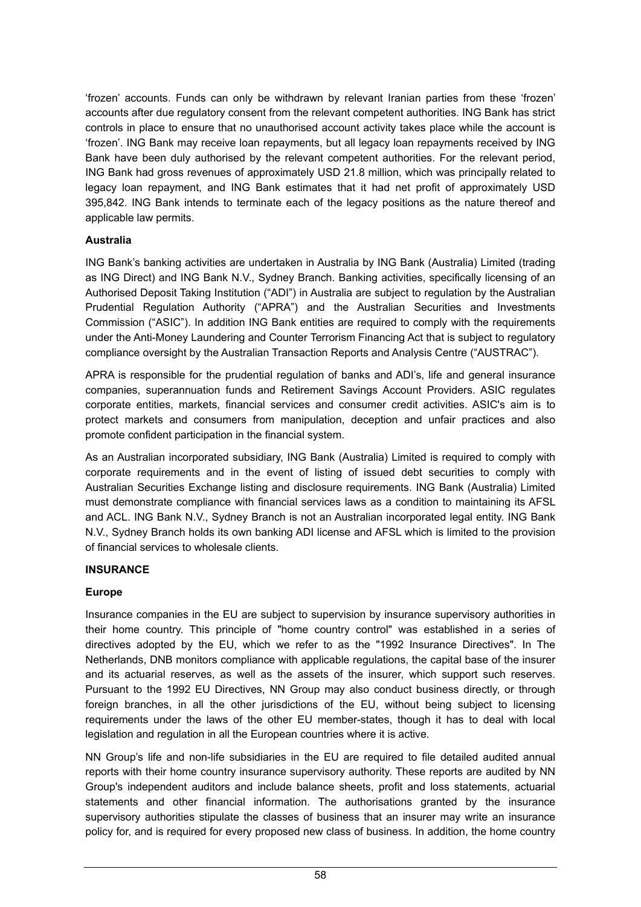'frozen' accounts. Funds can only be withdrawn by relevant Iranian parties from these 'frozen' accounts after due regulatory consent from the relevant competent authorities. ING Bank has strict controls in place to ensure that no unauthorised account activity takes place while the account is 'frozen'. ING Bank may receive loan repayments, but all legacy loan repayments received by ING Bank have been duly authorised by the relevant competent authorities. For the relevant period, ING Bank had gross revenues of approximately USD 21.8 million, which was principally related to legacy loan repayment, and ING Bank estimates that it had net profit of approximately USD 395,842. ING Bank intends to terminate each of the legacy positions as the nature thereof and applicable law permits.

**Australia**

ING Bank's banking activities are undertaken in Australia by ING Bank (Australia) Limited (trading as ING Direct) and ING Bank N.V., Sydney Branch. Banking activities, specifically licensing of an Authorised Deposit Taking Institution ("ADI") in Australia are subject to regulation by the Australian Prudential Regulation Authority ("APRA") and the Australian Securities and Investments Commission ("ASIC"). In addition ING Bank entities are required to comply with the requirements under the Anti-Money Laundering and Counter Terrorism Financing Act that is subject to regulatory compliance oversight by the Australian Transaction Reports and Analysis Centre ("AUSTRAC").

APRA is responsible for the prudential regulation of banks and ADI's, life and general insurance companies, superannuation funds and Retirement Savings Account Providers. ASIC regulates corporate entities, markets, financial services and consumer credit activities. ASIC's aim is to protect markets and consumers from manipulation, deception and unfair practices and also promote confident participation in the financial system.

As an Australian incorporated subsidiary, ING Bank (Australia) Limited is required to comply with corporate requirements and in the event of listing of issued debt securities to comply with Australian Securities Exchange listing and disclosure requirements. ING Bank (Australia) Limited must demonstrate compliance with financial services laws as a condition to maintaining its AFSL and ACL. ING Bank N.V., Sydney Branch is not an Australian incorporated legal entity. ING Bank N.V., Sydney Branch holds its own banking ADI license and AFSL which is limited to the provision of financial services to wholesale clients.

**INSURANCE**

**Europe**

Insurance companies in the EU are subject to supervision by insurance supervisory authorities in their home country. This principle of "home country control" was established in a series of directives adopted by the EU, which we refer to as the "1992 Insurance Directives". In The Netherlands, DNB monitors compliance with applicable regulations, the capital base of the insurer and its actuarial reserves, as well as the assets of the insurer, which support such reserves. Pursuant to the 1992 EU Directives, NN Group may also conduct business directly, or through foreign branches, in all the other jurisdictions of the EU, without being subject to licensing requirements under the laws of the other EU member-states, though it has to deal with local legislation and regulation in all the European countries where it is active.

NN Group's life and non-life subsidiaries in the EU are required to file detailed audited annual reports with their home country insurance supervisory authority. These reports are audited by NN Group's independent auditors and include balance sheets, profit and loss statements, actuarial statements and other financial information. The authorisations granted by the insurance supervisory authorities stipulate the classes of business that an insurer may write an insurance policy for, and is required for every proposed new class of business. In addition, the home country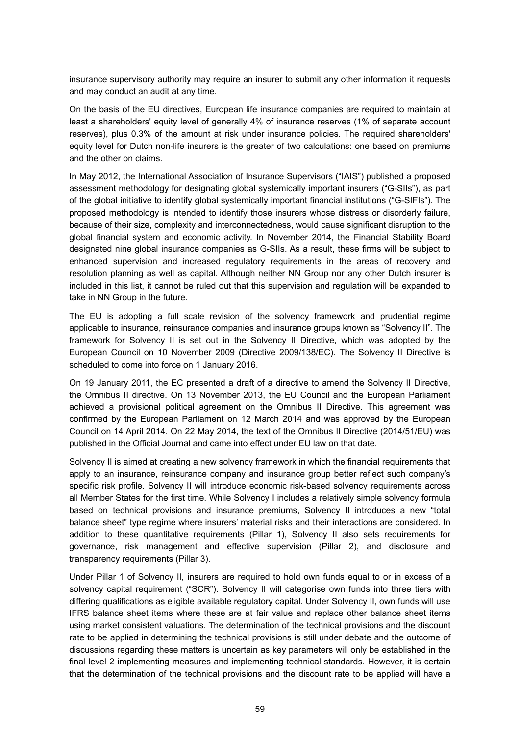insurance supervisory authority may require an insurer to submit any other information it requests and may conduct an audit at any time.

On the basis of the EU directives, European life insurance companies are required to maintain at least a shareholders' equity level of generally 4% of insurance reserves (1% of separate account reserves), plus 0.3% of the amount at risk under insurance policies. The required shareholders' equity level for Dutch non-life insurers is the greater of two calculations: one based on premiums and the other on claims.

In May 2012, the International Association of Insurance Supervisors ("IAIS") published a proposed assessment methodology for designating global systemically important insurers ("G-SIIs"), as part of the global initiative to identify global systemically important financial institutions ("G-SIFIs"). The proposed methodology is intended to identify those insurers whose distress or disorderly failure, because of their size, complexity and interconnectedness, would cause significant disruption to the global financial system and economic activity. In November 2014, the Financial Stability Board designated nine global insurance companies as G-SIIs. As a result, these firms will be subject to enhanced supervision and increased regulatory requirements in the areas of recovery and resolution planning as well as capital. Although neither NN Group nor any other Dutch insurer is included in this list, it cannot be ruled out that this supervision and regulation will be expanded to take in NN Group in the future.

The EU is adopting a full scale revision of the solvency framework and prudential regime applicable to insurance, reinsurance companies and insurance groups known as "Solvency II". The framework for Solvency II is set out in the Solvency II Directive, which was adopted by the European Council on 10 November 2009 (Directive 2009/138/EC). The Solvency II Directive is scheduled to come into force on 1 January 2016.

On 19 January 2011, the EC presented a draft of a directive to amend the Solvency II Directive, the Omnibus II directive. On 13 November 2013, the EU Council and the European Parliament achieved a provisional political agreement on the Omnibus II Directive. This agreement was confirmed by the European Parliament on 12 March 2014 and was approved by the European Council on 14 April 2014. On 22 May 2014, the text of the Omnibus II Directive (2014/51/EU) was published in the Official Journal and came into effect under EU law on that date.

Solvency II is aimed at creating a new solvency framework in which the financial requirements that apply to an insurance, reinsurance company and insurance group better reflect such company's specific risk profile. Solvency II will introduce economic risk-based solvency requirements across all Member States for the first time. While Solvency I includes a relatively simple solvency formula based on technical provisions and insurance premiums, Solvency II introduces a new "total balance sheet" type regime where insurers' material risks and their interactions are considered. In addition to these quantitative requirements (Pillar 1), Solvency II also sets requirements for governance, risk management and effective supervision (Pillar 2), and disclosure and transparency requirements (Pillar 3).

Under Pillar 1 of Solvency II, insurers are required to hold own funds equal to or in excess of a solvency capital requirement ("SCR"). Solvency II will categorise own funds into three tiers with differing qualifications as eligible available regulatory capital. Under Solvency II, own funds will use IFRS balance sheet items where these are at fair value and replace other balance sheet items using market consistent valuations. The determination of the technical provisions and the discount rate to be applied in determining the technical provisions is still under debate and the outcome of discussions regarding these matters is uncertain as key parameters will only be established in the final level 2 implementing measures and implementing technical standards. However, it is certain that the determination of the technical provisions and the discount rate to be applied will have a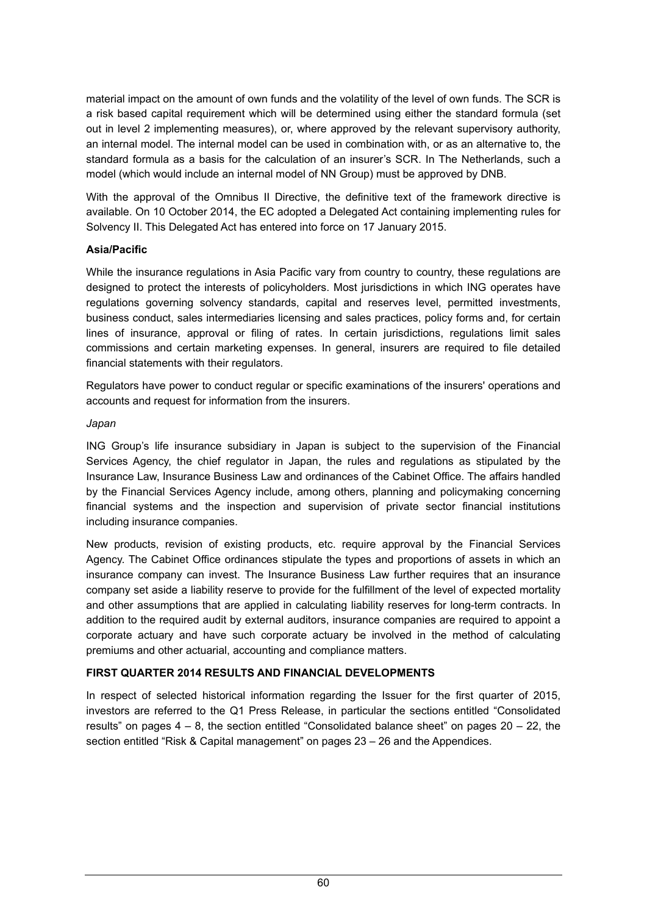material impact on the amount of own funds and the volatility of the level of own funds. The SCR is a risk based capital requirement which will be determined using either the standard formula (set out in level 2 implementing measures), or, where approved by the relevant supervisory authority, an internal model. The internal model can be used in combination with, or as an alternative to, the standard formula as a basis for the calculation of an insurer's SCR. In The Netherlands, such a model (which would include an internal model of NN Group) must be approved by DNB.

With the approval of the Omnibus II Directive, the definitive text of the framework directive is available. On 10 October 2014, the EC adopted a Delegated Act containing implementing rules for Solvency II. This Delegated Act has entered into force on 17 January 2015.

**Asia/Pacific**

While the insurance regulations in Asia Pacific vary from country to country, these regulations are designed to protect the interests of policyholders. Most jurisdictions in which ING operates have regulations governing solvency standards, capital and reserves level, permitted investments, business conduct, sales intermediaries licensing and sales practices, policy forms and, for certain lines of insurance, approval or filing of rates. In certain jurisdictions, regulations limit sales commissions and certain marketing expenses. In general, insurers are required to file detailed financial statements with their regulators.

Regulators have power to conduct regular or specific examinations of the insurers' operations and accounts and request for information from the insurers.

*Japan*

ING Group's life insurance subsidiary in Japan is subject to the supervision of the Financial Services Agency, the chief regulator in Japan, the rules and regulations as stipulated by the Insurance Law, Insurance Business Law and ordinances of the Cabinet Office. The affairs handled by the Financial Services Agency include, among others, planning and policymaking concerning financial systems and the inspection and supervision of private sector financial institutions including insurance companies.

New products, revision of existing products, etc. require approval by the Financial Services Agency. The Cabinet Office ordinances stipulate the types and proportions of assets in which an insurance company can invest. The Insurance Business Law further requires that an insurance company set aside a liability reserve to provide for the fulfillment of the level of expected mortality and other assumptions that are applied in calculating liability reserves for long-term contracts. In addition to the required audit by external auditors, insurance companies are required to appoint a corporate actuary and have such corporate actuary be involved in the method of calculating premiums and other actuarial, accounting and compliance matters.

**FIRST QUARTER 2014 RESULTS AND FINANCIAL DEVELOPMENTS**

In respect of selected historical information regarding the Issuer for the first quarter of 2015, investors are referred to the Q1 Press Release, in particular the sections entitled "Consolidated results" on pages 4 – 8, the section entitled "Consolidated balance sheet" on pages 20 – 22, the section entitled "Risk & Capital management" on pages 23 – 26 and the Appendices.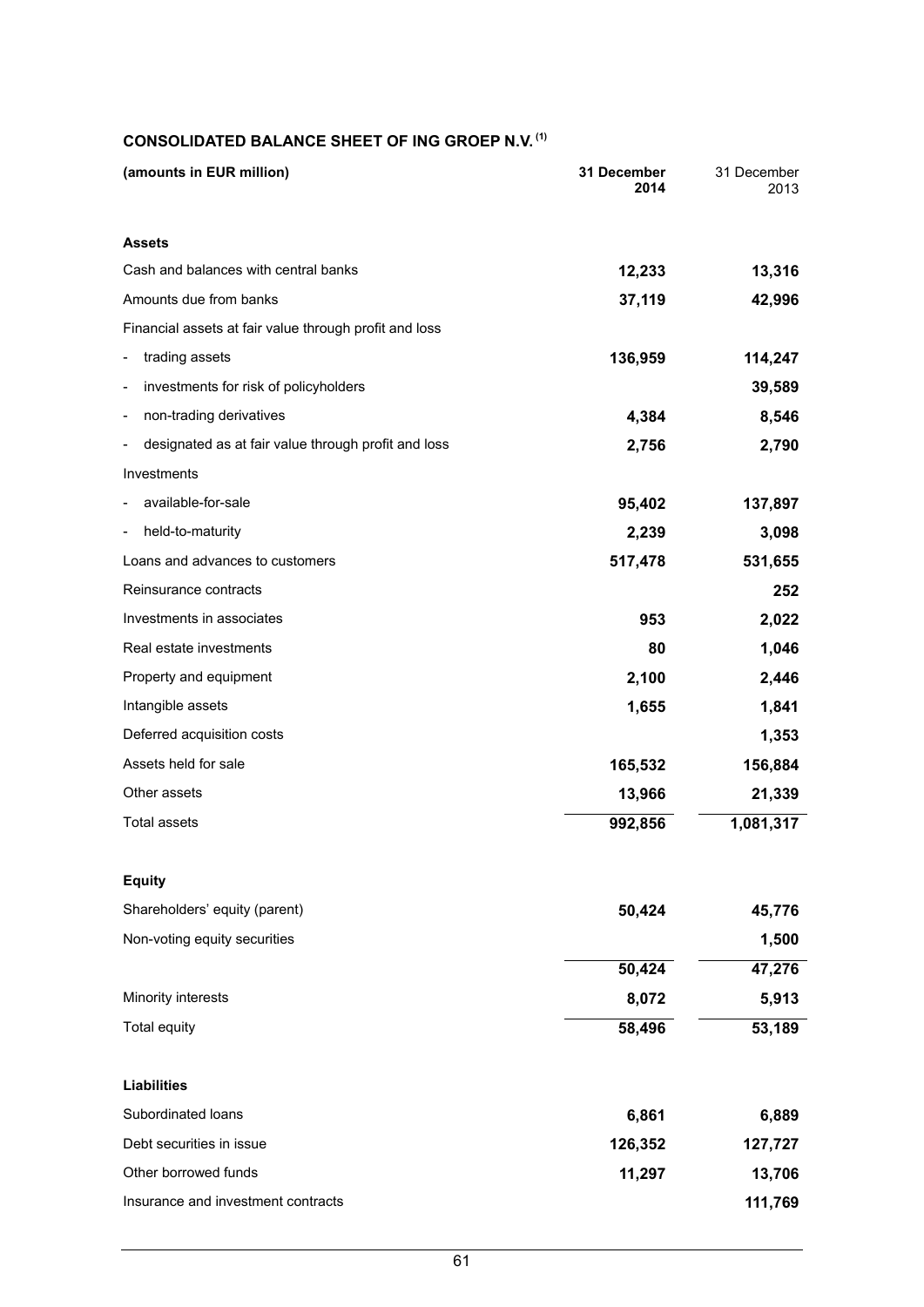## CONSOLIDATED BALANCE SHEET OF ING GROEP N.V. [1]

| (amounts in EUR million) | 31 December 2014 | 31 December 2013 |
|---|---|---|
| **Assets** | | |
| Cash and balances with central banks | **12,233** | **13,316** |
| Amounts due from banks | **37,119** | **42,996** |
| Financial assets at fair value through profit and loss | | |
| - trading assets | **136,959** | **114,247** |
| - investments for risk of policyholders | | **39,589** |
| - non-trading derivatives | **4,384** | **8,546** |
| - designated as at fair value through profit and loss | **2,756** | **2,790** |
| Investments | | |
| - available-for-sale | **95,402** | **137,897** |
| - held-to-maturity | **2,239** | **3,098** |
| Loans and advances to customers | **517,478** | **531,655** |
| Reinsurance contracts | | **252** |
| Investments in associates | **953** | **2,022** |
| Real estate investments | **80** | **1,046** |
| Property and equipment | **2,100** | **2,446** |
| Intangible assets | **1,655** | **1,841** |
| Deferred acquisition costs | | **1,353** |
| Assets held for sale | **165,532** | **156,884** |
| Other assets | **13,966** | **21,339** |
| Total assets | **992,856** | **1,081,317** |
| **Equity** | | |
| Shareholders' equity (parent) | **50,424** | **45,776** |
| Non-voting equity securities | | **1,500** |
| | **50,424** | **47,276** |
| Minority interests | **8,072** | **5,913** |
| Total equity | **58,496** | **53,189** |
| **Liabilities** | | |
| Subordinated loans | **6,861** | **6,889** |
| Debt securities in issue | **126,352** | **127,727** |
| Other borrowed funds | **11,297** | **13,706** |
| Insurance and investment contracts | | **111,769** |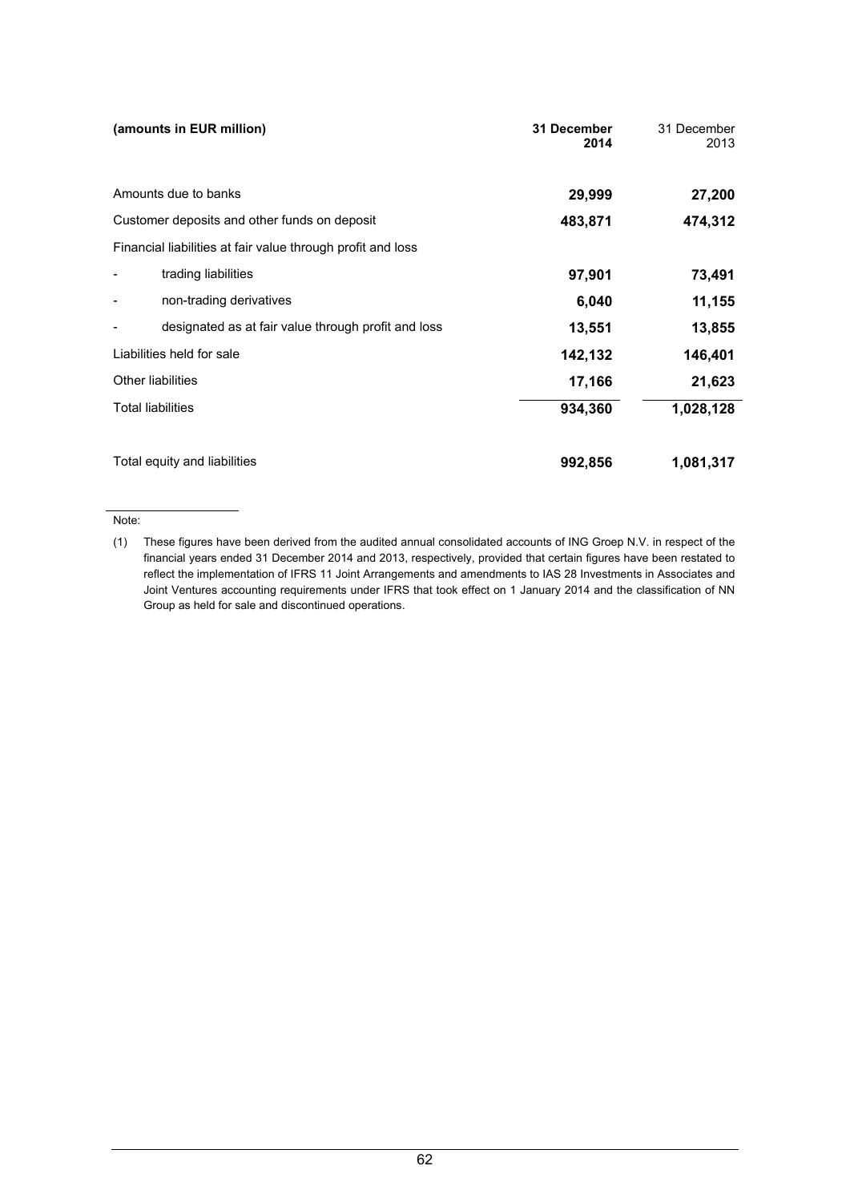| (amounts in EUR million) | 31 December 2014 | 31 December 2013 |
|---|---|---|
| Amounts due to banks | **29,999** | **27,200** |
| Customer deposits and other funds on deposit | **483,871** | **474,312** |
| Financial liabilities at fair value through profit and loss | | |
| - trading liabilities | **97,901** | **73,491** |
| - non-trading derivatives | **6,040** | **11,155** |
| - designated as at fair value through profit and loss | **13,551** | **13,855** |
| Liabilities held for sale | **142,132** | **146,401** |
| Other liabilities | **17,166** | **21,623** |
| Total liabilities | **934,360** | **1,028,128** |
| Total equity and liabilities | **992,856** | **1,081,317** |

Note:

(1) These figures have been derived from the audited annual consolidated accounts of ING Groep N.V. in respect of the financial years ended 31 December 2014 and 2013, respectively, provided that certain figures have been restated to reflect the implementation of IFRS 11 Joint Arrangements and amendments to IAS 28 Investments in Associates and Joint Ventures accounting requirements under IFRS that took effect on 1 January 2014 and the classification of NN Group as held for sale and discontinued operations.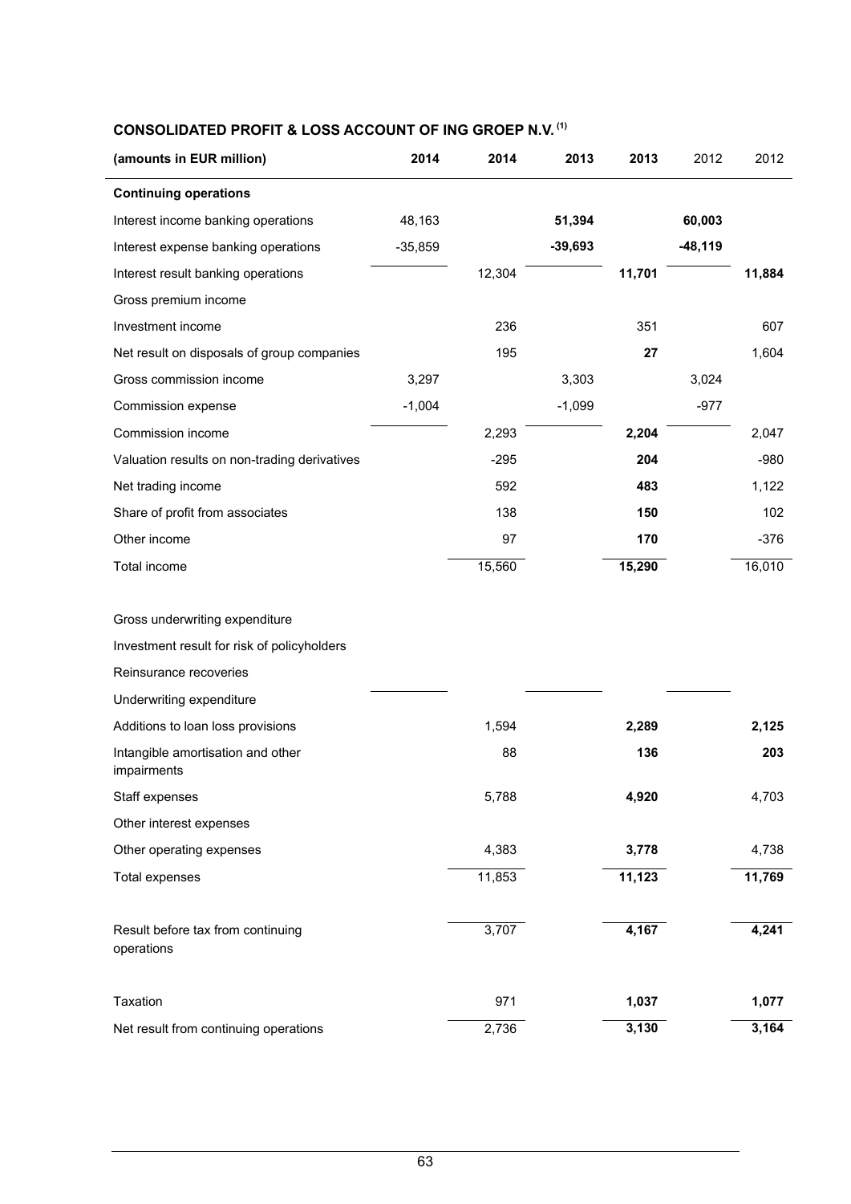## CONSOLIDATED PROFIT & LOSS ACCOUNT OF ING GROEP N.V. [1]

| (amounts in EUR million) | 2014 | 2014 | 2013 | 2013 | 2012 | 2012 |
|---|---|---|---|---|---|---|
| **Continuing operations** | | | | | | |
| Interest income banking operations | 48,163 | | **51,394** | | **60,003** | |
| Interest expense banking operations | -35,859 | | **-39,693** | | **-48,119** | |
| Interest result banking operations | | 12,304 | | **11,701** | | **11,884** |
| Gross premium income | | | | | | |
| Investment income | | 236 | | 351 | | 607 |
| Net result on disposals of group companies | | 195 | | **27** | | 1,604 |
| Gross commission income | 3,297 | | 3,303 | | 3,024 | |
| Commission expense | -1,004 | | -1,099 | | -977 | |
| Commission income | | 2,293 | | **2,204** | | 2,047 |
| Valuation results on non-trading derivatives | | -295 | | **204** | | -980 |
| Net trading income | | 592 | | **483** | | 1,122 |
| Share of profit from associates | | 138 | | **150** | | 102 |
| Other income | | 97 | | **170** | | -376 |
| Total income | | 15,560 | | **15,290** | | 16,010 |
| | | | | | | |
| Gross underwriting expenditure | | | | | | |
| Investment result for risk of policyholders | | | | | | |
| Reinsurance recoveries | | | | | | |
| Underwriting expenditure | | | | | | |
| Additions to loan loss provisions | | 1,594 | | **2,289** | | **2,125** |
| Intangible amortisation and other impairments | | 88 | | **136** | | **203** |
| Staff expenses | | 5,788 | | **4,920** | | 4,703 |
| Other interest expenses | | | | | | |
| Other operating expenses | | 4,383 | | **3,778** | | 4,738 |
| Total expenses | | 11,853 | | **11,123** | | **11,769** |
| | | | | | | |
| Result before tax from continuing operations | | 3,707 | | **4,167** | | **4,241** |
| | | | | | | |
| Taxation | | 971 | | **1,037** | | **1,077** |
| Net result from continuing operations | | 2,736 | | **3,130** | | **3,164** |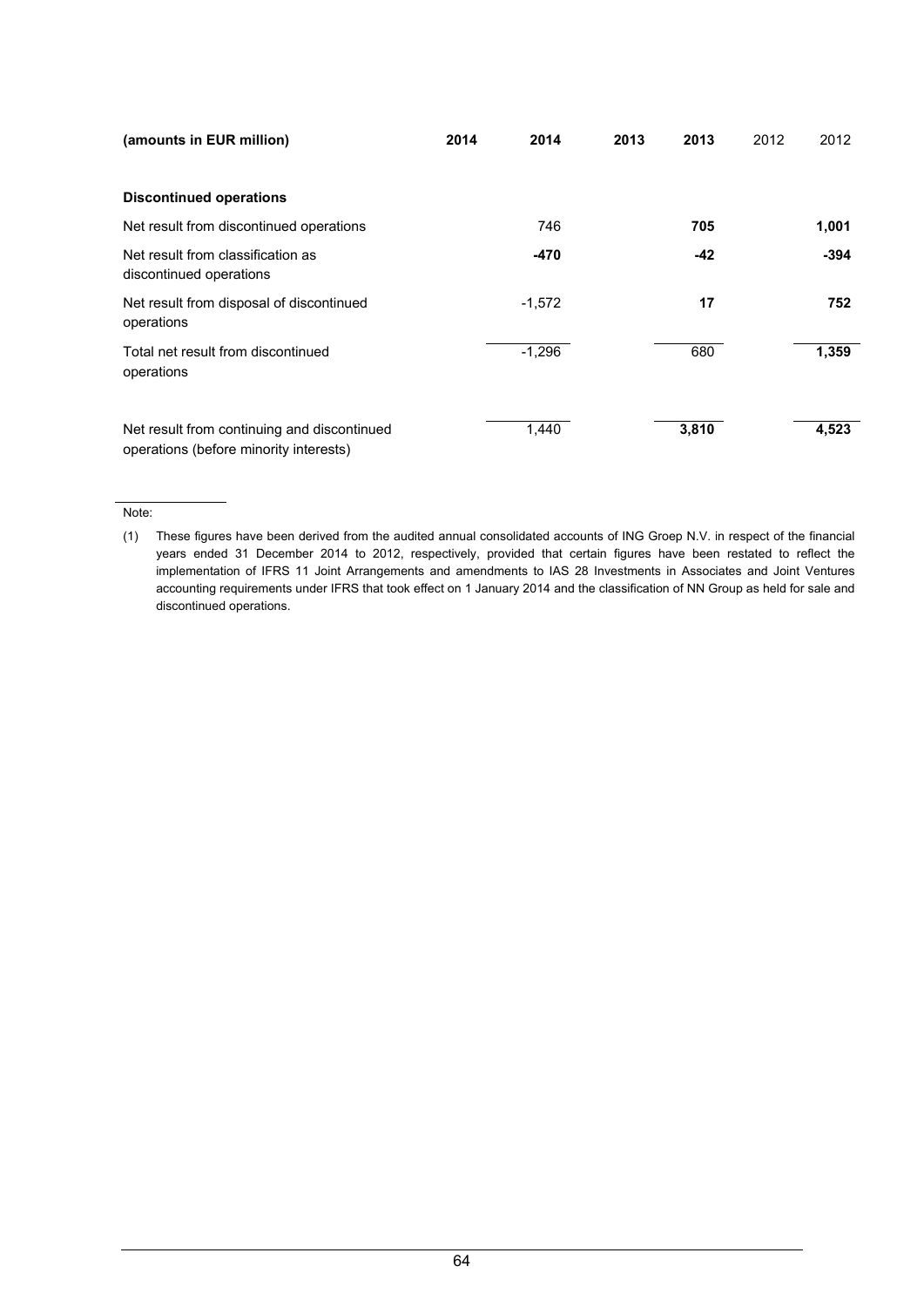| (amounts in EUR million) | 2014 | 2014 | 2013 | 2013 | 2012 | 2012 |
|---|---|---|---|---|---|---|
| **Discontinued operations** | | | | | | |
| Net result from discontinued operations | | 746 | | **705** | | **1,001** |
| Net result from classification as discontinued operations | | **-470** | | **-42** | | **-394** |
| Net result from disposal of discontinued operations | | -1,572 | | **17** | | **752** |
| Total net result from discontinued operations | | -1,296 | | 680 | | **1,359** |
| Net result from continuing and discontinued operations (before minority interests) | | 1,440 | | **3,810** | | **4,523** |

Note:

(1) These figures have been derived from the audited annual consolidated accounts of ING Groep N.V. in respect of the financial years ended 31 December 2014 to 2012, respectively, provided that certain figures have been restated to reflect the implementation of IFRS 11 Joint Arrangements and amendments to IAS 28 Investments in Associates and Joint Ventures accounting requirements under IFRS that took effect on 1 January 2014 and the classification of NN Group as held for sale and discontinued operations.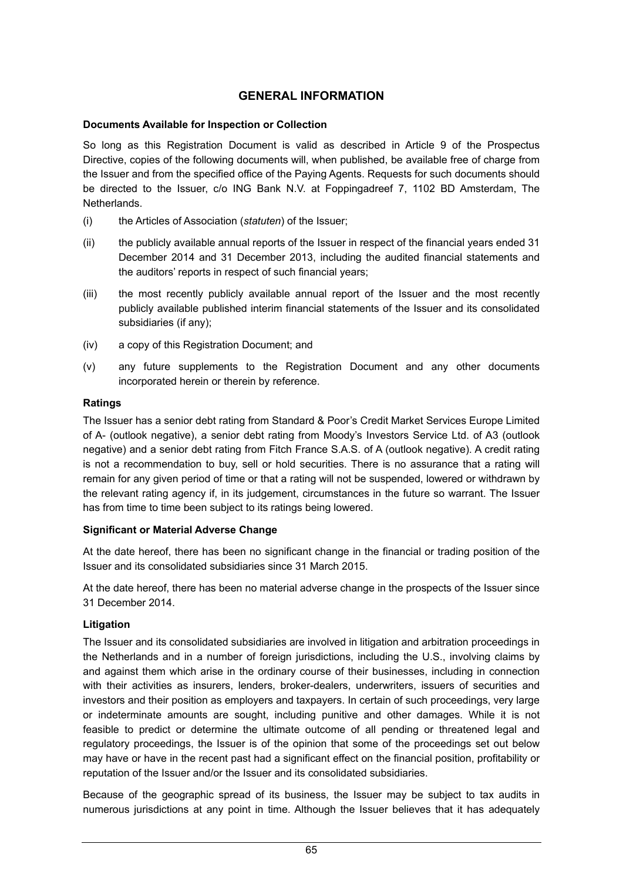## GENERAL INFORMATION

**Documents Available for Inspection or Collection**

So long as this Registration Document is valid as described in Article 9 of the Prospectus Directive, copies of the following documents will, when published, be available free of charge from the Issuer and from the specified office of the Paying Agents. Requests for such documents should be directed to the Issuer, c/o ING Bank N.V. at Foppingadreef 7, 1102 BD Amsterdam, The Netherlands.

(i) the Articles of Association (*statuten*) of the Issuer;

(ii) the publicly available annual reports of the Issuer in respect of the financial years ended 31 December 2014 and 31 December 2013, including the audited financial statements and the auditors' reports in respect of such financial years;

(iii) the most recently publicly available annual report of the Issuer and the most recently publicly available published interim financial statements of the Issuer and its consolidated subsidiaries (if any);

(iv) a copy of this Registration Document; and

(v) any future supplements to the Registration Document and any other documents incorporated herein or therein by reference.

**Ratings**

The Issuer has a senior debt rating from Standard & Poor's Credit Market Services Europe Limited of A- (outlook negative), a senior debt rating from Moody's Investors Service Ltd. of A3 (outlook negative) and a senior debt rating from Fitch France S.A.S. of A (outlook negative). A credit rating is not a recommendation to buy, sell or hold securities. There is no assurance that a rating will remain for any given period of time or that a rating will not be suspended, lowered or withdrawn by the relevant rating agency if, in its judgement, circumstances in the future so warrant. The Issuer has from time to time been subject to its ratings being lowered.

**Significant or Material Adverse Change**

At the date hereof, there has been no significant change in the financial or trading position of the Issuer and its consolidated subsidiaries since 31 March 2015.

At the date hereof, there has been no material adverse change in the prospects of the Issuer since 31 December 2014.

**Litigation**

The Issuer and its consolidated subsidiaries are involved in litigation and arbitration proceedings in the Netherlands and in a number of foreign jurisdictions, including the U.S., involving claims by and against them which arise in the ordinary course of their businesses, including in connection with their activities as insurers, lenders, broker-dealers, underwriters, issuers of securities and investors and their position as employers and taxpayers. In certain of such proceedings, very large or indeterminate amounts are sought, including punitive and other damages. While it is not feasible to predict or determine the ultimate outcome of all pending or threatened legal and regulatory proceedings, the Issuer is of the opinion that some of the proceedings set out below may have or have in the recent past had a significant effect on the financial position, profitability or reputation of the Issuer and/or the Issuer and its consolidated subsidiaries.

Because of the geographic spread of its business, the Issuer may be subject to tax audits in numerous jurisdictions at any point in time. Although the Issuer believes that it has adequately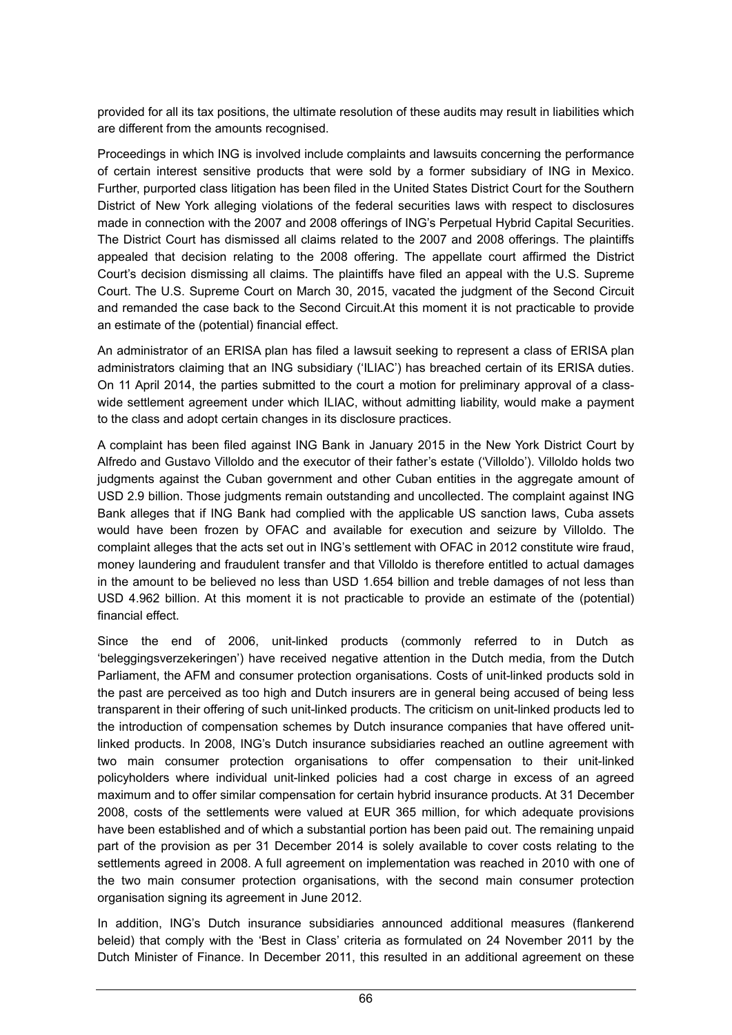provided for all its tax positions, the ultimate resolution of these audits may result in liabilities which are different from the amounts recognised.

Proceedings in which ING is involved include complaints and lawsuits concerning the performance of certain interest sensitive products that were sold by a former subsidiary of ING in Mexico. Further, purported class litigation has been filed in the United States District Court for the Southern District of New York alleging violations of the federal securities laws with respect to disclosures made in connection with the 2007 and 2008 offerings of ING's Perpetual Hybrid Capital Securities. The District Court has dismissed all claims related to the 2007 and 2008 offerings. The plaintiffs appealed that decision relating to the 2008 offering. The appellate court affirmed the District Court's decision dismissing all claims. The plaintiffs have filed an appeal with the U.S. Supreme Court. The U.S. Supreme Court on March 30, 2015, vacated the judgment of the Second Circuit and remanded the case back to the Second Circuit.At this moment it is not practicable to provide an estimate of the (potential) financial effect.

An administrator of an ERISA plan has filed a lawsuit seeking to represent a class of ERISA plan administrators claiming that an ING subsidiary ('ILIAC') has breached certain of its ERISA duties. On 11 April 2014, the parties submitted to the court a motion for preliminary approval of a class-wide settlement agreement under which ILIAC, without admitting liability, would make a payment to the class and adopt certain changes in its disclosure practices.

A complaint has been filed against ING Bank in January 2015 in the New York District Court by Alfredo and Gustavo Villoldo and the executor of their father's estate ('Villoldo'). Villoldo holds two judgments against the Cuban government and other Cuban entities in the aggregate amount of USD 2.9 billion. Those judgments remain outstanding and uncollected. The complaint against ING Bank alleges that if ING Bank had complied with the applicable US sanction laws, Cuba assets would have been frozen by OFAC and available for execution and seizure by Villoldo. The complaint alleges that the acts set out in ING's settlement with OFAC in 2012 constitute wire fraud, money laundering and fraudulent transfer and that Villoldo is therefore entitled to actual damages in the amount to be believed no less than USD 1.654 billion and treble damages of not less than USD 4.962 billion. At this moment it is not practicable to provide an estimate of the (potential) financial effect.

Since the end of 2006, unit-linked products (commonly referred to in Dutch as 'beleggingsverzekeringen') have received negative attention in the Dutch media, from the Dutch Parliament, the AFM and consumer protection organisations. Costs of unit-linked products sold in the past are perceived as too high and Dutch insurers are in general being accused of being less transparent in their offering of such unit-linked products. The criticism on unit-linked products led to the introduction of compensation schemes by Dutch insurance companies that have offered unit-linked products. In 2008, ING's Dutch insurance subsidiaries reached an outline agreement with two main consumer protection organisations to offer compensation to their unit-linked policyholders where individual unit-linked policies had a cost charge in excess of an agreed maximum and to offer similar compensation for certain hybrid insurance products. At 31 December 2008, costs of the settlements were valued at EUR 365 million, for which adequate provisions have been established and of which a substantial portion has been paid out. The remaining unpaid part of the provision as per 31 December 2014 is solely available to cover costs relating to the settlements agreed in 2008. A full agreement on implementation was reached in 2010 with one of the two main consumer protection organisations, with the second main consumer protection organisation signing its agreement in June 2012.

In addition, ING's Dutch insurance subsidiaries announced additional measures (flankerend beleid) that comply with the 'Best in Class' criteria as formulated on 24 November 2011 by the Dutch Minister of Finance. In December 2011, this resulted in an additional agreement on these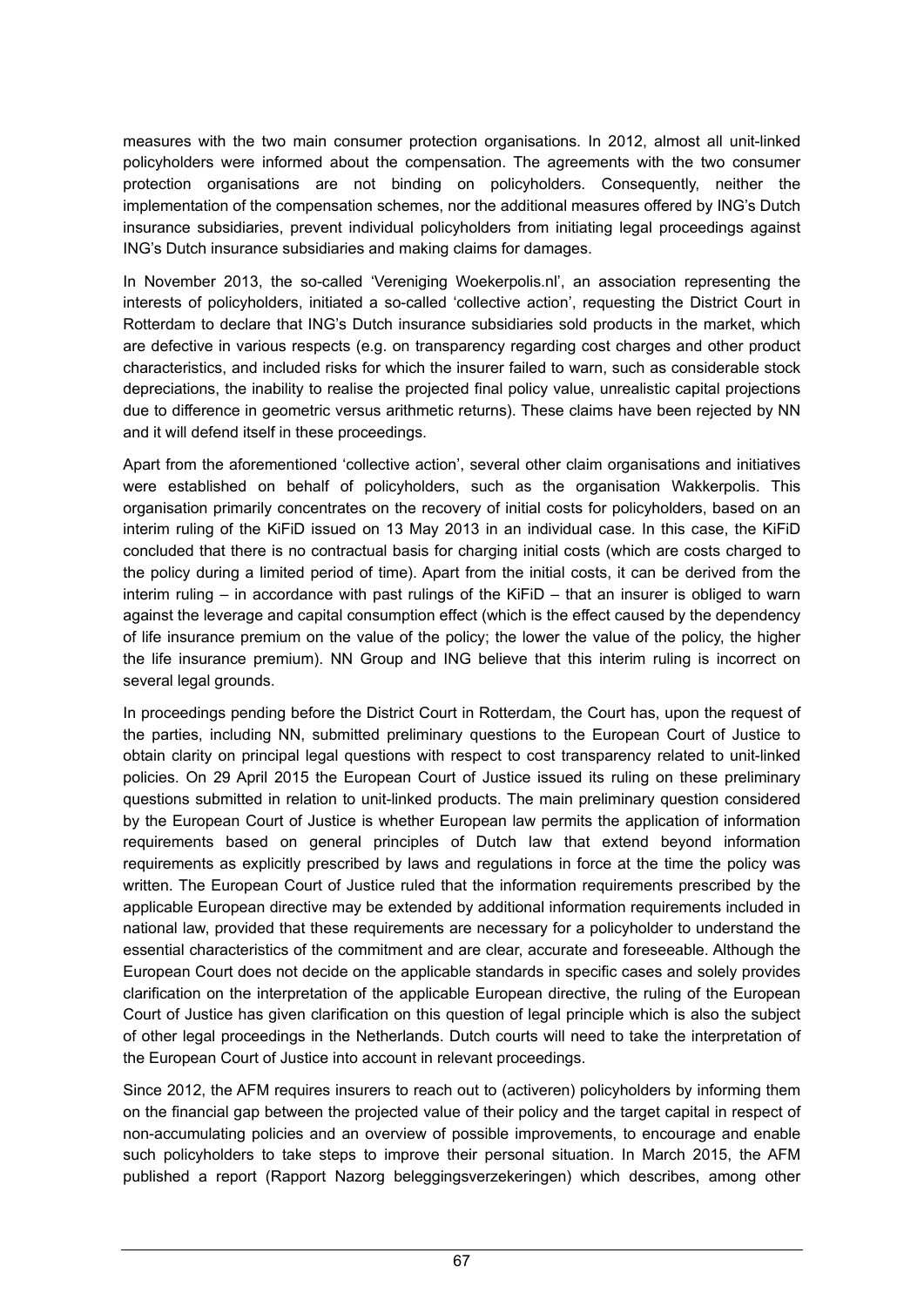measures with the two main consumer protection organisations. In 2012, almost all unit-linked policyholders were informed about the compensation. The agreements with the two consumer protection organisations are not binding on policyholders. Consequently, neither the implementation of the compensation schemes, nor the additional measures offered by ING's Dutch insurance subsidiaries, prevent individual policyholders from initiating legal proceedings against ING's Dutch insurance subsidiaries and making claims for damages.

In November 2013, the so-called 'Vereniging Woekerpolis.nl', an association representing the interests of policyholders, initiated a so-called 'collective action', requesting the District Court in Rotterdam to declare that ING's Dutch insurance subsidiaries sold products in the market, which are defective in various respects (e.g. on transparency regarding cost charges and other product characteristics, and included risks for which the insurer failed to warn, such as considerable stock depreciations, the inability to realise the projected final policy value, unrealistic capital projections due to difference in geometric versus arithmetic returns). These claims have been rejected by NN and it will defend itself in these proceedings.

Apart from the aforementioned 'collective action', several other claim organisations and initiatives were established on behalf of policyholders, such as the organisation Wakkerpolis. This organisation primarily concentrates on the recovery of initial costs for policyholders, based on an interim ruling of the KiFiD issued on 13 May 2013 in an individual case. In this case, the KiFiD concluded that there is no contractual basis for charging initial costs (which are costs charged to the policy during a limited period of time). Apart from the initial costs, it can be derived from the interim ruling – in accordance with past rulings of the KiFiD – that an insurer is obliged to warn against the leverage and capital consumption effect (which is the effect caused by the dependency of life insurance premium on the value of the policy; the lower the value of the policy, the higher the life insurance premium). NN Group and ING believe that this interim ruling is incorrect on several legal grounds.

In proceedings pending before the District Court in Rotterdam, the Court has, upon the request of the parties, including NN, submitted preliminary questions to the European Court of Justice to obtain clarity on principal legal questions with respect to cost transparency related to unit-linked policies. On 29 April 2015 the European Court of Justice issued its ruling on these preliminary questions submitted in relation to unit-linked products. The main preliminary question considered by the European Court of Justice is whether European law permits the application of information requirements based on general principles of Dutch law that extend beyond information requirements as explicitly prescribed by laws and regulations in force at the time the policy was written. The European Court of Justice ruled that the information requirements prescribed by the applicable European directive may be extended by additional information requirements included in national law, provided that these requirements are necessary for a policyholder to understand the essential characteristics of the commitment and are clear, accurate and foreseeable. Although the European Court does not decide on the applicable standards in specific cases and solely provides clarification on the interpretation of the applicable European directive, the ruling of the European Court of Justice has given clarification on this question of legal principle which is also the subject of other legal proceedings in the Netherlands. Dutch courts will need to take the interpretation of the European Court of Justice into account in relevant proceedings.

Since 2012, the AFM requires insurers to reach out to (activeren) policyholders by informing them on the financial gap between the projected value of their policy and the target capital in respect of non-accumulating policies and an overview of possible improvements, to encourage and enable such policyholders to take steps to improve their personal situation. In March 2015, the AFM published a report (Rapport Nazorg beleggingsverzekeringen) which describes, among other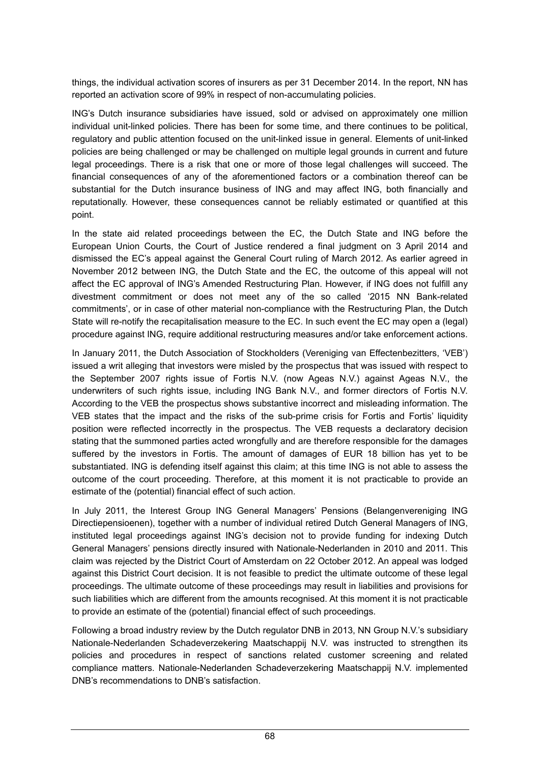things, the individual activation scores of insurers as per 31 December 2014. In the report, NN has reported an activation score of 99% in respect of non-accumulating policies.

ING's Dutch insurance subsidiaries have issued, sold or advised on approximately one million individual unit-linked policies. There has been for some time, and there continues to be political, regulatory and public attention focused on the unit-linked issue in general. Elements of unit-linked policies are being challenged or may be challenged on multiple legal grounds in current and future legal proceedings. There is a risk that one or more of those legal challenges will succeed. The financial consequences of any of the aforementioned factors or a combination thereof can be substantial for the Dutch insurance business of ING and may affect ING, both financially and reputationally. However, these consequences cannot be reliably estimated or quantified at this point.

In the state aid related proceedings between the EC, the Dutch State and ING before the European Union Courts, the Court of Justice rendered a final judgment on 3 April 2014 and dismissed the EC's appeal against the General Court ruling of March 2012. As earlier agreed in November 2012 between ING, the Dutch State and the EC, the outcome of this appeal will not affect the EC approval of ING's Amended Restructuring Plan. However, if ING does not fulfill any divestment commitment or does not meet any of the so called '2015 NN Bank-related commitments', or in case of other material non-compliance with the Restructuring Plan, the Dutch State will re-notify the recapitalisation measure to the EC. In such event the EC may open a (legal) procedure against ING, require additional restructuring measures and/or take enforcement actions.

In January 2011, the Dutch Association of Stockholders (Vereniging van Effectenbezitters, 'VEB') issued a writ alleging that investors were misled by the prospectus that was issued with respect to the September 2007 rights issue of Fortis N.V. (now Ageas N.V.) against Ageas N.V., the underwriters of such rights issue, including ING Bank N.V., and former directors of Fortis N.V. According to the VEB the prospectus shows substantive incorrect and misleading information. The VEB states that the impact and the risks of the sub-prime crisis for Fortis and Fortis' liquidity position were reflected incorrectly in the prospectus. The VEB requests a declaratory decision stating that the summoned parties acted wrongfully and are therefore responsible for the damages suffered by the investors in Fortis. The amount of damages of EUR 18 billion has yet to be substantiated. ING is defending itself against this claim; at this time ING is not able to assess the outcome of the court proceeding. Therefore, at this moment it is not practicable to provide an estimate of the (potential) financial effect of such action.

In July 2011, the Interest Group ING General Managers' Pensions (Belangenvereniging ING Directiepensioenen), together with a number of individual retired Dutch General Managers of ING, instituted legal proceedings against ING's decision not to provide funding for indexing Dutch General Managers' pensions directly insured with Nationale-Nederlanden in 2010 and 2011. This claim was rejected by the District Court of Amsterdam on 22 October 2012. An appeal was lodged against this District Court decision. It is not feasible to predict the ultimate outcome of these legal proceedings. The ultimate outcome of these proceedings may result in liabilities and provisions for such liabilities which are different from the amounts recognised. At this moment it is not practicable to provide an estimate of the (potential) financial effect of such proceedings.

Following a broad industry review by the Dutch regulator DNB in 2013, NN Group N.V.'s subsidiary Nationale-Nederlanden Schadeverzekering Maatschappij N.V. was instructed to strengthen its policies and procedures in respect of sanctions related customer screening and related compliance matters. Nationale-Nederlanden Schadeverzekering Maatschappij N.V. implemented DNB's recommendations to DNB's satisfaction.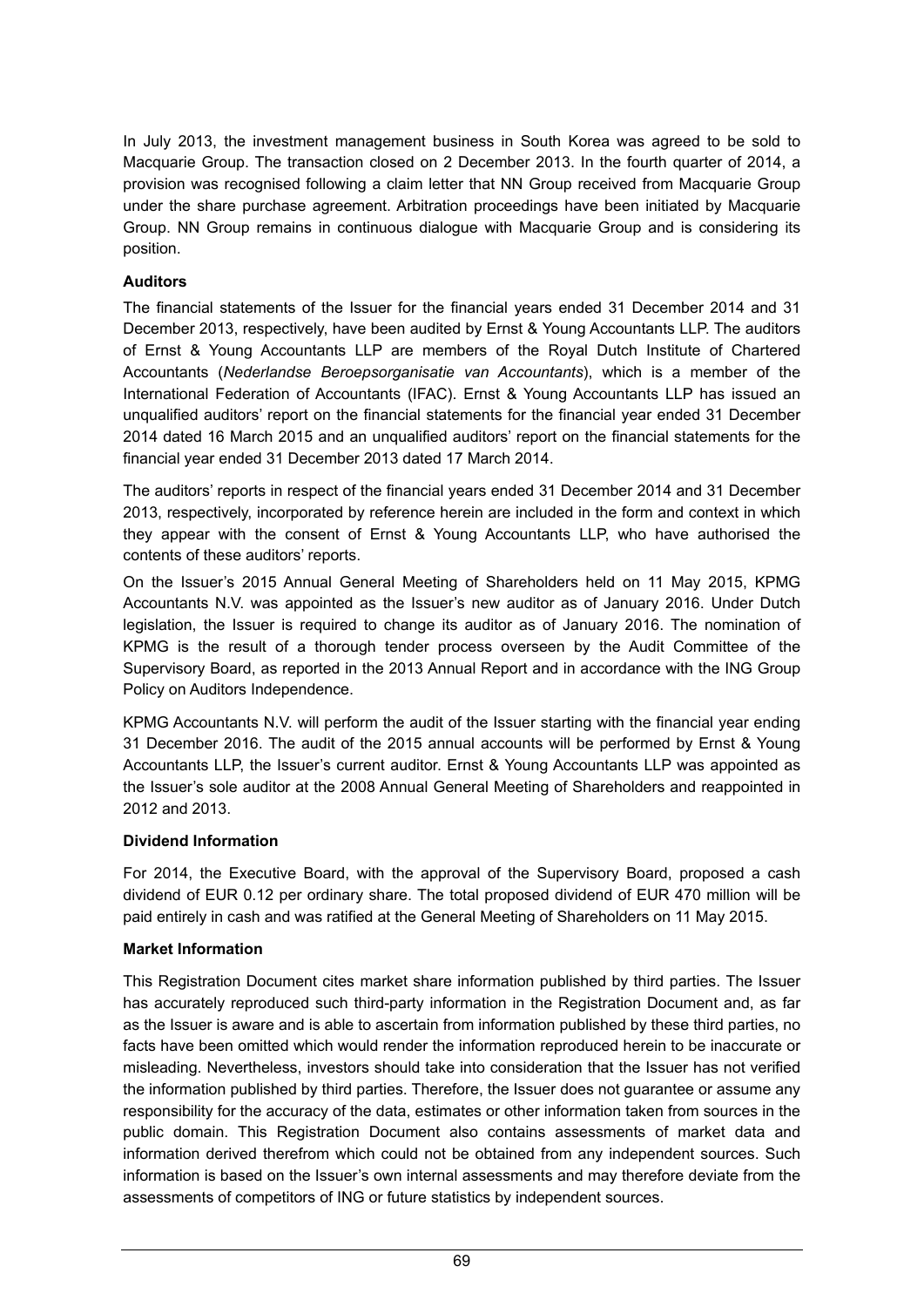In July 2013, the investment management business in South Korea was agreed to be sold to Macquarie Group. The transaction closed on 2 December 2013. In the fourth quarter of 2014, a provision was recognised following a claim letter that NN Group received from Macquarie Group under the share purchase agreement. Arbitration proceedings have been initiated by Macquarie Group. NN Group remains in continuous dialogue with Macquarie Group and is considering its position.

**Auditors**

The financial statements of the Issuer for the financial years ended 31 December 2014 and 31 December 2013, respectively, have been audited by Ernst & Young Accountants LLP. The auditors of Ernst & Young Accountants LLP are members of the Royal Dutch Institute of Chartered Accountants (*Nederlandse Beroepsorganisatie van Accountants*), which is a member of the International Federation of Accountants (IFAC). Ernst & Young Accountants LLP has issued an unqualified auditors' report on the financial statements for the financial year ended 31 December 2014 dated 16 March 2015 and an unqualified auditors' report on the financial statements for the financial year ended 31 December 2013 dated 17 March 2014.

The auditors' reports in respect of the financial years ended 31 December 2014 and 31 December 2013, respectively, incorporated by reference herein are included in the form and context in which they appear with the consent of Ernst & Young Accountants LLP, who have authorised the contents of these auditors' reports.

On the Issuer's 2015 Annual General Meeting of Shareholders held on 11 May 2015, KPMG Accountants N.V. was appointed as the Issuer's new auditor as of January 2016. Under Dutch legislation, the Issuer is required to change its auditor as of January 2016. The nomination of KPMG is the result of a thorough tender process overseen by the Audit Committee of the Supervisory Board, as reported in the 2013 Annual Report and in accordance with the ING Group Policy on Auditors Independence.

KPMG Accountants N.V. will perform the audit of the Issuer starting with the financial year ending 31 December 2016. The audit of the 2015 annual accounts will be performed by Ernst & Young Accountants LLP, the Issuer's current auditor. Ernst & Young Accountants LLP was appointed as the Issuer's sole auditor at the 2008 Annual General Meeting of Shareholders and reappointed in 2012 and 2013.

**Dividend Information**

For 2014, the Executive Board, with the approval of the Supervisory Board, proposed a cash dividend of EUR 0.12 per ordinary share. The total proposed dividend of EUR 470 million will be paid entirely in cash and was ratified at the General Meeting of Shareholders on 11 May 2015.

**Market Information**

This Registration Document cites market share information published by third parties. The Issuer has accurately reproduced such third-party information in the Registration Document and, as far as the Issuer is aware and is able to ascertain from information published by these third parties, no facts have been omitted which would render the information reproduced herein to be inaccurate or misleading. Nevertheless, investors should take into consideration that the Issuer has not verified the information published by third parties. Therefore, the Issuer does not guarantee or assume any responsibility for the accuracy of the data, estimates or other information taken from sources in the public domain. This Registration Document also contains assessments of market data and information derived therefrom which could not be obtained from any independent sources. Such information is based on the Issuer's own internal assessments and may therefore deviate from the assessments of competitors of ING or future statistics by independent sources.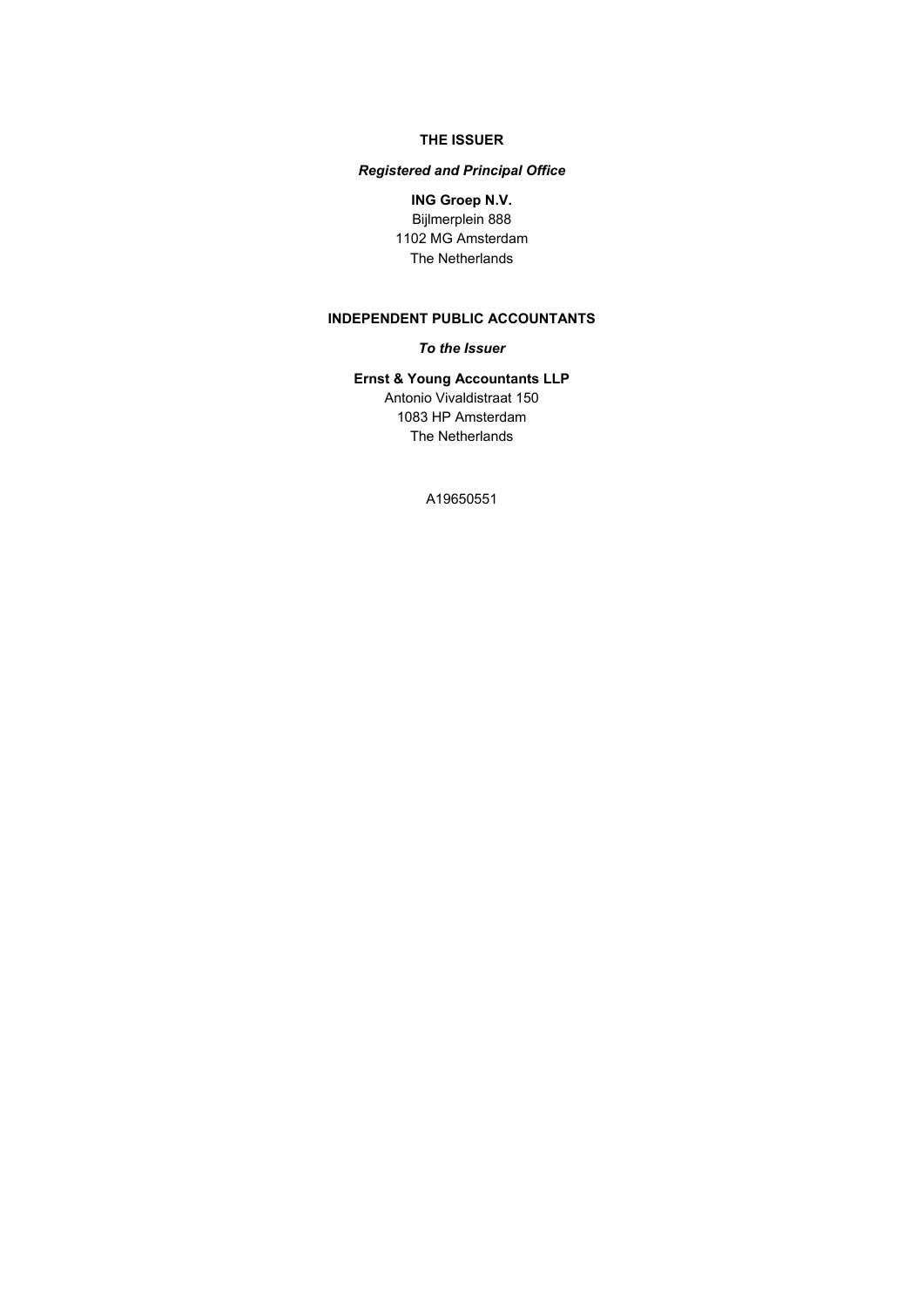**THE ISSUER**

***Registered and Principal Office***

**ING Groep N.V.**
Bijlmerplein 888
1102 MG Amsterdam
The Netherlands

**INDEPENDENT PUBLIC ACCOUNTANTS**

***To the Issuer***

**Ernst & Young Accountants LLP**
Antonio Vivaldistraat 150
1083 HP Amsterdam
The Netherlands

A19650551